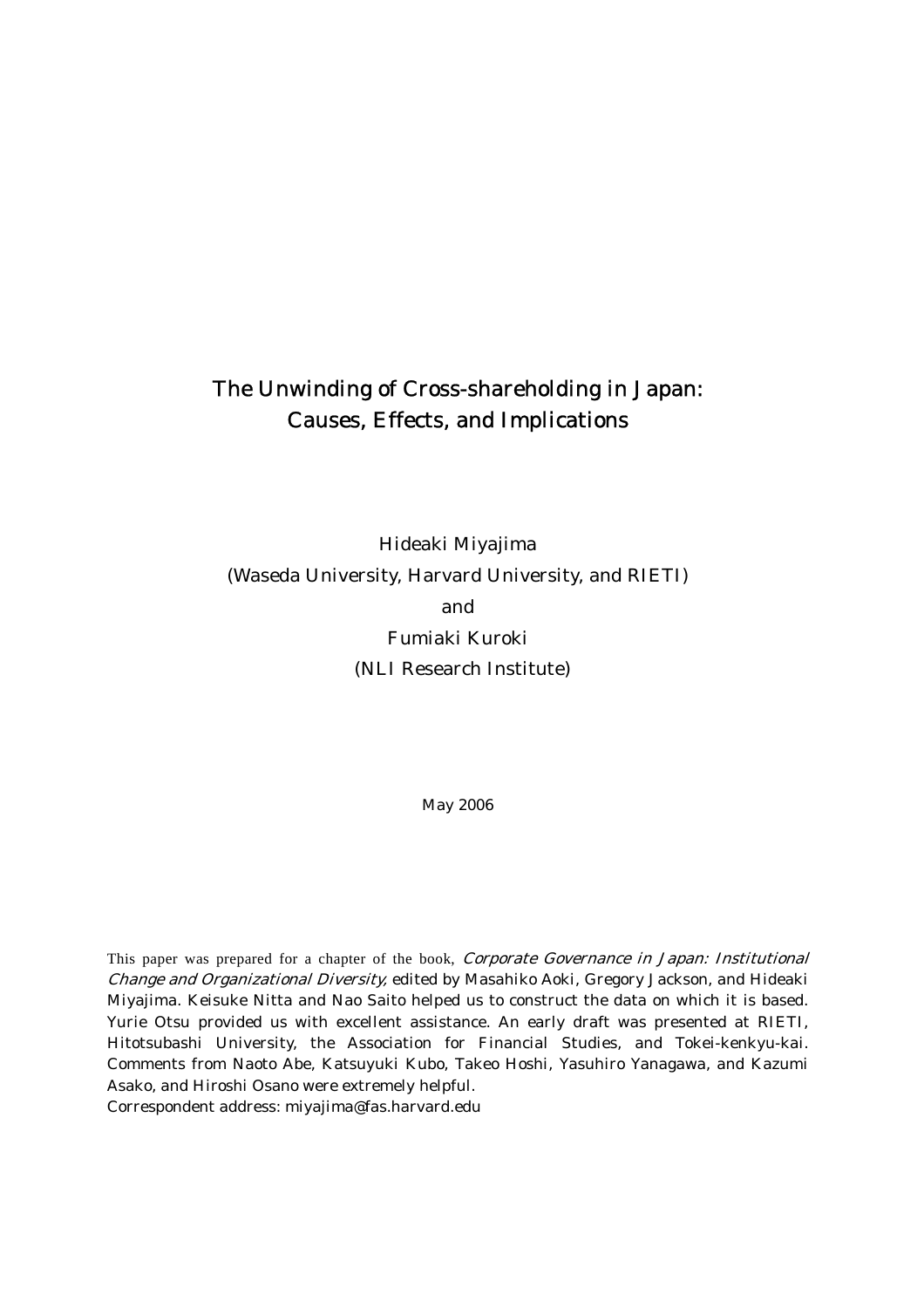# The Unwinding of Cross-shareholding in Japan: Causes, Effects, and Implications

Hideaki Miyajima
(Waseda University, Harvard University, and RIETI)
and
Fumiaki Kuroki
(NLI Research Institute)

May 2006

This paper was prepared for a chapter of the book, *Corporate Governance in Japan: Institutional Change and Organizational Diversity,* edited by Masahiko Aoki, Gregory Jackson, and Hideaki Miyajima. Keisuke Nitta and Nao Saito helped us to construct the data on which it is based. Yurie Otsu provided us with excellent assistance. An early draft was presented at RIETI, Hitotsubashi University, the Association for Financial Studies, and Tokei-kenkyu-kai. Comments from Naoto Abe, Katsuyuki Kubo, Takeo Hoshi, Yasuhiro Yanagawa, and Kazumi Asako, and Hiroshi Osano were extremely helpful.

Correspondent address: miyajima@fas.harvard.edu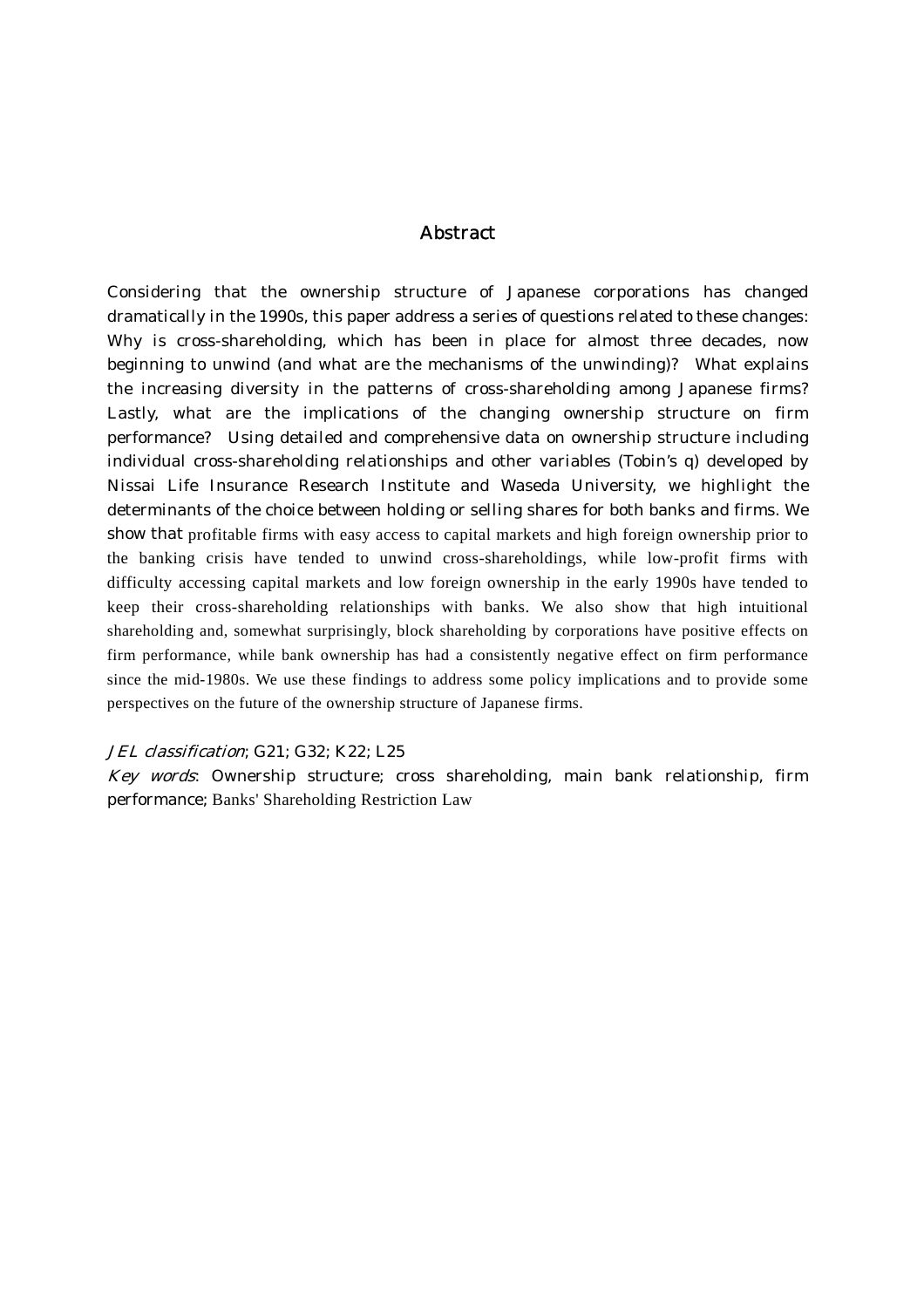## Abstract

Considering that the ownership structure of Japanese corporations has changed dramatically in the 1990s, this paper address a series of questions related to these changes: Why is cross-shareholding, which has been in place for almost three decades, now beginning to unwind (and what are the mechanisms of the unwinding)? What explains the increasing diversity in the patterns of cross-shareholding among Japanese firms? Lastly, what are the implications of the changing ownership structure on firm performance? Using detailed and comprehensive data on ownership structure including individual cross-shareholding relationships and other variables (Tobin's q) developed by Nissai Life Insurance Research Institute and Waseda University, we highlight the determinants of the choice between holding or selling shares for both banks and firms. We show that profitable firms with easy access to capital markets and high foreign ownership prior to the banking crisis have tended to unwind cross-shareholdings, while low-profit firms with difficulty accessing capital markets and low foreign ownership in the early 1990s have tended to keep their cross-shareholding relationships with banks. We also show that high intuitional shareholding and, somewhat surprisingly, block shareholding by corporations have positive effects on firm performance, while bank ownership has had a consistently negative effect on firm performance since the mid-1980s. We use these findings to address some policy implications and to provide some perspectives on the future of the ownership structure of Japanese firms.

*JEL classification*; G21; G32; K22; L25

*Key words*: Ownership structure; cross shareholding, main bank relationship, firm performance; Banks' Shareholding Restriction Law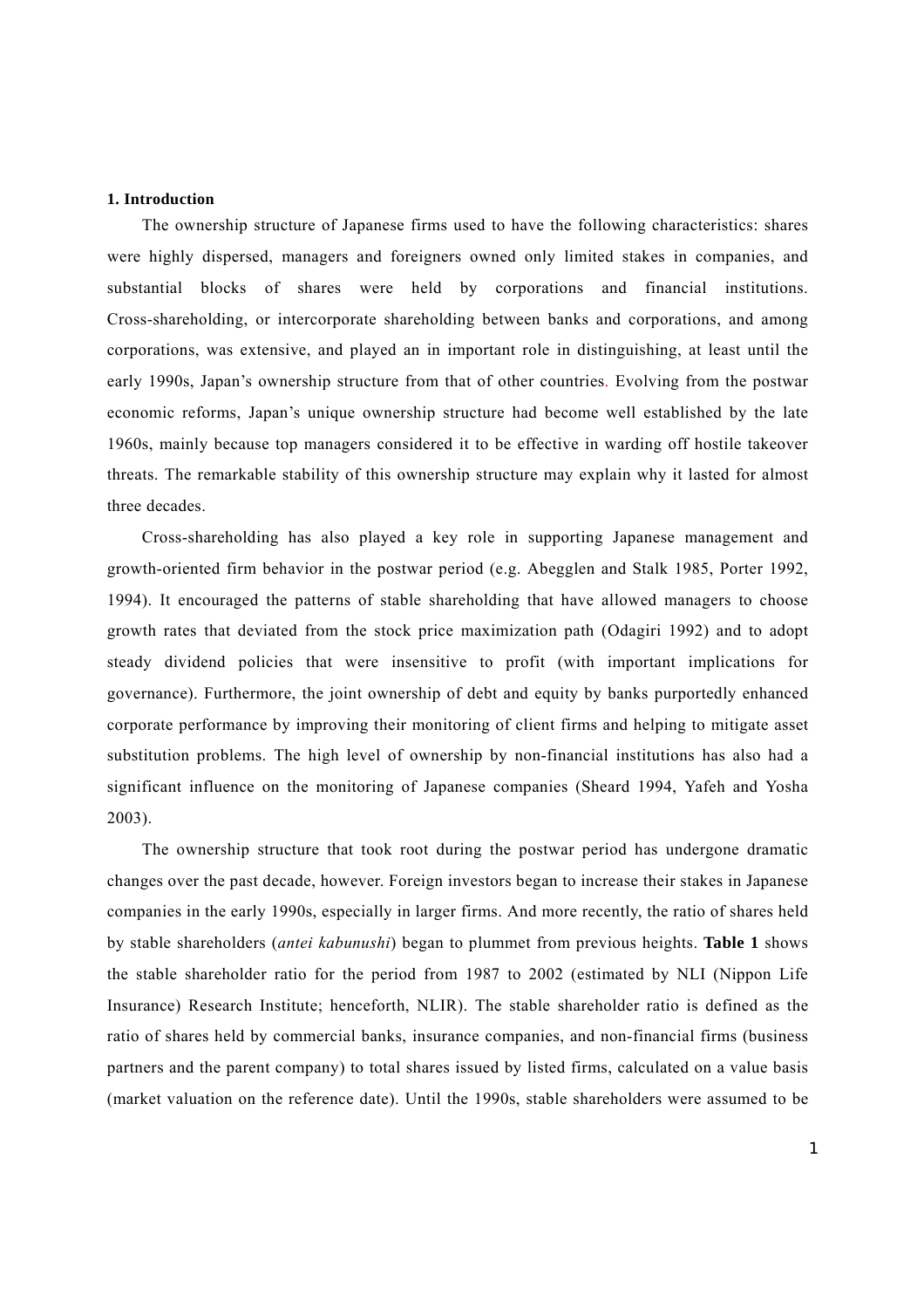## 1. Introduction

The ownership structure of Japanese firms used to have the following characteristics: shares were highly dispersed, managers and foreigners owned only limited stakes in companies, and substantial blocks of shares were held by corporations and financial institutions. Cross-shareholding, or intercorporate shareholding between banks and corporations, and among corporations, was extensive, and played an in important role in distinguishing, at least until the early 1990s, Japan's ownership structure from that of other countries. Evolving from the postwar economic reforms, Japan's unique ownership structure had become well established by the late 1960s, mainly because top managers considered it to be effective in warding off hostile takeover threats. The remarkable stability of this ownership structure may explain why it lasted for almost three decades.

Cross-shareholding has also played a key role in supporting Japanese management and growth-oriented firm behavior in the postwar period (e.g. Abegglen and Stalk 1985, Porter 1992, 1994). It encouraged the patterns of stable shareholding that have allowed managers to choose growth rates that deviated from the stock price maximization path (Odagiri 1992) and to adopt steady dividend policies that were insensitive to profit (with important implications for governance). Furthermore, the joint ownership of debt and equity by banks purportedly enhanced corporate performance by improving their monitoring of client firms and helping to mitigate asset substitution problems. The high level of ownership by non-financial institutions has also had a significant influence on the monitoring of Japanese companies (Sheard 1994, Yafeh and Yosha 2003).

The ownership structure that took root during the postwar period has undergone dramatic changes over the past decade, however. Foreign investors began to increase their stakes in Japanese companies in the early 1990s, especially in larger firms. And more recently, the ratio of shares held by stable shareholders (*antei kabunushi*) began to plummet from previous heights. **Table 1** shows the stable shareholder ratio for the period from 1987 to 2002 (estimated by NLI (Nippon Life Insurance) Research Institute; henceforth, NLIR). The stable shareholder ratio is defined as the ratio of shares held by commercial banks, insurance companies, and non-financial firms (business partners and the parent company) to total shares issued by listed firms, calculated on a value basis (market valuation on the reference date). Until the 1990s, stable shareholders were assumed to be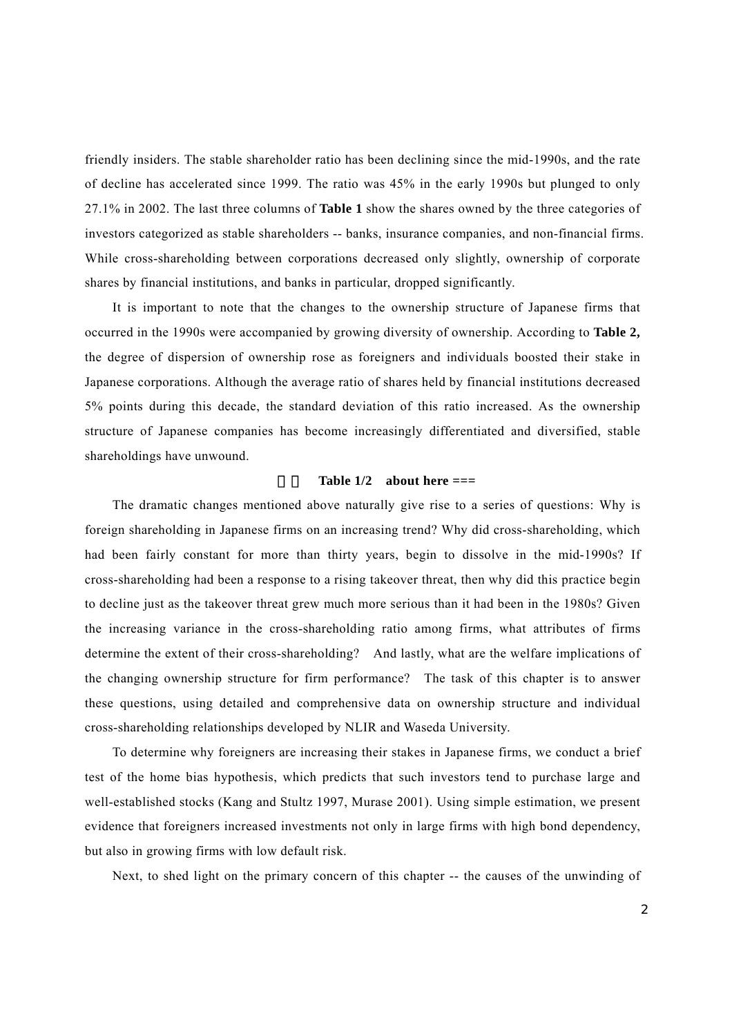friendly insiders. The stable shareholder ratio has been declining since the mid-1990s, and the rate of decline has accelerated since 1999. The ratio was 45% in the early 1990s but plunged to only 27.1% in 2002. The last three columns of **Table 1** show the shares owned by the three categories of investors categorized as stable shareholders -- banks, insurance companies, and non-financial firms. While cross-shareholding between corporations decreased only slightly, ownership of corporate shares by financial institutions, and banks in particular, dropped significantly.

It is important to note that the changes to the ownership structure of Japanese firms that occurred in the 1990s were accompanied by growing diversity of ownership. According to **Table 2,** the degree of dispersion of ownership rose as foreigners and individuals boosted their stake in Japanese corporations. Although the average ratio of shares held by financial institutions decreased 5% points during this decade, the standard deviation of this ratio increased. As the ownership structure of Japanese companies has become increasingly differentiated and diversified, stable shareholdings have unwound.

＝＝ **Table 1/2 about here ===**

The dramatic changes mentioned above naturally give rise to a series of questions: Why is foreign shareholding in Japanese firms on an increasing trend? Why did cross-shareholding, which had been fairly constant for more than thirty years, begin to dissolve in the mid-1990s? If cross-shareholding had been a response to a rising takeover threat, then why did this practice begin to decline just as the takeover threat grew much more serious than it had been in the 1980s? Given the increasing variance in the cross-shareholding ratio among firms, what attributes of firms determine the extent of their cross-shareholding? And lastly, what are the welfare implications of the changing ownership structure for firm performance? The task of this chapter is to answer these questions, using detailed and comprehensive data on ownership structure and individual cross-shareholding relationships developed by NLIR and Waseda University.

To determine why foreigners are increasing their stakes in Japanese firms, we conduct a brief test of the home bias hypothesis, which predicts that such investors tend to purchase large and well-established stocks (Kang and Stultz 1997, Murase 2001). Using simple estimation, we present evidence that foreigners increased investments not only in large firms with high bond dependency, but also in growing firms with low default risk.

Next, to shed light on the primary concern of this chapter -- the causes of the unwinding of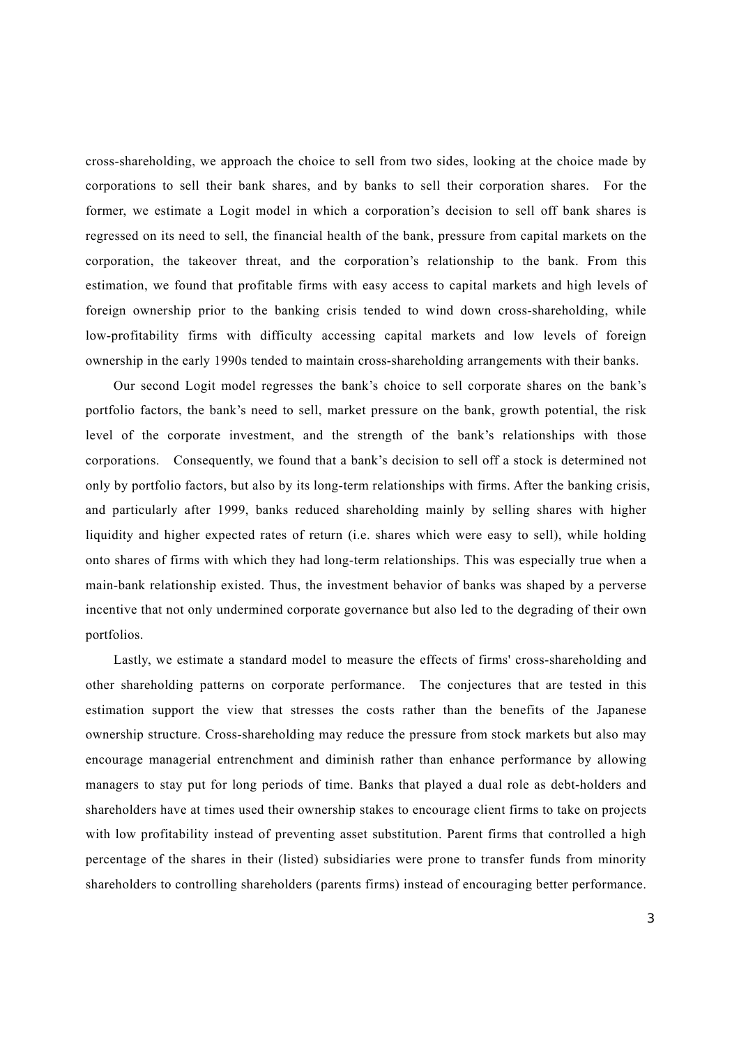cross-shareholding, we approach the choice to sell from two sides, looking at the choice made by corporations to sell their bank shares, and by banks to sell their corporation shares. For the former, we estimate a Logit model in which a corporation's decision to sell off bank shares is regressed on its need to sell, the financial health of the bank, pressure from capital markets on the corporation, the takeover threat, and the corporation's relationship to the bank. From this estimation, we found that profitable firms with easy access to capital markets and high levels of foreign ownership prior to the banking crisis tended to wind down cross-shareholding, while low-profitability firms with difficulty accessing capital markets and low levels of foreign ownership in the early 1990s tended to maintain cross-shareholding arrangements with their banks.

Our second Logit model regresses the bank's choice to sell corporate shares on the bank's portfolio factors, the bank's need to sell, market pressure on the bank, growth potential, the risk level of the corporate investment, and the strength of the bank's relationships with those corporations. Consequently, we found that a bank's decision to sell off a stock is determined not only by portfolio factors, but also by its long-term relationships with firms. After the banking crisis, and particularly after 1999, banks reduced shareholding mainly by selling shares with higher liquidity and higher expected rates of return (i.e. shares which were easy to sell), while holding onto shares of firms with which they had long-term relationships. This was especially true when a main-bank relationship existed. Thus, the investment behavior of banks was shaped by a perverse incentive that not only undermined corporate governance but also led to the degrading of their own portfolios.

Lastly, we estimate a standard model to measure the effects of firms' cross-shareholding and other shareholding patterns on corporate performance. The conjectures that are tested in this estimation support the view that stresses the costs rather than the benefits of the Japanese ownership structure. Cross-shareholding may reduce the pressure from stock markets but also may encourage managerial entrenchment and diminish rather than enhance performance by allowing managers to stay put for long periods of time. Banks that played a dual role as debt-holders and shareholders have at times used their ownership stakes to encourage client firms to take on projects with low profitability instead of preventing asset substitution. Parent firms that controlled a high percentage of the shares in their (listed) subsidiaries were prone to transfer funds from minority shareholders to controlling shareholders (parents firms) instead of encouraging better performance.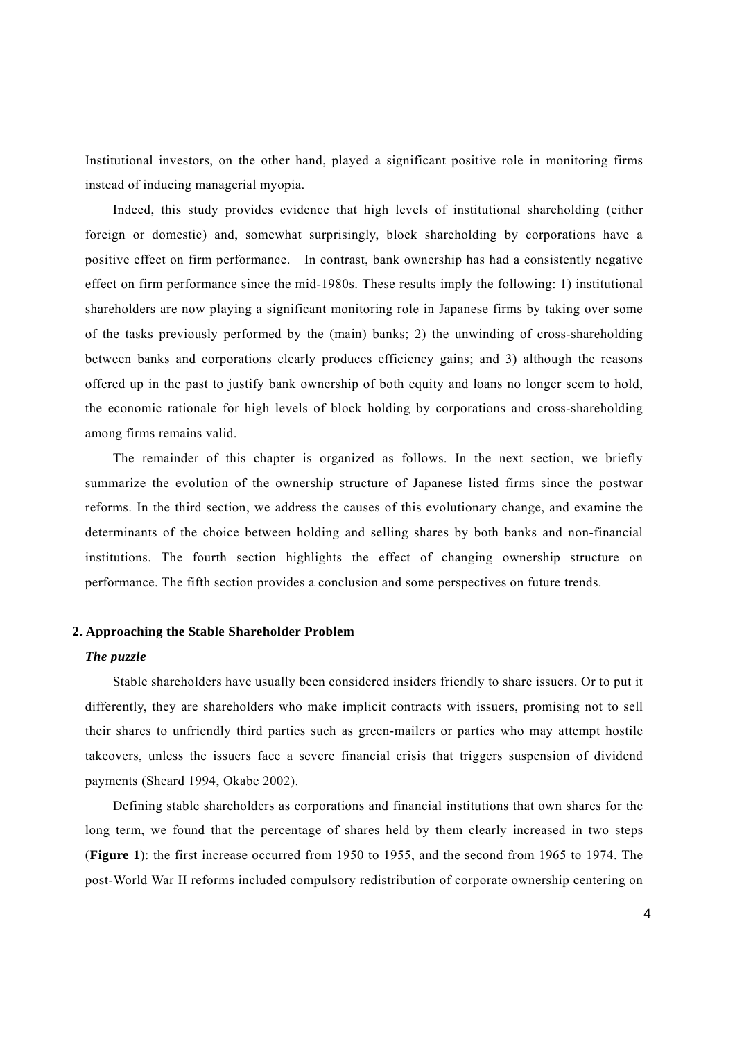Institutional investors, on the other hand, played a significant positive role in monitoring firms instead of inducing managerial myopia.

Indeed, this study provides evidence that high levels of institutional shareholding (either foreign or domestic) and, somewhat surprisingly, block shareholding by corporations have a positive effect on firm performance. In contrast, bank ownership has had a consistently negative effect on firm performance since the mid-1980s. These results imply the following: 1) institutional shareholders are now playing a significant monitoring role in Japanese firms by taking over some of the tasks previously performed by the (main) banks; 2) the unwinding of cross-shareholding between banks and corporations clearly produces efficiency gains; and 3) although the reasons offered up in the past to justify bank ownership of both equity and loans no longer seem to hold, the economic rationale for high levels of block holding by corporations and cross-shareholding among firms remains valid.

The remainder of this chapter is organized as follows. In the next section, we briefly summarize the evolution of the ownership structure of Japanese listed firms since the postwar reforms. In the third section, we address the causes of this evolutionary change, and examine the determinants of the choice between holding and selling shares by both banks and non-financial institutions. The fourth section highlights the effect of changing ownership structure on performance. The fifth section provides a conclusion and some perspectives on future trends.

## 2. Approaching the Stable Shareholder Problem

### *The puzzle*

Stable shareholders have usually been considered insiders friendly to share issuers. Or to put it differently, they are shareholders who make implicit contracts with issuers, promising not to sell their shares to unfriendly third parties such as green-mailers or parties who may attempt hostile takeovers, unless the issuers face a severe financial crisis that triggers suspension of dividend payments (Sheard 1994, Okabe 2002).

Defining stable shareholders as corporations and financial institutions that own shares for the long term, we found that the percentage of shares held by them clearly increased in two steps (**Figure 1**): the first increase occurred from 1950 to 1955, and the second from 1965 to 1974. The post-World War II reforms included compulsory redistribution of corporate ownership centering on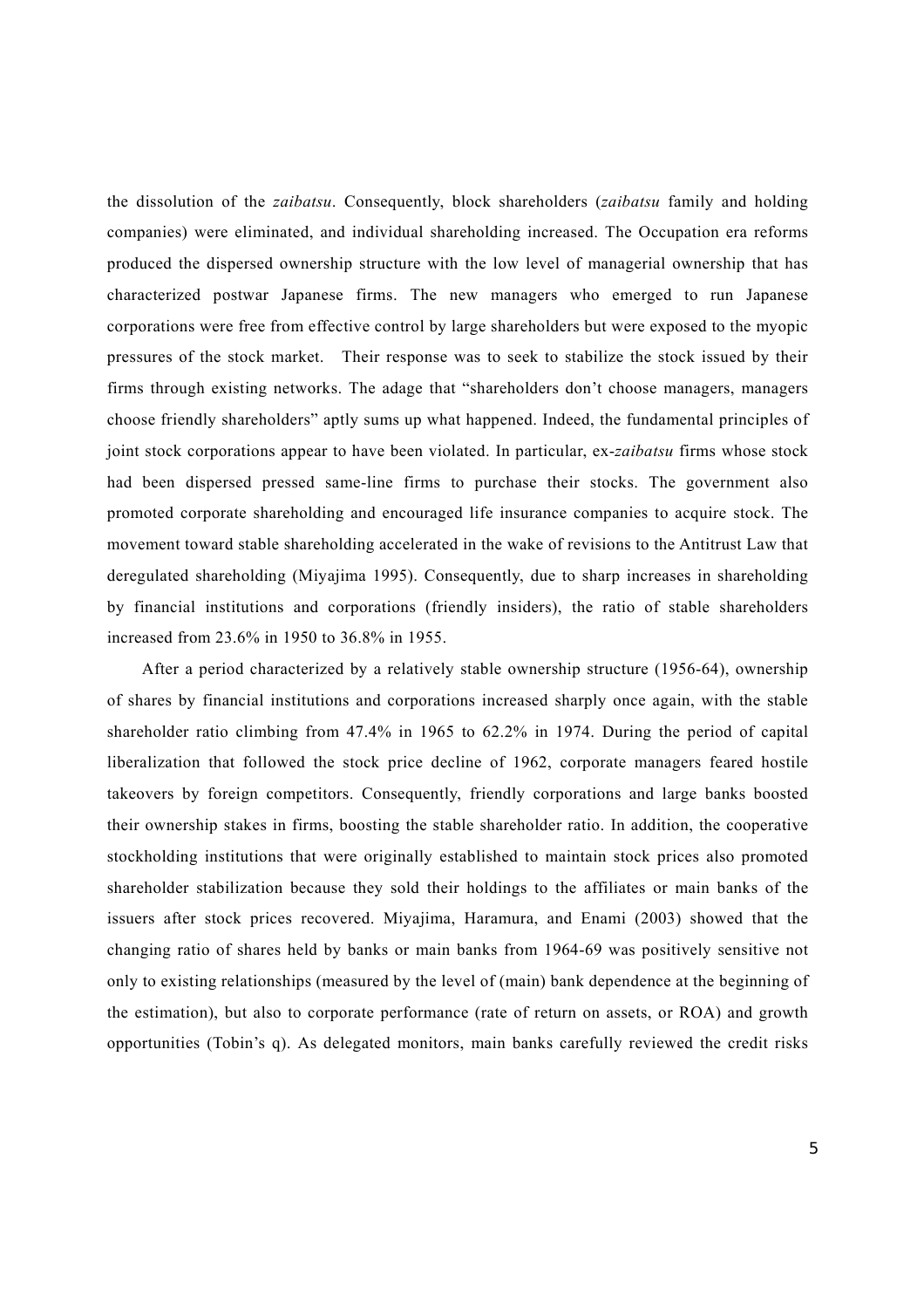the dissolution of the *zaibatsu*. Consequently, block shareholders (*zaibatsu* family and holding companies) were eliminated, and individual shareholding increased. The Occupation era reforms produced the dispersed ownership structure with the low level of managerial ownership that has characterized postwar Japanese firms. The new managers who emerged to run Japanese corporations were free from effective control by large shareholders but were exposed to the myopic pressures of the stock market. Their response was to seek to stabilize the stock issued by their firms through existing networks. The adage that "shareholders don't choose managers, managers choose friendly shareholders" aptly sums up what happened. Indeed, the fundamental principles of joint stock corporations appear to have been violated. In particular, ex-*zaibatsu* firms whose stock had been dispersed pressed same-line firms to purchase their stocks. The government also promoted corporate shareholding and encouraged life insurance companies to acquire stock. The movement toward stable shareholding accelerated in the wake of revisions to the Antitrust Law that deregulated shareholding (Miyajima 1995). Consequently, due to sharp increases in shareholding by financial institutions and corporations (friendly insiders), the ratio of stable shareholders increased from 23.6% in 1950 to 36.8% in 1955.

After a period characterized by a relatively stable ownership structure (1956-64), ownership of shares by financial institutions and corporations increased sharply once again, with the stable shareholder ratio climbing from 47.4% in 1965 to 62.2% in 1974. During the period of capital liberalization that followed the stock price decline of 1962, corporate managers feared hostile takeovers by foreign competitors. Consequently, friendly corporations and large banks boosted their ownership stakes in firms, boosting the stable shareholder ratio. In addition, the cooperative stockholding institutions that were originally established to maintain stock prices also promoted shareholder stabilization because they sold their holdings to the affiliates or main banks of the issuers after stock prices recovered. Miyajima, Haramura, and Enami (2003) showed that the changing ratio of shares held by banks or main banks from 1964-69 was positively sensitive not only to existing relationships (measured by the level of (main) bank dependence at the beginning of the estimation), but also to corporate performance (rate of return on assets, or ROA) and growth opportunities (Tobin's q). As delegated monitors, main banks carefully reviewed the credit risks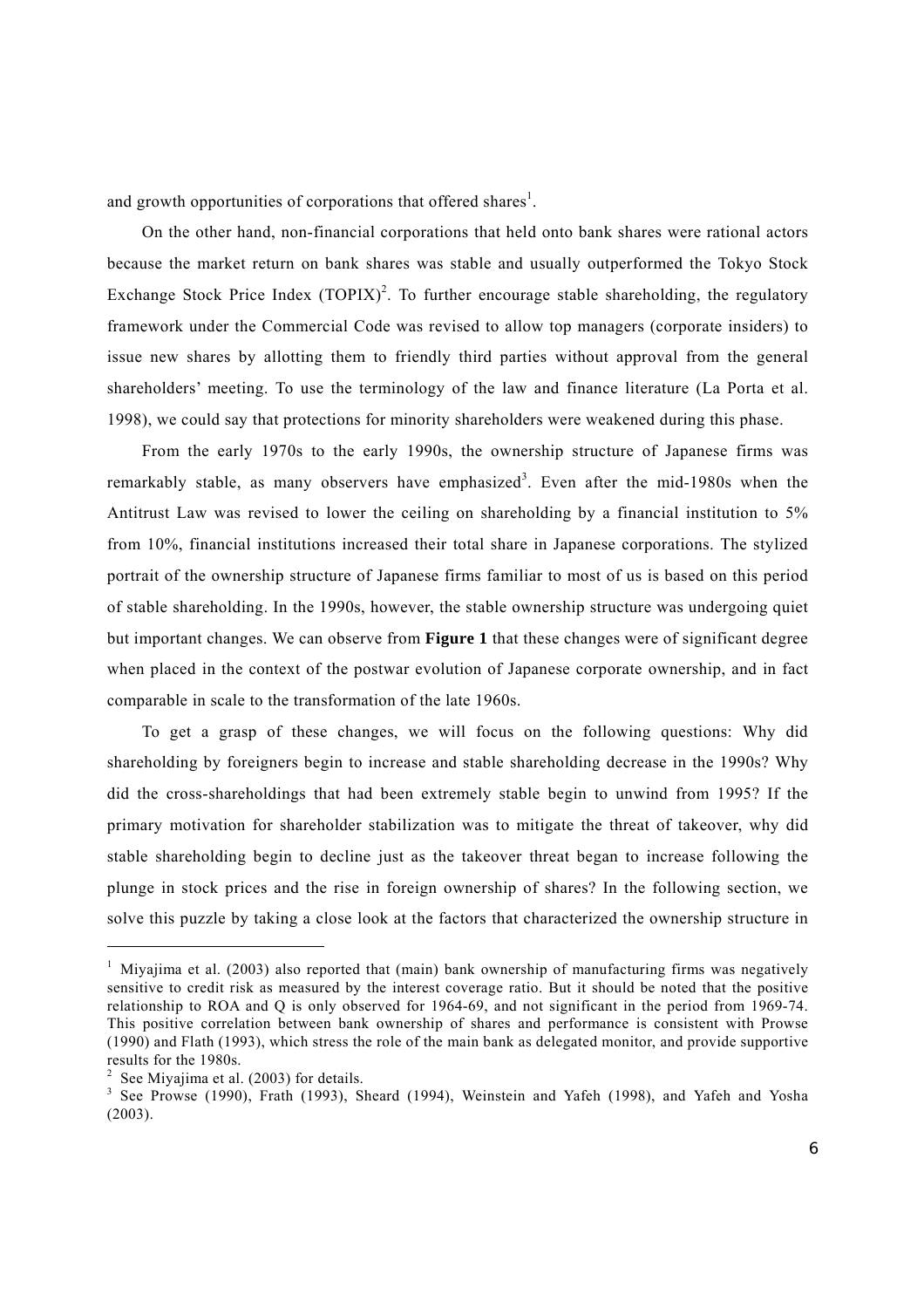and growth opportunities of corporations that offered shares[1].

On the other hand, non-financial corporations that held onto bank shares were rational actors because the market return on bank shares was stable and usually outperformed the Tokyo Stock Exchange Stock Price Index (TOPIX)[2]. To further encourage stable shareholding, the regulatory framework under the Commercial Code was revised to allow top managers (corporate insiders) to issue new shares by allotting them to friendly third parties without approval from the general shareholders' meeting. To use the terminology of the law and finance literature (La Porta et al. 1998), we could say that protections for minority shareholders were weakened during this phase.

From the early 1970s to the early 1990s, the ownership structure of Japanese firms was remarkably stable, as many observers have emphasized[3]. Even after the mid-1980s when the Antitrust Law was revised to lower the ceiling on shareholding by a financial institution to 5% from 10%, financial institutions increased their total share in Japanese corporations. The stylized portrait of the ownership structure of Japanese firms familiar to most of us is based on this period of stable shareholding. In the 1990s, however, the stable ownership structure was undergoing quiet but important changes. We can observe from **Figure 1** that these changes were of significant degree when placed in the context of the postwar evolution of Japanese corporate ownership, and in fact comparable in scale to the transformation of the late 1960s.

To get a grasp of these changes, we will focus on the following questions: Why did shareholding by foreigners begin to increase and stable shareholding decrease in the 1990s? Why did the cross-shareholdings that had been extremely stable begin to unwind from 1995? If the primary motivation for shareholder stabilization was to mitigate the threat of takeover, why did stable shareholding begin to decline just as the takeover threat began to increase following the plunge in stock prices and the rise in foreign ownership of shares? In the following section, we solve this puzzle by taking a close look at the factors that characterized the ownership structure in

---

[1] Miyajima et al. (2003) also reported that (main) bank ownership of manufacturing firms was negatively sensitive to credit risk as measured by the interest coverage ratio. But it should be noted that the positive relationship to ROA and Q is only observed for 1964-69, and not significant in the period from 1969-74. This positive correlation between bank ownership of shares and performance is consistent with Prowse (1990) and Flath (1993), which stress the role of the main bank as delegated monitor, and provide supportive results for the 1980s.

[2] See Miyajima et al. (2003) for details.

[3] See Prowse (1990), Frath (1993), Sheard (1994), Weinstein and Yafeh (1998), and Yafeh and Yosha (2003).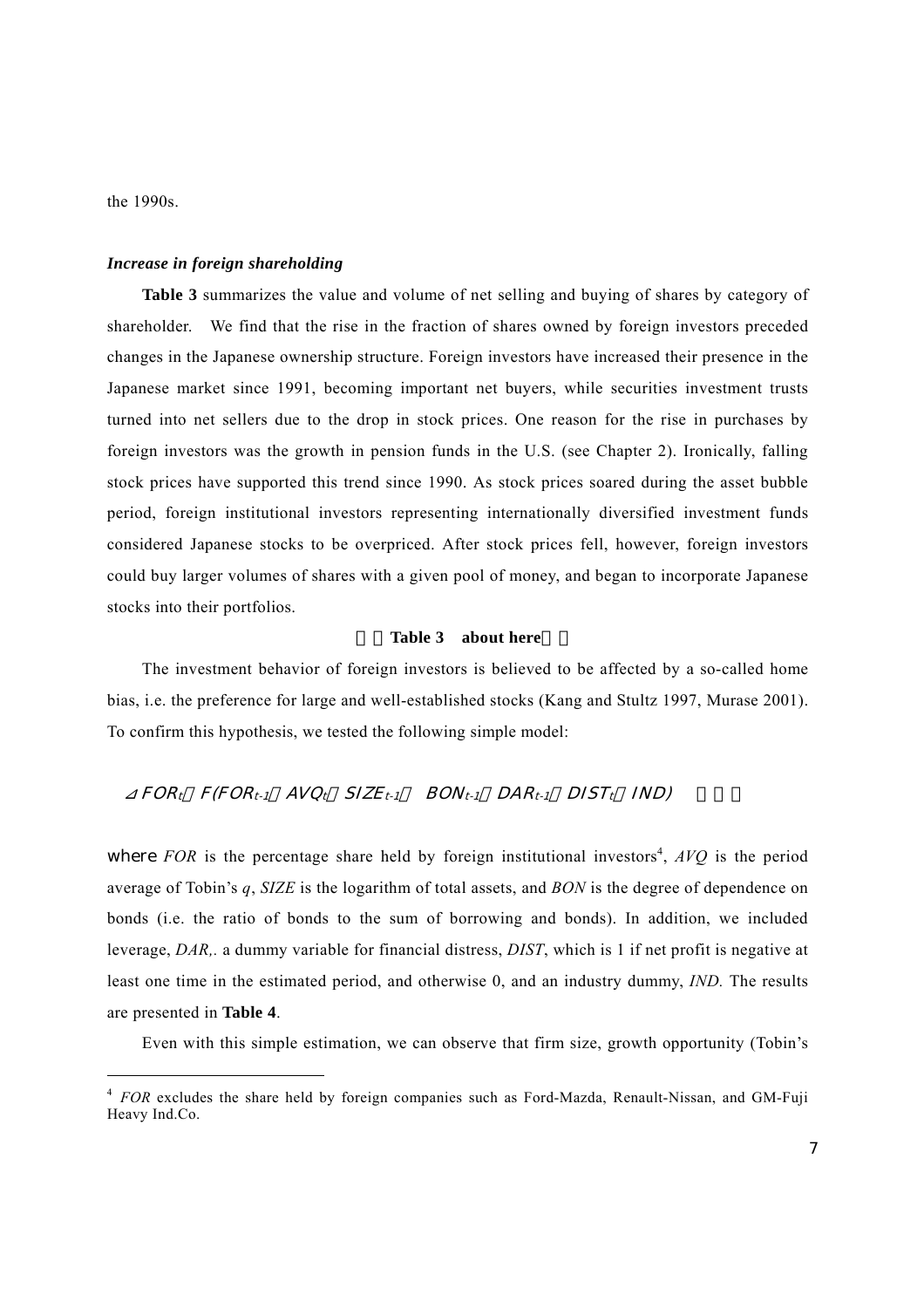the 1990s.

***Increase in foreign shareholding***

**Table 3** summarizes the value and volume of net selling and buying of shares by category of shareholder. We find that the rise in the fraction of shares owned by foreign investors preceded changes in the Japanese ownership structure. Foreign investors have increased their presence in the Japanese market since 1991, becoming important net buyers, while securities investment trusts turned into net sellers due to the drop in stock prices. One reason for the rise in purchases by foreign investors was the growth in pension funds in the U.S. (see Chapter 2). Ironically, falling stock prices have supported this trend since 1990. As stock prices soared during the asset bubble period, foreign institutional investors representing internationally diversified investment funds considered Japanese stocks to be overpriced. After stock prices fell, however, foreign investors could buy larger volumes of shares with a given pool of money, and began to incorporate Japanese stocks into their portfolios.

［＝**Table 3　about here**＝］

The investment behavior of foreign investors is believed to be affected by a so-called home bias, i.e. the preference for large and well-established stocks (Kang and Stultz 1997, Murase 2001). To confirm this hypothesis, we tested the following simple model:

$$\Delta FOR_t = F(FOR_{t-1}, AVQ_t, SIZE_{t-1}, BON_{t-1}, DAR_{t-1}, DIST_t, IND) \quad (1)$$

where *FOR* is the percentage share held by foreign institutional investors[4], *AVQ* is the period average of Tobin's *q*, *SIZE* is the logarithm of total assets, and *BON* is the degree of dependence on bonds (i.e. the ratio of bonds to the sum of borrowing and bonds). In addition, we included leverage, *DAR*,. a dummy variable for financial distress, *DIST*, which is 1 if net profit is negative at least one time in the estimated period, and otherwise 0, and an industry dummy, *IND.* The results are presented in **Table 4**.

Even with this simple estimation, we can observe that firm size, growth opportunity (Tobin's

[4] *FOR* excludes the share held by foreign companies such as Ford-Mazda, Renault-Nissan, and GM-Fuji Heavy Ind.Co.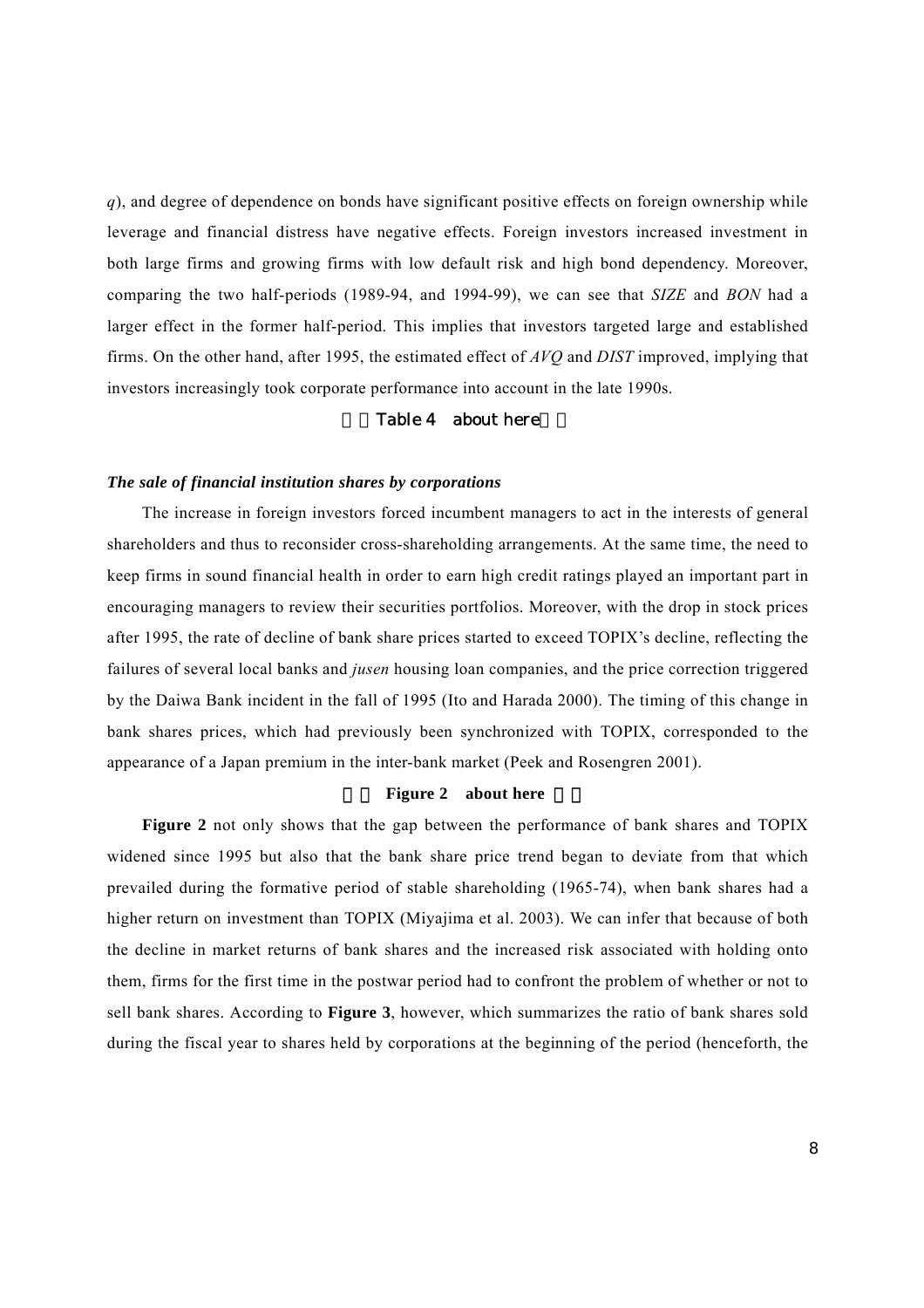*q*), and degree of dependence on bonds have significant positive effects on foreign ownership while leverage and financial distress have negative effects. Foreign investors increased investment in both large firms and growing firms with low default risk and high bond dependency. Moreover, comparing the two half-periods (1989-94, and 1994-99), we can see that *SIZE* and *BON* had a larger effect in the former half-period. This implies that investors targeted large and established firms. On the other hand, after 1995, the estimated effect of *AVQ* and *DIST* improved, implying that investors increasingly took corporate performance into account in the late 1990s.

Table 4 about here

***The sale of financial institution shares by corporations***

The increase in foreign investors forced incumbent managers to act in the interests of general shareholders and thus to reconsider cross-shareholding arrangements. At the same time, the need to keep firms in sound financial health in order to earn high credit ratings played an important part in encouraging managers to review their securities portfolios. Moreover, with the drop in stock prices after 1995, the rate of decline of bank share prices started to exceed TOPIX's decline, reflecting the failures of several local banks and *jusen* housing loan companies, and the price correction triggered by the Daiwa Bank incident in the fall of 1995 (Ito and Harada 2000). The timing of this change in bank shares prices, which had previously been synchronized with TOPIX, corresponded to the appearance of a Japan premium in the inter-bank market (Peek and Rosengren 2001).

**Figure 2 about here**

**Figure 2** not only shows that the gap between the performance of bank shares and TOPIX widened since 1995 but also that the bank share price trend began to deviate from that which prevailed during the formative period of stable shareholding (1965-74), when bank shares had a higher return on investment than TOPIX (Miyajima et al. 2003). We can infer that because of both the decline in market returns of bank shares and the increased risk associated with holding onto them, firms for the first time in the postwar period had to confront the problem of whether or not to sell bank shares. According to **Figure 3**, however, which summarizes the ratio of bank shares sold during the fiscal year to shares held by corporations at the beginning of the period (henceforth, the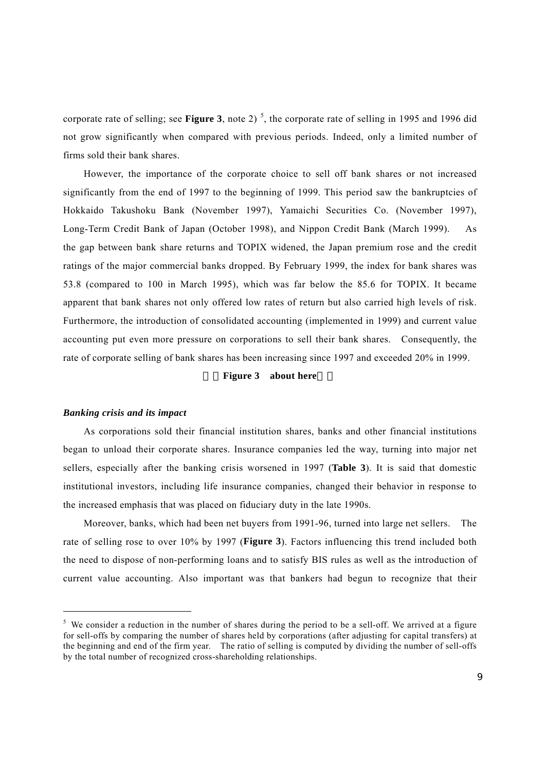corporate rate of selling; see **Figure 3**, note 2) [5], the corporate rate of selling in 1995 and 1996 did not grow significantly when compared with previous periods. Indeed, only a limited number of firms sold their bank shares.

However, the importance of the corporate choice to sell off bank shares or not increased significantly from the end of 1997 to the beginning of 1999. This period saw the bankruptcies of Hokkaido Takushoku Bank (November 1997), Yamaichi Securities Co. (November 1997), Long-Term Credit Bank of Japan (October 1998), and Nippon Credit Bank (March 1999). As the gap between bank share returns and TOPIX widened, the Japan premium rose and the credit ratings of the major commercial banks dropped. By February 1999, the index for bank shares was 53.8 (compared to 100 in March 1995), which was far below the 85.6 for TOPIX. It became apparent that bank shares not only offered low rates of return but also carried high levels of risk. Furthermore, the introduction of consolidated accounting (implemented in 1999) and current value accounting put even more pressure on corporations to sell their bank shares. Consequently, the rate of corporate selling of bank shares has been increasing since 1997 and exceeded 20% in 1999.

**Figure 3 about here**

### *Banking crisis and its impact*

As corporations sold their financial institution shares, banks and other financial institutions began to unload their corporate shares. Insurance companies led the way, turning into major net sellers, especially after the banking crisis worsened in 1997 (**Table 3**). It is said that domestic institutional investors, including life insurance companies, changed their behavior in response to the increased emphasis that was placed on fiduciary duty in the late 1990s.

Moreover, banks, which had been net buyers from 1991-96, turned into large net sellers. The rate of selling rose to over 10% by 1997 (**Figure 3**). Factors influencing this trend included both the need to dispose of non-performing loans and to satisfy BIS rules as well as the introduction of current value accounting. Also important was that bankers had begun to recognize that their

[5] We consider a reduction in the number of shares during the period to be a sell-off. We arrived at a figure for sell-offs by comparing the number of shares held by corporations (after adjusting for capital transfers) at the beginning and end of the firm year. The ratio of selling is computed by dividing the number of sell-offs by the total number of recognized cross-shareholding relationships.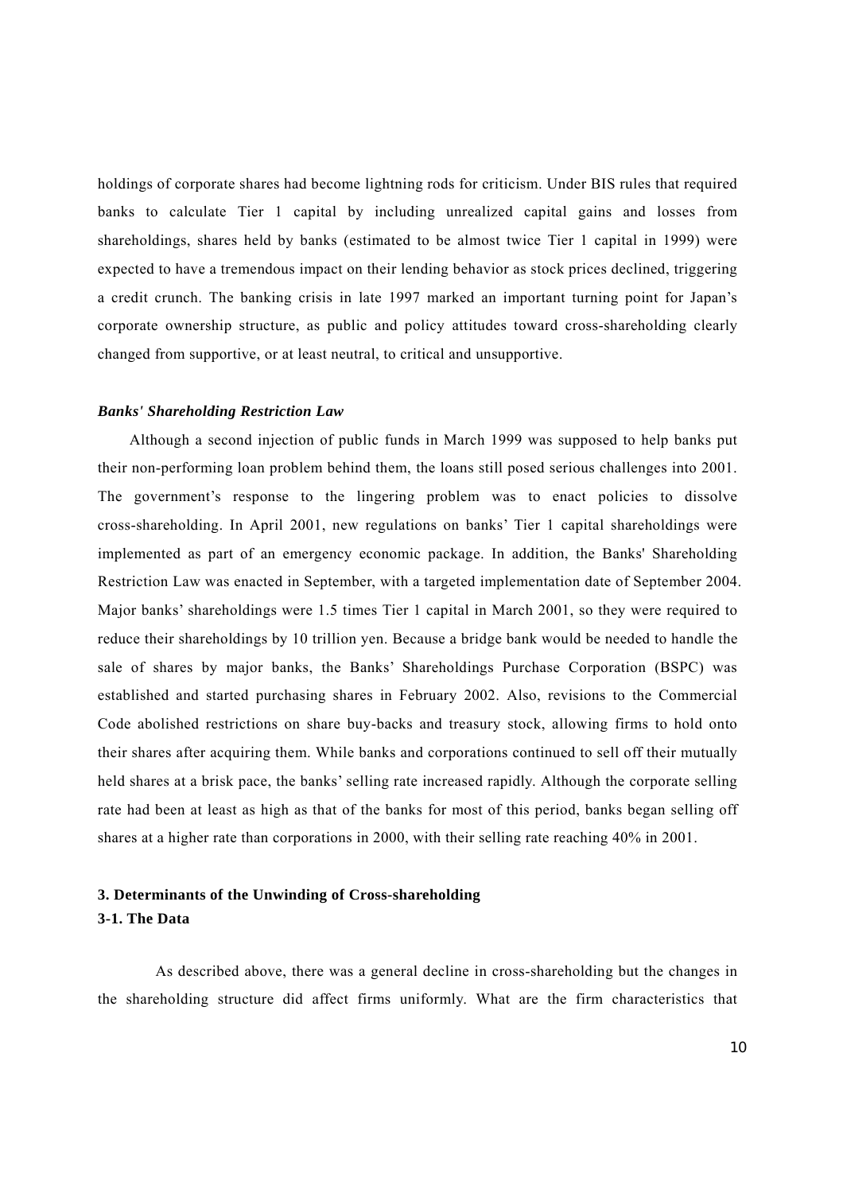holdings of corporate shares had become lightning rods for criticism. Under BIS rules that required banks to calculate Tier 1 capital by including unrealized capital gains and losses from shareholdings, shares held by banks (estimated to be almost twice Tier 1 capital in 1999) were expected to have a tremendous impact on their lending behavior as stock prices declined, triggering a credit crunch. The banking crisis in late 1997 marked an important turning point for Japan's corporate ownership structure, as public and policy attitudes toward cross-shareholding clearly changed from supportive, or at least neutral, to critical and unsupportive.

***Banks' Shareholding Restriction Law***

Although a second injection of public funds in March 1999 was supposed to help banks put their non-performing loan problem behind them, the loans still posed serious challenges into 2001. The government's response to the lingering problem was to enact policies to dissolve cross-shareholding. In April 2001, new regulations on banks' Tier 1 capital shareholdings were implemented as part of an emergency economic package. In addition, the Banks' Shareholding Restriction Law was enacted in September, with a targeted implementation date of September 2004. Major banks' shareholdings were 1.5 times Tier 1 capital in March 2001, so they were required to reduce their shareholdings by 10 trillion yen. Because a bridge bank would be needed to handle the sale of shares by major banks, the Banks' Shareholdings Purchase Corporation (BSPC) was established and started purchasing shares in February 2002. Also, revisions to the Commercial Code abolished restrictions on share buy-backs and treasury stock, allowing firms to hold onto their shares after acquiring them. While banks and corporations continued to sell off their mutually held shares at a brisk pace, the banks' selling rate increased rapidly. Although the corporate selling rate had been at least as high as that of the banks for most of this period, banks began selling off shares at a higher rate than corporations in 2000, with their selling rate reaching 40% in 2001.

## 3. Determinants of the Unwinding of Cross-shareholding

### 3-1. The Data

As described above, there was a general decline in cross-shareholding but the changes in the shareholding structure did affect firms uniformly. What are the firm characteristics that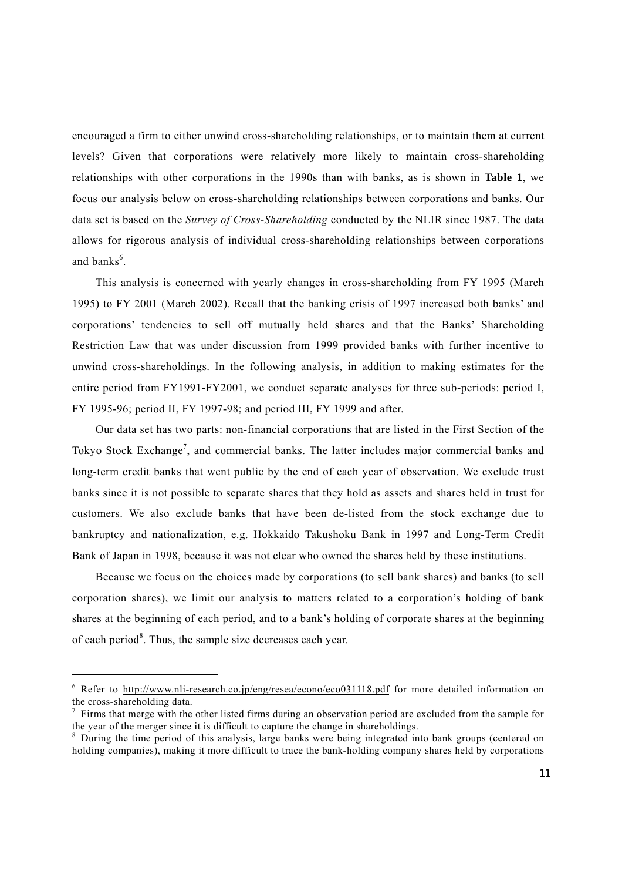encouraged a firm to either unwind cross-shareholding relationships, or to maintain them at current levels? Given that corporations were relatively more likely to maintain cross-shareholding relationships with other corporations in the 1990s than with banks, as is shown in **Table 1**, we focus our analysis below on cross-shareholding relationships between corporations and banks. Our data set is based on the *Survey of Cross-Shareholding* conducted by the NLIR since 1987. The data allows for rigorous analysis of individual cross-shareholding relationships between corporations and banks[6].

This analysis is concerned with yearly changes in cross-shareholding from FY 1995 (March 1995) to FY 2001 (March 2002). Recall that the banking crisis of 1997 increased both banks' and corporations' tendencies to sell off mutually held shares and that the Banks' Shareholding Restriction Law that was under discussion from 1999 provided banks with further incentive to unwind cross-shareholdings. In the following analysis, in addition to making estimates for the entire period from FY1991-FY2001, we conduct separate analyses for three sub-periods: period I, FY 1995-96; period II, FY 1997-98; and period III, FY 1999 and after.

Our data set has two parts: non-financial corporations that are listed in the First Section of the Tokyo Stock Exchange[7], and commercial banks. The latter includes major commercial banks and long-term credit banks that went public by the end of each year of observation. We exclude trust banks since it is not possible to separate shares that they hold as assets and shares held in trust for customers. We also exclude banks that have been de-listed from the stock exchange due to bankruptcy and nationalization, e.g. Hokkaido Takushoku Bank in 1997 and Long-Term Credit Bank of Japan in 1998, because it was not clear who owned the shares held by these institutions.

Because we focus on the choices made by corporations (to sell bank shares) and banks (to sell corporation shares), we limit our analysis to matters related to a corporation's holding of bank shares at the beginning of each period, and to a bank's holding of corporate shares at the beginning of each period[8]. Thus, the sample size decreases each year.

---

[6] Refer to http://www.nli-research.co.jp/eng/resea/econo/eco031118.pdf for more detailed information on the cross-shareholding data.

[7] Firms that merge with the other listed firms during an observation period are excluded from the sample for the year of the merger since it is difficult to capture the change in shareholdings.

[8] During the time period of this analysis, large banks were being integrated into bank groups (centered on holding companies), making it more difficult to trace the bank-holding company shares held by corporations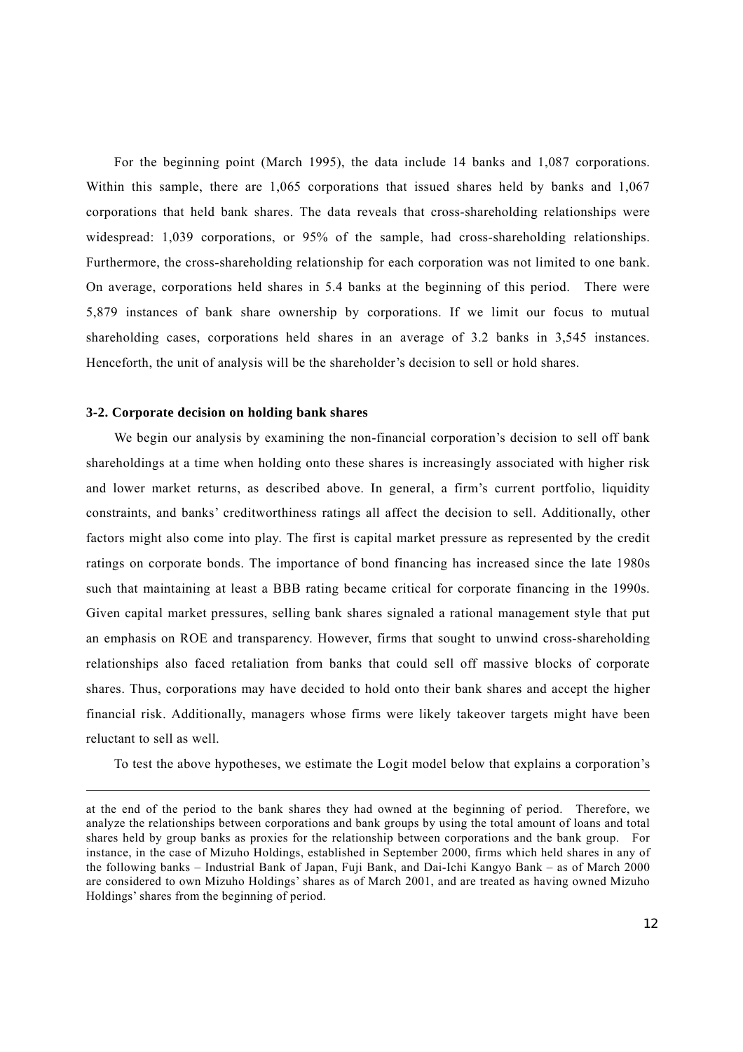For the beginning point (March 1995), the data include 14 banks and 1,087 corporations. Within this sample, there are 1,065 corporations that issued shares held by banks and 1,067 corporations that held bank shares. The data reveals that cross-shareholding relationships were widespread: 1,039 corporations, or 95% of the sample, had cross-shareholding relationships. Furthermore, the cross-shareholding relationship for each corporation was not limited to one bank. On average, corporations held shares in 5.4 banks at the beginning of this period. There were 5,879 instances of bank share ownership by corporations. If we limit our focus to mutual shareholding cases, corporations held shares in an average of 3.2 banks in 3,545 instances. Henceforth, the unit of analysis will be the shareholder's decision to sell or hold shares.

### 3-2. Corporate decision on holding bank shares

We begin our analysis by examining the non-financial corporation's decision to sell off bank shareholdings at a time when holding onto these shares is increasingly associated with higher risk and lower market returns, as described above. In general, a firm's current portfolio, liquidity constraints, and banks' creditworthiness ratings all affect the decision to sell. Additionally, other factors might also come into play. The first is capital market pressure as represented by the credit ratings on corporate bonds. The importance of bond financing has increased since the late 1980s such that maintaining at least a BBB rating became critical for corporate financing in the 1990s. Given capital market pressures, selling bank shares signaled a rational management style that put an emphasis on ROE and transparency. However, firms that sought to unwind cross-shareholding relationships also faced retaliation from banks that could sell off massive blocks of corporate shares. Thus, corporations may have decided to hold onto their bank shares and accept the higher financial risk. Additionally, managers whose firms were likely takeover targets might have been reluctant to sell as well.

To test the above hypotheses, we estimate the Logit model below that explains a corporation's

---

at the end of the period to the bank shares they had owned at the beginning of period. Therefore, we analyze the relationships between corporations and bank groups by using the total amount of loans and total shares held by group banks as proxies for the relationship between corporations and the bank group. For instance, in the case of Mizuho Holdings, established in September 2000, firms which held shares in any of the following banks – Industrial Bank of Japan, Fuji Bank, and Dai-Ichi Kangyo Bank – as of March 2000 are considered to own Mizuho Holdings' shares as of March 2001, and are treated as having owned Mizuho Holdings' shares from the beginning of period.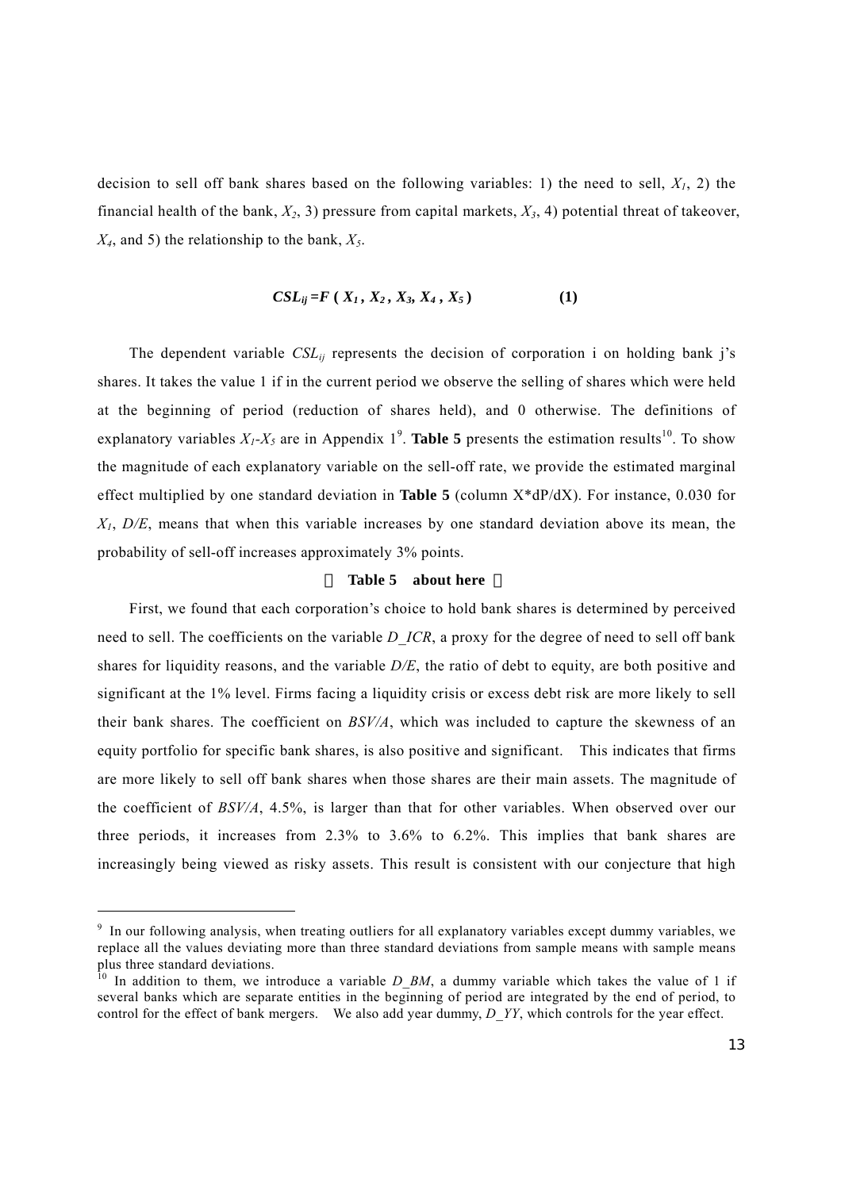decision to sell off bank shares based on the following variables: 1) the need to sell, $X_1$, 2) the financial health of the bank, $X_2$, 3) pressure from capital markets, $X_3$, 4) potential threat of takeover, $X_4$, and 5) the relationship to the bank, $X_5$.

$$CSL_{ij} = F\,(X_1, X_2, X_3, X_4, X_5) \qquad (1)$$

The dependent variable $CSL_{ij}$ represents the decision of corporation i on holding bank j's shares. It takes the value 1 if in the current period we observe the selling of shares which were held at the beginning of period (reduction of shares held), and 0 otherwise. The definitions of explanatory variables $X_1$-$X_5$ are in Appendix 1[9]. **Table 5** presents the estimation results[10]. To show the magnitude of each explanatory variable on the sell-off rate, we provide the estimated marginal effect multiplied by one standard deviation in **Table 5** (column X\*dP/dX). For instance, 0.030 for $X_1$, *D/E*, means that when this variable increases by one standard deviation above its mean, the probability of sell-off increases approximately 3% points.

**Table 5 about here**

First, we found that each corporation's choice to hold bank shares is determined by perceived need to sell. The coefficients on the variable *D_ICR*, a proxy for the degree of need to sell off bank shares for liquidity reasons, and the variable *D/E*, the ratio of debt to equity, are both positive and significant at the 1% level. Firms facing a liquidity crisis or excess debt risk are more likely to sell their bank shares. The coefficient on *BSV/A*, which was included to capture the skewness of an equity portfolio for specific bank shares, is also positive and significant. This indicates that firms are more likely to sell off bank shares when those shares are their main assets. The magnitude of the coefficient of *BSV/A*, 4.5%, is larger than that for other variables. When observed over our three periods, it increases from 2.3% to 3.6% to 6.2%. This implies that bank shares are increasingly being viewed as risky assets. This result is consistent with our conjecture that high

---

[9] In our following analysis, when treating outliers for all explanatory variables except dummy variables, we replace all the values deviating more than three standard deviations from sample means with sample means plus three standard deviations.

[10] In addition to them, we introduce a variable *D_BM*, a dummy variable which takes the value of 1 if several banks which are separate entities in the beginning of period are integrated by the end of period, to control for the effect of bank mergers. We also add year dummy, *D_YY*, which controls for the year effect.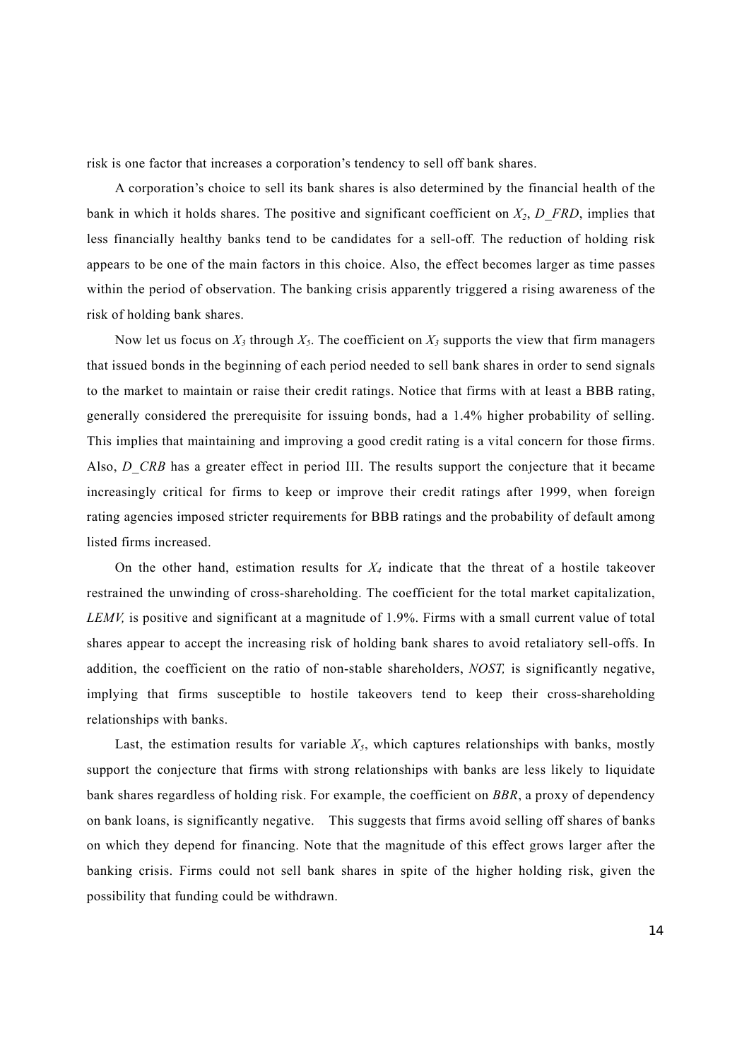risk is one factor that increases a corporation's tendency to sell off bank shares.

A corporation's choice to sell its bank shares is also determined by the financial health of the bank in which it holds shares. The positive and significant coefficient on $X_2$, *D_FRD*, implies that less financially healthy banks tend to be candidates for a sell-off. The reduction of holding risk appears to be one of the main factors in this choice. Also, the effect becomes larger as time passes within the period of observation. The banking crisis apparently triggered a rising awareness of the risk of holding bank shares.

Now let us focus on $X_3$ through $X_5$. The coefficient on $X_3$ supports the view that firm managers that issued bonds in the beginning of each period needed to sell bank shares in order to send signals to the market to maintain or raise their credit ratings. Notice that firms with at least a BBB rating, generally considered the prerequisite for issuing bonds, had a 1.4% higher probability of selling. This implies that maintaining and improving a good credit rating is a vital concern for those firms. Also, *D_CRB* has a greater effect in period III. The results support the conjecture that it became increasingly critical for firms to keep or improve their credit ratings after 1999, when foreign rating agencies imposed stricter requirements for BBB ratings and the probability of default among listed firms increased.

On the other hand, estimation results for $X_4$ indicate that the threat of a hostile takeover restrained the unwinding of cross-shareholding. The coefficient for the total market capitalization, *LEMV,* is positive and significant at a magnitude of 1.9%. Firms with a small current value of total shares appear to accept the increasing risk of holding bank shares to avoid retaliatory sell-offs. In addition, the coefficient on the ratio of non-stable shareholders, *NOST,* is significantly negative, implying that firms susceptible to hostile takeovers tend to keep their cross-shareholding relationships with banks.

Last, the estimation results for variable $X_5$, which captures relationships with banks, mostly support the conjecture that firms with strong relationships with banks are less likely to liquidate bank shares regardless of holding risk. For example, the coefficient on *BBR*, a proxy of dependency on bank loans, is significantly negative. This suggests that firms avoid selling off shares of banks on which they depend for financing. Note that the magnitude of this effect grows larger after the banking crisis. Firms could not sell bank shares in spite of the higher holding risk, given the possibility that funding could be withdrawn.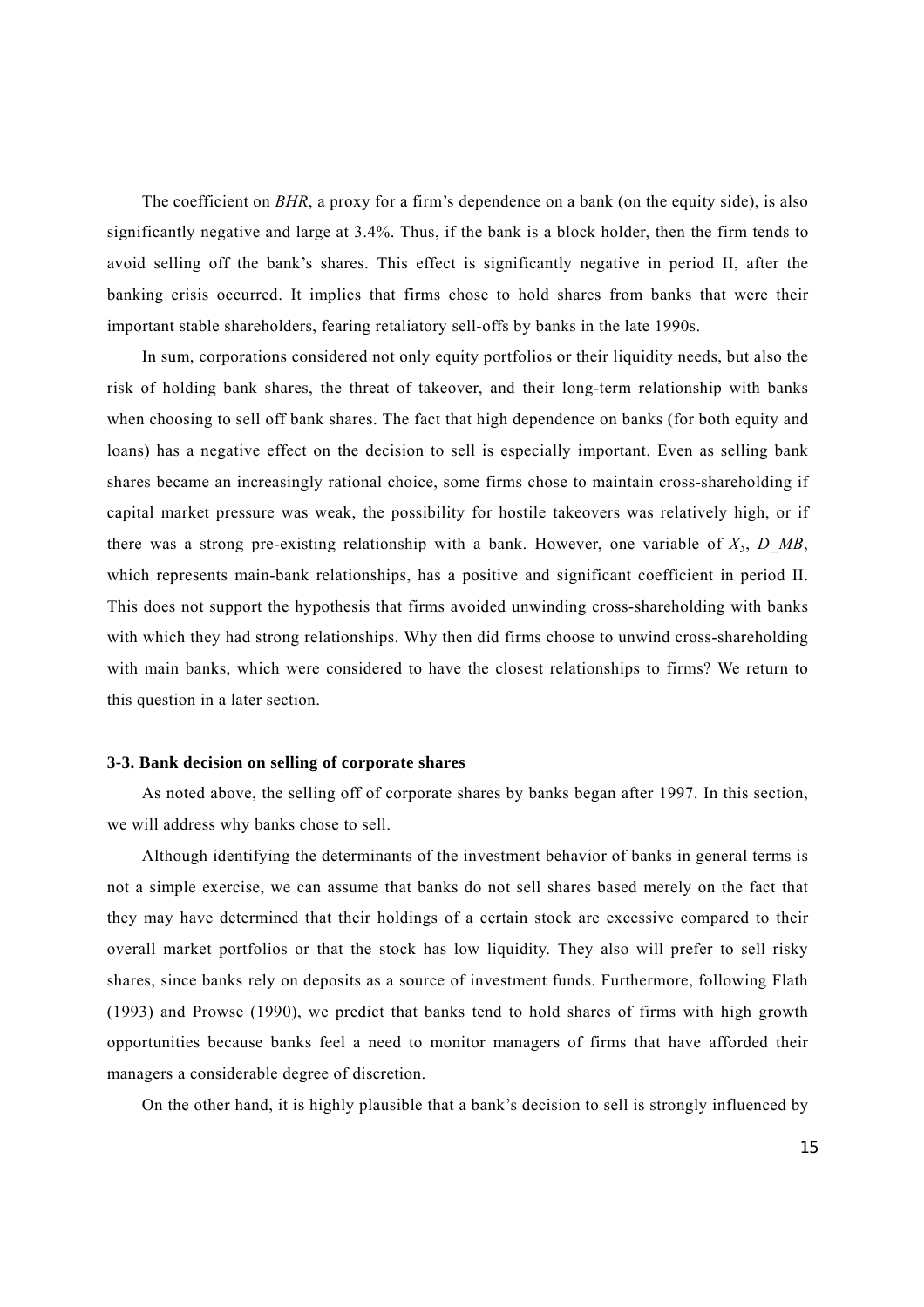The coefficient on *BHR*, a proxy for a firm's dependence on a bank (on the equity side), is also significantly negative and large at 3.4%. Thus, if the bank is a block holder, then the firm tends to avoid selling off the bank's shares. This effect is significantly negative in period II, after the banking crisis occurred. It implies that firms chose to hold shares from banks that were their important stable shareholders, fearing retaliatory sell-offs by banks in the late 1990s.

In sum, corporations considered not only equity portfolios or their liquidity needs, but also the risk of holding bank shares, the threat of takeover, and their long-term relationship with banks when choosing to sell off bank shares. The fact that high dependence on banks (for both equity and loans) has a negative effect on the decision to sell is especially important. Even as selling bank shares became an increasingly rational choice, some firms chose to maintain cross-shareholding if capital market pressure was weak, the possibility for hostile takeovers was relatively high, or if there was a strong pre-existing relationship with a bank. However, one variable of $X_5$, *D_MB*, which represents main-bank relationships, has a positive and significant coefficient in period II. This does not support the hypothesis that firms avoided unwinding cross-shareholding with banks with which they had strong relationships. Why then did firms choose to unwind cross-shareholding with main banks, which were considered to have the closest relationships to firms? We return to this question in a later section.

### 3-3. Bank decision on selling of corporate shares

As noted above, the selling off of corporate shares by banks began after 1997. In this section, we will address why banks chose to sell.

Although identifying the determinants of the investment behavior of banks in general terms is not a simple exercise, we can assume that banks do not sell shares based merely on the fact that they may have determined that their holdings of a certain stock are excessive compared to their overall market portfolios or that the stock has low liquidity. They also will prefer to sell risky shares, since banks rely on deposits as a source of investment funds. Furthermore, following Flath (1993) and Prowse (1990), we predict that banks tend to hold shares of firms with high growth opportunities because banks feel a need to monitor managers of firms that have afforded their managers a considerable degree of discretion.

On the other hand, it is highly plausible that a bank's decision to sell is strongly influenced by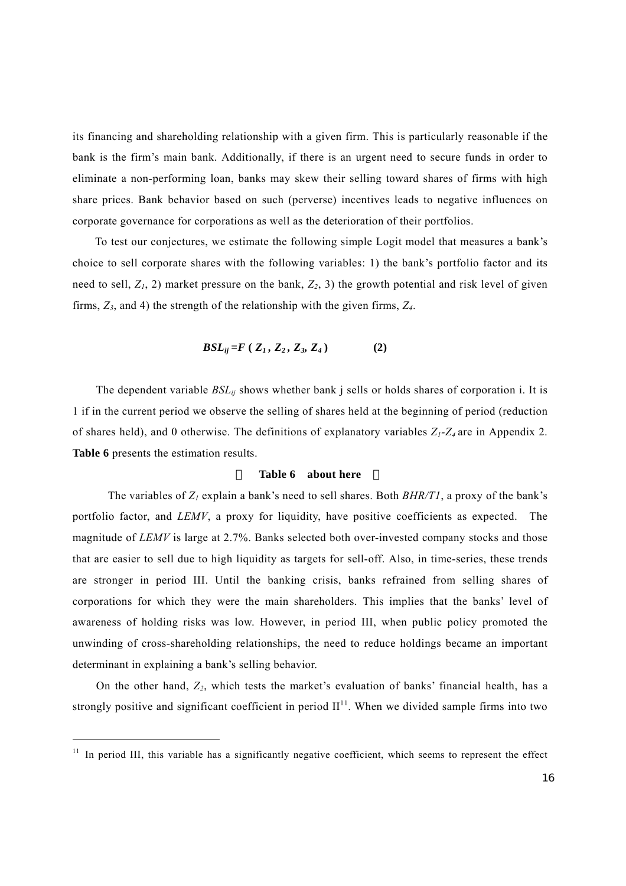its financing and shareholding relationship with a given firm. This is particularly reasonable if the bank is the firm's main bank. Additionally, if there is an urgent need to secure funds in order to eliminate a non-performing loan, banks may skew their selling toward shares of firms with high share prices. Bank behavior based on such (perverse) incentives leads to negative influences on corporate governance for corporations as well as the deterioration of their portfolios.

To test our conjectures, we estimate the following simple Logit model that measures a bank's choice to sell corporate shares with the following variables: 1) the bank's portfolio factor and its need to sell, $Z_1$, 2) market pressure on the bank, $Z_2$, 3) the growth potential and risk level of given firms, $Z_3$, and 4) the strength of the relationship with the given firms, $Z_4$.

$$BSL_{ij} = F\,(Z_1, Z_2, Z_3, Z_4) \qquad \textbf{(2)}$$

The dependent variable $BSL_{ij}$ shows whether bank j sells or holds shares of corporation i. It is 1 if in the current period we observe the selling of shares held at the beginning of period (reduction of shares held), and 0 otherwise. The definitions of explanatory variables $Z_1$-$Z_4$ are in Appendix 2. **Table 6** presents the estimation results.

【 **Table 6 about here** 】

The variables of $Z_1$ explain a bank's need to sell shares. Both *BHR/T1*, a proxy of the bank's portfolio factor, and *LEMV*, a proxy for liquidity, have positive coefficients as expected. The magnitude of *LEMV* is large at 2.7%. Banks selected both over-invested company stocks and those that are easier to sell due to high liquidity as targets for sell-off. Also, in time-series, these trends are stronger in period III. Until the banking crisis, banks refrained from selling shares of corporations for which they were the main shareholders. This implies that the banks' level of awareness of holding risks was low. However, in period III, when public policy promoted the unwinding of cross-shareholding relationships, the need to reduce holdings became an important determinant in explaining a bank's selling behavior.

On the other hand, $Z_2$, which tests the market's evaluation of banks' financial health, has a strongly positive and significant coefficient in period II[11]. When we divided sample firms into two

[11] In period III, this variable has a significantly negative coefficient, which seems to represent the effect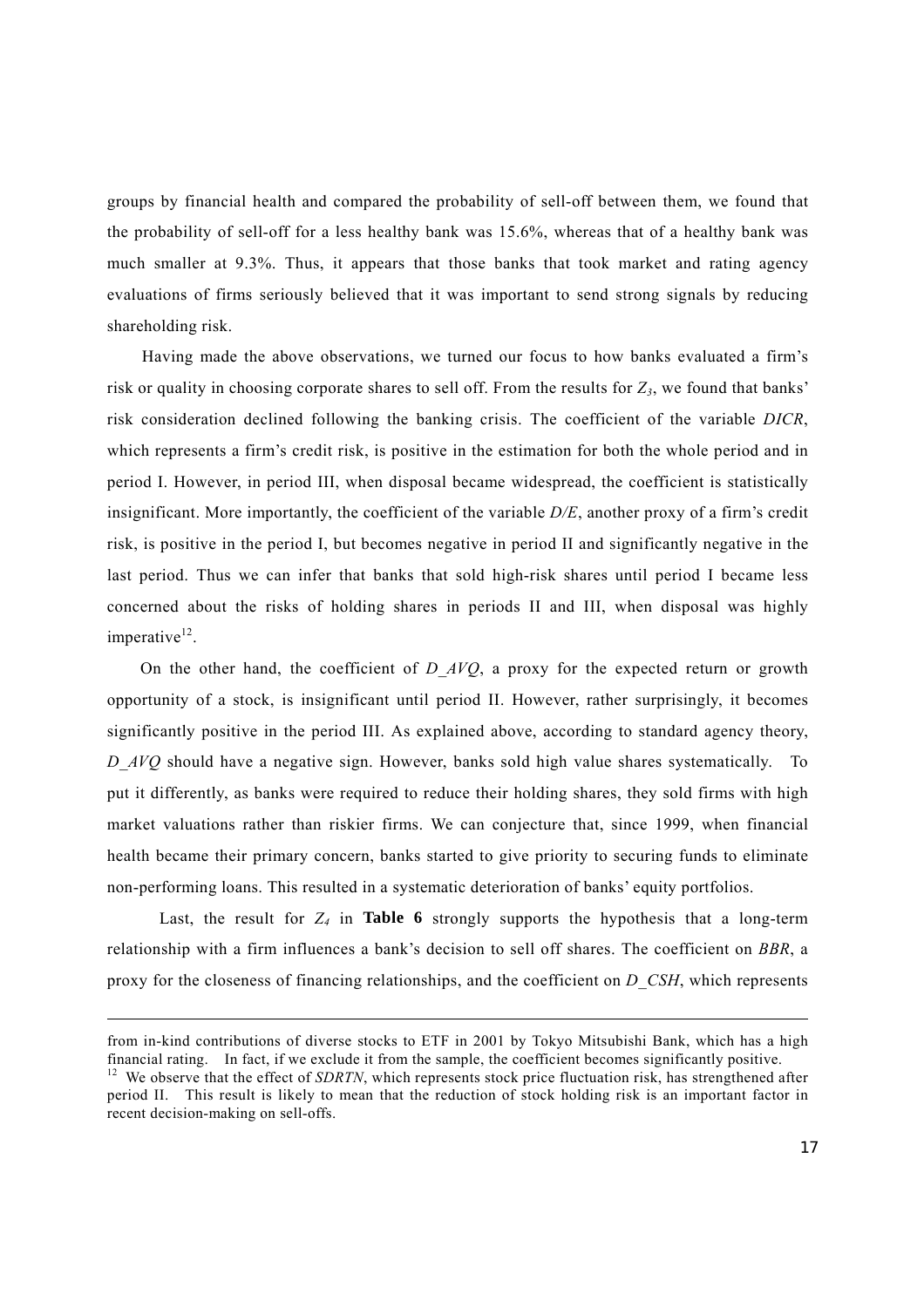groups by financial health and compared the probability of sell-off between them, we found that the probability of sell-off for a less healthy bank was 15.6%, whereas that of a healthy bank was much smaller at 9.3%. Thus, it appears that those banks that took market and rating agency evaluations of firms seriously believed that it was important to send strong signals by reducing shareholding risk.

Having made the above observations, we turned our focus to how banks evaluated a firm's risk or quality in choosing corporate shares to sell off. From the results for $Z_3$, we found that banks' risk consideration declined following the banking crisis. The coefficient of the variable *DICR*, which represents a firm's credit risk, is positive in the estimation for both the whole period and in period I. However, in period III, when disposal became widespread, the coefficient is statistically insignificant. More importantly, the coefficient of the variable *D/E*, another proxy of a firm's credit risk, is positive in the period I, but becomes negative in period II and significantly negative in the last period. Thus we can infer that banks that sold high-risk shares until period I became less concerned about the risks of holding shares in periods II and III, when disposal was highly imperative[12].

On the other hand, the coefficient of *D_AVQ*, a proxy for the expected return or growth opportunity of a stock, is insignificant until period II. However, rather surprisingly, it becomes significantly positive in the period III. As explained above, according to standard agency theory, *D_AVQ* should have a negative sign. However, banks sold high value shares systematically. To put it differently, as banks were required to reduce their holding shares, they sold firms with high market valuations rather than riskier firms. We can conjecture that, since 1999, when financial health became their primary concern, banks started to give priority to securing funds to eliminate non-performing loans. This resulted in a systematic deterioration of banks' equity portfolios.

Last, the result for $Z_4$ in **Table 6** strongly supports the hypothesis that a long-term relationship with a firm influences a bank's decision to sell off shares. The coefficient on *BBR*, a proxy for the closeness of financing relationships, and the coefficient on *D_CSH*, which represents

---

from in-kind contributions of diverse stocks to ETF in 2001 by Tokyo Mitsubishi Bank, which has a high financial rating. In fact, if we exclude it from the sample, the coefficient becomes significantly positive.

[12] We observe that the effect of *SDRTN*, which represents stock price fluctuation risk, has strengthened after period II. This result is likely to mean that the reduction of stock holding risk is an important factor in recent decision-making on sell-offs.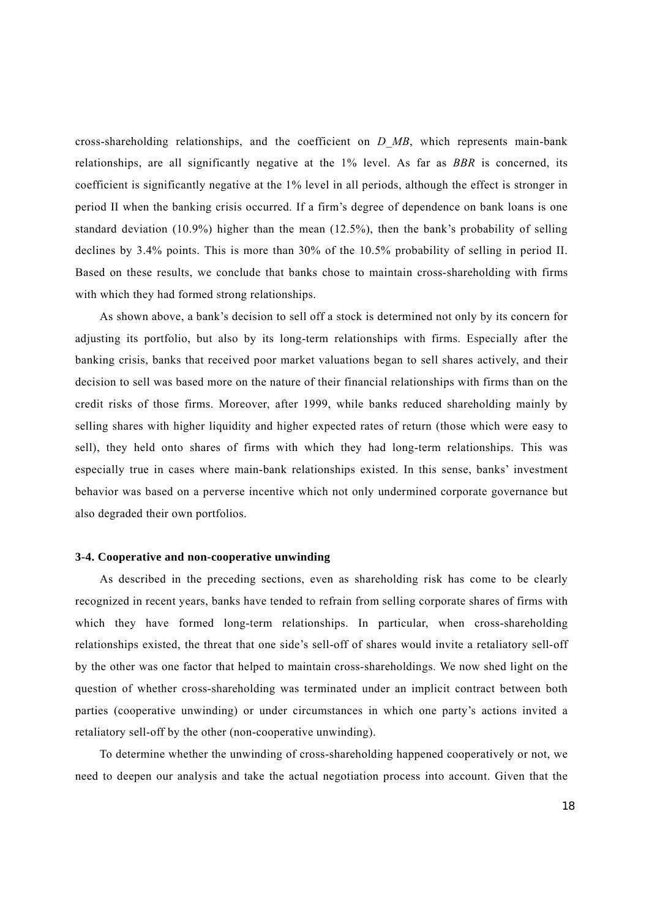cross-shareholding relationships, and the coefficient on *D_MB*, which represents main-bank relationships, are all significantly negative at the 1% level. As far as *BBR* is concerned, its coefficient is significantly negative at the 1% level in all periods, although the effect is stronger in period II when the banking crisis occurred. If a firm's degree of dependence on bank loans is one standard deviation (10.9%) higher than the mean (12.5%), then the bank's probability of selling declines by 3.4% points. This is more than 30% of the 10.5% probability of selling in period II. Based on these results, we conclude that banks chose to maintain cross-shareholding with firms with which they had formed strong relationships.

As shown above, a bank's decision to sell off a stock is determined not only by its concern for adjusting its portfolio, but also by its long-term relationships with firms. Especially after the banking crisis, banks that received poor market valuations began to sell shares actively, and their decision to sell was based more on the nature of their financial relationships with firms than on the credit risks of those firms. Moreover, after 1999, while banks reduced shareholding mainly by selling shares with higher liquidity and higher expected rates of return (those which were easy to sell), they held onto shares of firms with which they had long-term relationships. This was especially true in cases where main-bank relationships existed. In this sense, banks' investment behavior was based on a perverse incentive which not only undermined corporate governance but also degraded their own portfolios.

### 3-4. Cooperative and non-cooperative unwinding

As described in the preceding sections, even as shareholding risk has come to be clearly recognized in recent years, banks have tended to refrain from selling corporate shares of firms with which they have formed long-term relationships. In particular, when cross-shareholding relationships existed, the threat that one side's sell-off of shares would invite a retaliatory sell-off by the other was one factor that helped to maintain cross-shareholdings. We now shed light on the question of whether cross-shareholding was terminated under an implicit contract between both parties (cooperative unwinding) or under circumstances in which one party's actions invited a retaliatory sell-off by the other (non-cooperative unwinding).

To determine whether the unwinding of cross-shareholding happened cooperatively or not, we need to deepen our analysis and take the actual negotiation process into account. Given that the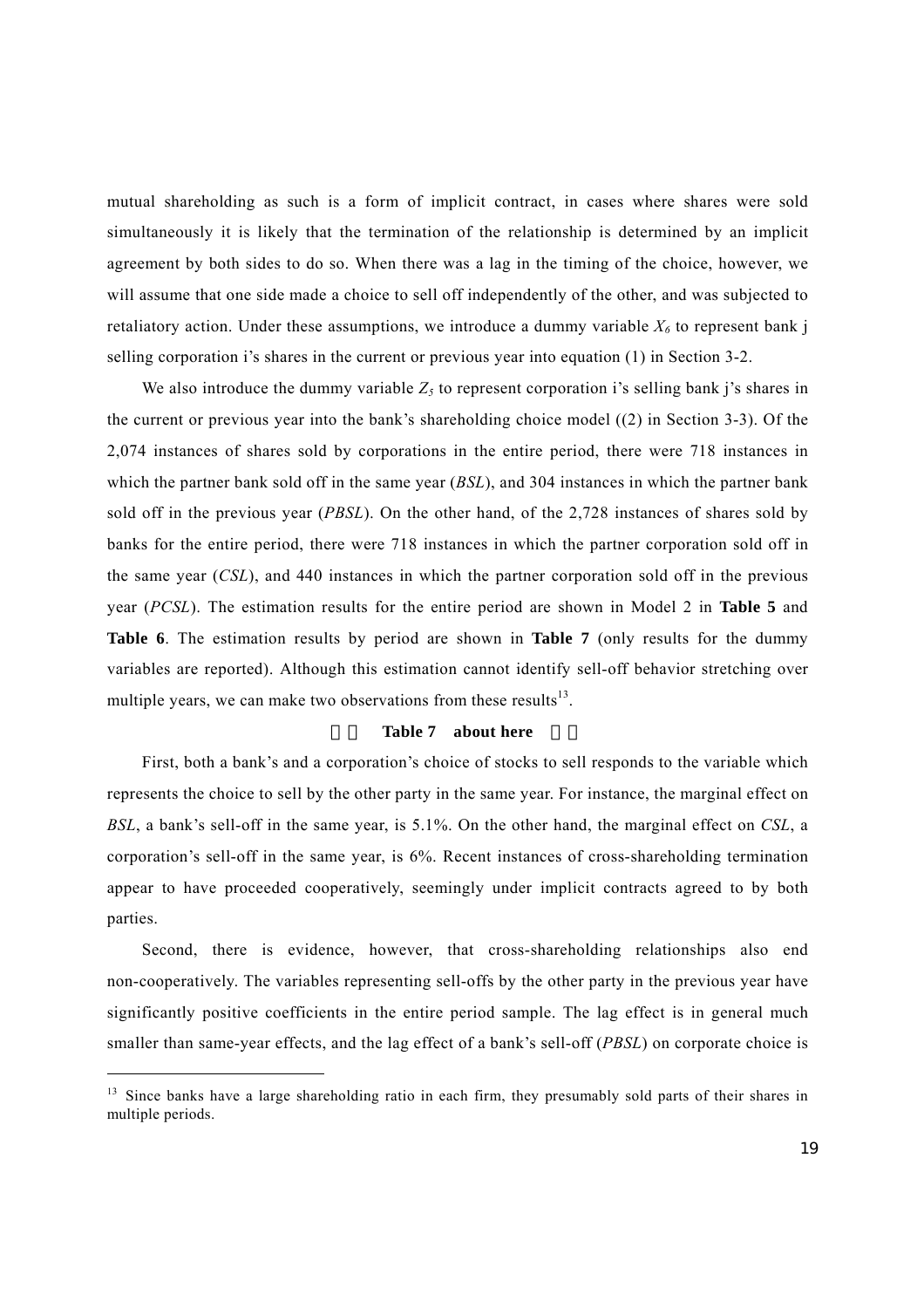mutual shareholding as such is a form of implicit contract, in cases where shares were sold simultaneously it is likely that the termination of the relationship is determined by an implicit agreement by both sides to do so. When there was a lag in the timing of the choice, however, we will assume that one side made a choice to sell off independently of the other, and was subjected to retaliatory action. Under these assumptions, we introduce a dummy variable $X_6$ to represent bank j selling corporation i's shares in the current or previous year into equation (1) in Section 3-2.

We also introduce the dummy variable $Z_5$ to represent corporation i's selling bank j's shares in the current or previous year into the bank's shareholding choice model ((2) in Section 3-3). Of the 2,074 instances of shares sold by corporations in the entire period, there were 718 instances in which the partner bank sold off in the same year (*BSL*), and 304 instances in which the partner bank sold off in the previous year (*PBSL*). On the other hand, of the 2,728 instances of shares sold by banks for the entire period, there were 718 instances in which the partner corporation sold off in the same year (*CSL*), and 440 instances in which the partner corporation sold off in the previous year (*PCSL*). The estimation results for the entire period are shown in Model 2 in **Table 5** and **Table 6**. The estimation results by period are shown in **Table 7** (only results for the dummy variables are reported). Although this estimation cannot identify sell-off behavior stretching over multiple years, we can make two observations from these results[13].

**Table 7 about here**

First, both a bank's and a corporation's choice of stocks to sell responds to the variable which represents the choice to sell by the other party in the same year. For instance, the marginal effect on *BSL*, a bank's sell-off in the same year, is 5.1%. On the other hand, the marginal effect on *CSL*, a corporation's sell-off in the same year, is 6%. Recent instances of cross-shareholding termination appear to have proceeded cooperatively, seemingly under implicit contracts agreed to by both parties.

Second, there is evidence, however, that cross-shareholding relationships also end non-cooperatively. The variables representing sell-offs by the other party in the previous year have significantly positive coefficients in the entire period sample. The lag effect is in general much smaller than same-year effects, and the lag effect of a bank's sell-off (*PBSL*) on corporate choice is

---

[13] Since banks have a large shareholding ratio in each firm, they presumably sold parts of their shares in multiple periods.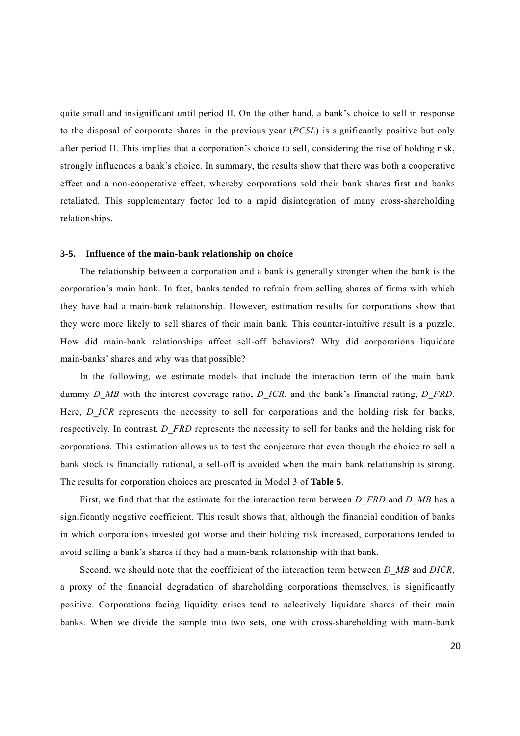quite small and insignificant until period II. On the other hand, a bank's choice to sell in response to the disposal of corporate shares in the previous year (*PCSL*) is significantly positive but only after period II. This implies that a corporation's choice to sell, considering the rise of holding risk, strongly influences a bank's choice. In summary, the results show that there was both a cooperative effect and a non-cooperative effect, whereby corporations sold their bank shares first and banks retaliated. This supplementary factor led to a rapid disintegration of many cross-shareholding relationships.

### 3-5. Influence of the main-bank relationship on choice

The relationship between a corporation and a bank is generally stronger when the bank is the corporation's main bank. In fact, banks tended to refrain from selling shares of firms with which they have had a main-bank relationship. However, estimation results for corporations show that they were more likely to sell shares of their main bank. This counter-intuitive result is a puzzle. How did main-bank relationships affect sell-off behaviors? Why did corporations liquidate main-banks' shares and why was that possible?

In the following, we estimate models that include the interaction term of the main bank dummy *D_MB* with the interest coverage ratio, *D_ICR*, and the bank's financial rating, *D_FRD*. Here, *D_ICR* represents the necessity to sell for corporations and the holding risk for banks, respectively. In contrast, *D_FRD* represents the necessity to sell for banks and the holding risk for corporations. This estimation allows us to test the conjecture that even though the choice to sell a bank stock is financially rational, a sell-off is avoided when the main bank relationship is strong. The results for corporation choices are presented in Model 3 of **Table 5**.

First, we find that that the estimate for the interaction term between *D_FRD* and *D_MB* has a significantly negative coefficient. This result shows that, although the financial condition of banks in which corporations invested got worse and their holding risk increased, corporations tended to avoid selling a bank's shares if they had a main-bank relationship with that bank.

Second, we should note that the coefficient of the interaction term between *D_MB* and *DICR*, a proxy of the financial degradation of shareholding corporations themselves, is significantly positive. Corporations facing liquidity crises tend to selectively liquidate shares of their main banks. When we divide the sample into two sets, one with cross-shareholding with main-bank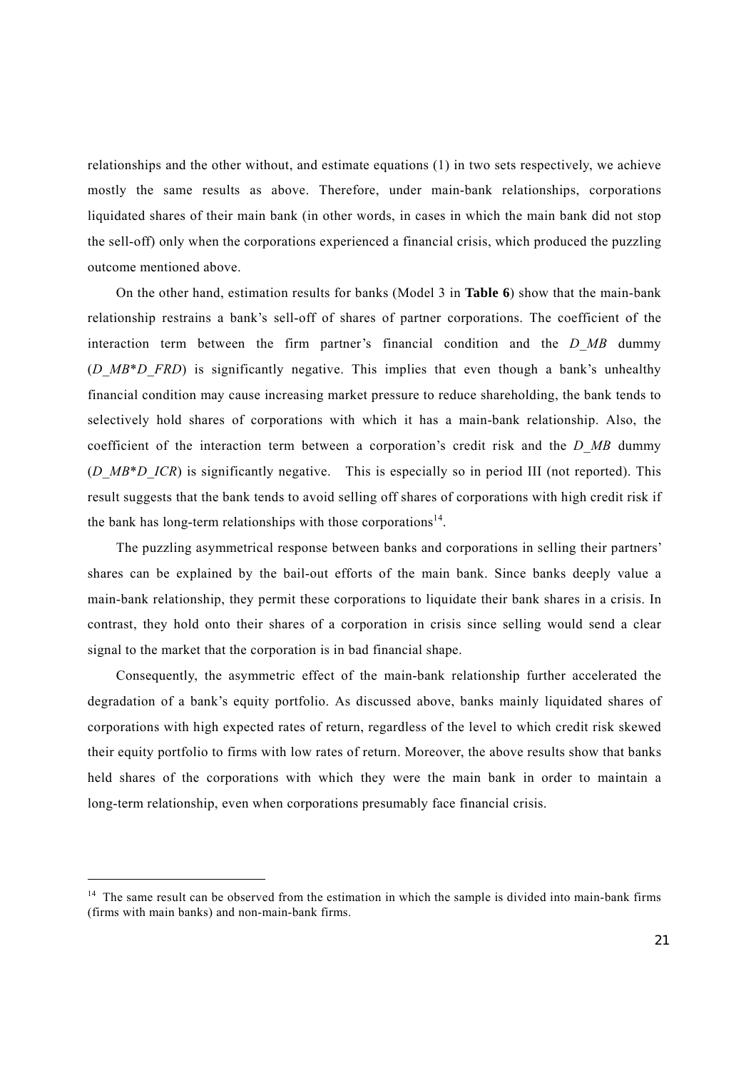relationships and the other without, and estimate equations (1) in two sets respectively, we achieve mostly the same results as above. Therefore, under main-bank relationships, corporations liquidated shares of their main bank (in other words, in cases in which the main bank did not stop the sell-off) only when the corporations experienced a financial crisis, which produced the puzzling outcome mentioned above.

On the other hand, estimation results for banks (Model 3 in **Table 6**) show that the main-bank relationship restrains a bank's sell-off of shares of partner corporations. The coefficient of the interaction term between the firm partner's financial condition and the *D_MB* dummy (*D_MB*\**D_FRD*) is significantly negative. This implies that even though a bank's unhealthy financial condition may cause increasing market pressure to reduce shareholding, the bank tends to selectively hold shares of corporations with which it has a main-bank relationship. Also, the coefficient of the interaction term between a corporation's credit risk and the *D_MB* dummy (*D_MB*\**D_ICR*) is significantly negative. This is especially so in period III (not reported). This result suggests that the bank tends to avoid selling off shares of corporations with high credit risk if the bank has long-term relationships with those corporations[14].

The puzzling asymmetrical response between banks and corporations in selling their partners' shares can be explained by the bail-out efforts of the main bank. Since banks deeply value a main-bank relationship, they permit these corporations to liquidate their bank shares in a crisis. In contrast, they hold onto their shares of a corporation in crisis since selling would send a clear signal to the market that the corporation is in bad financial shape.

Consequently, the asymmetric effect of the main-bank relationship further accelerated the degradation of a bank's equity portfolio. As discussed above, banks mainly liquidated shares of corporations with high expected rates of return, regardless of the level to which credit risk skewed their equity portfolio to firms with low rates of return. Moreover, the above results show that banks held shares of the corporations with which they were the main bank in order to maintain a long-term relationship, even when corporations presumably face financial crisis.

---

[14] The same result can be observed from the estimation in which the sample is divided into main-bank firms (firms with main banks) and non-main-bank firms.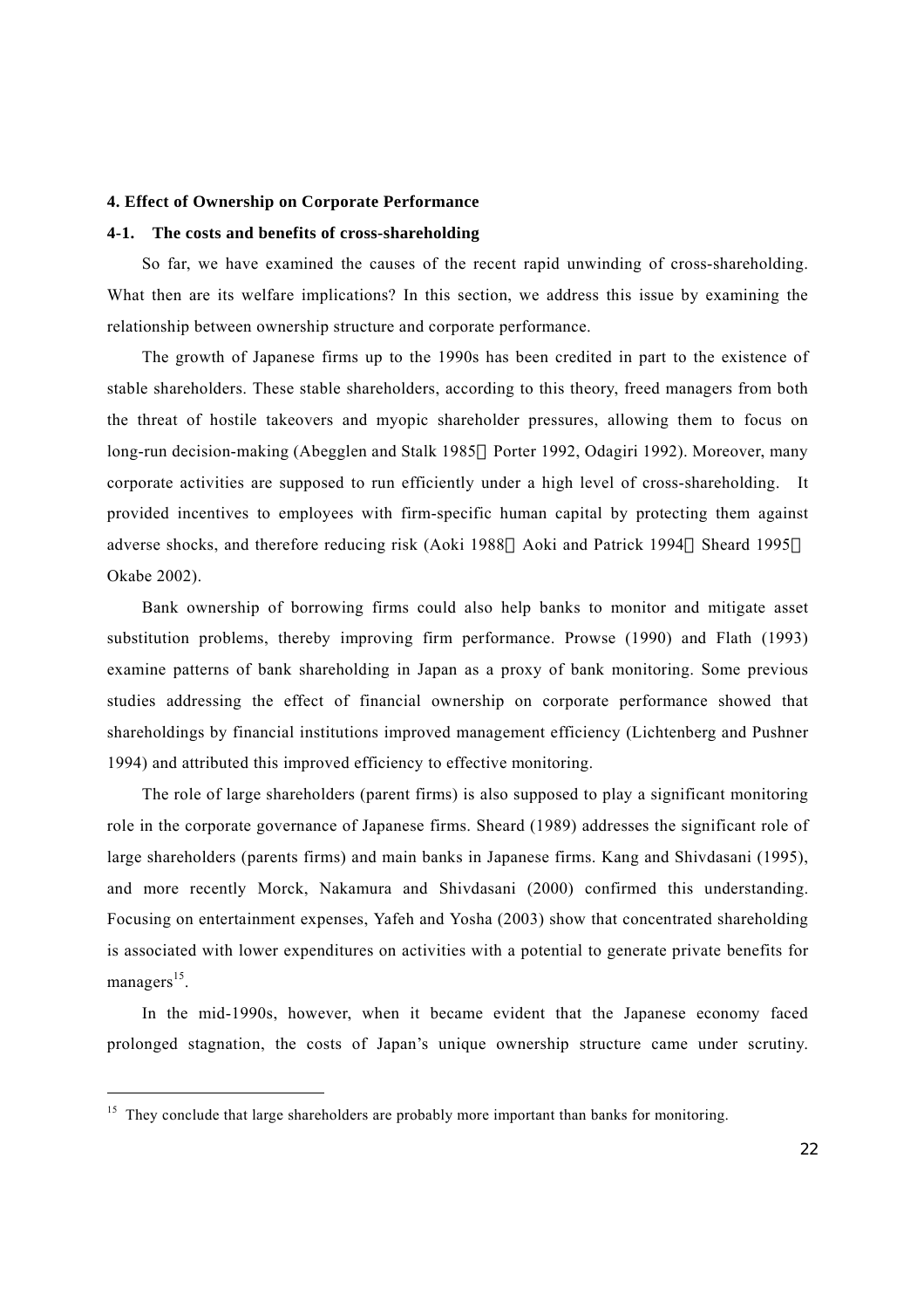### 4. Effect of Ownership on Corporate Performance

#### 4-1. The costs and benefits of cross-shareholding

So far, we have examined the causes of the recent rapid unwinding of cross-shareholding. What then are its welfare implications? In this section, we address this issue by examining the relationship between ownership structure and corporate performance.

The growth of Japanese firms up to the 1990s has been credited in part to the existence of stable shareholders. These stable shareholders, according to this theory, freed managers from both the threat of hostile takeovers and myopic shareholder pressures, allowing them to focus on long-run decision-making (Abegglen and Stalk 1985，Porter 1992, Odagiri 1992). Moreover, many corporate activities are supposed to run efficiently under a high level of cross-shareholding. It provided incentives to employees with firm-specific human capital by protecting them against adverse shocks, and therefore reducing risk (Aoki 1988，Aoki and Patrick 1994，Sheard 1995，Okabe 2002).

Bank ownership of borrowing firms could also help banks to monitor and mitigate asset substitution problems, thereby improving firm performance. Prowse (1990) and Flath (1993) examine patterns of bank shareholding in Japan as a proxy of bank monitoring. Some previous studies addressing the effect of financial ownership on corporate performance showed that shareholdings by financial institutions improved management efficiency (Lichtenberg and Pushner 1994) and attributed this improved efficiency to effective monitoring.

The role of large shareholders (parent firms) is also supposed to play a significant monitoring role in the corporate governance of Japanese firms. Sheard (1989) addresses the significant role of large shareholders (parents firms) and main banks in Japanese firms. Kang and Shivdasani (1995), and more recently Morck, Nakamura and Shivdasani (2000) confirmed this understanding. Focusing on entertainment expenses, Yafeh and Yosha (2003) show that concentrated shareholding is associated with lower expenditures on activities with a potential to generate private benefits for managers[15].

In the mid-1990s, however, when it became evident that the Japanese economy faced prolonged stagnation, the costs of Japan's unique ownership structure came under scrutiny.

---

[15] They conclude that large shareholders are probably more important than banks for monitoring.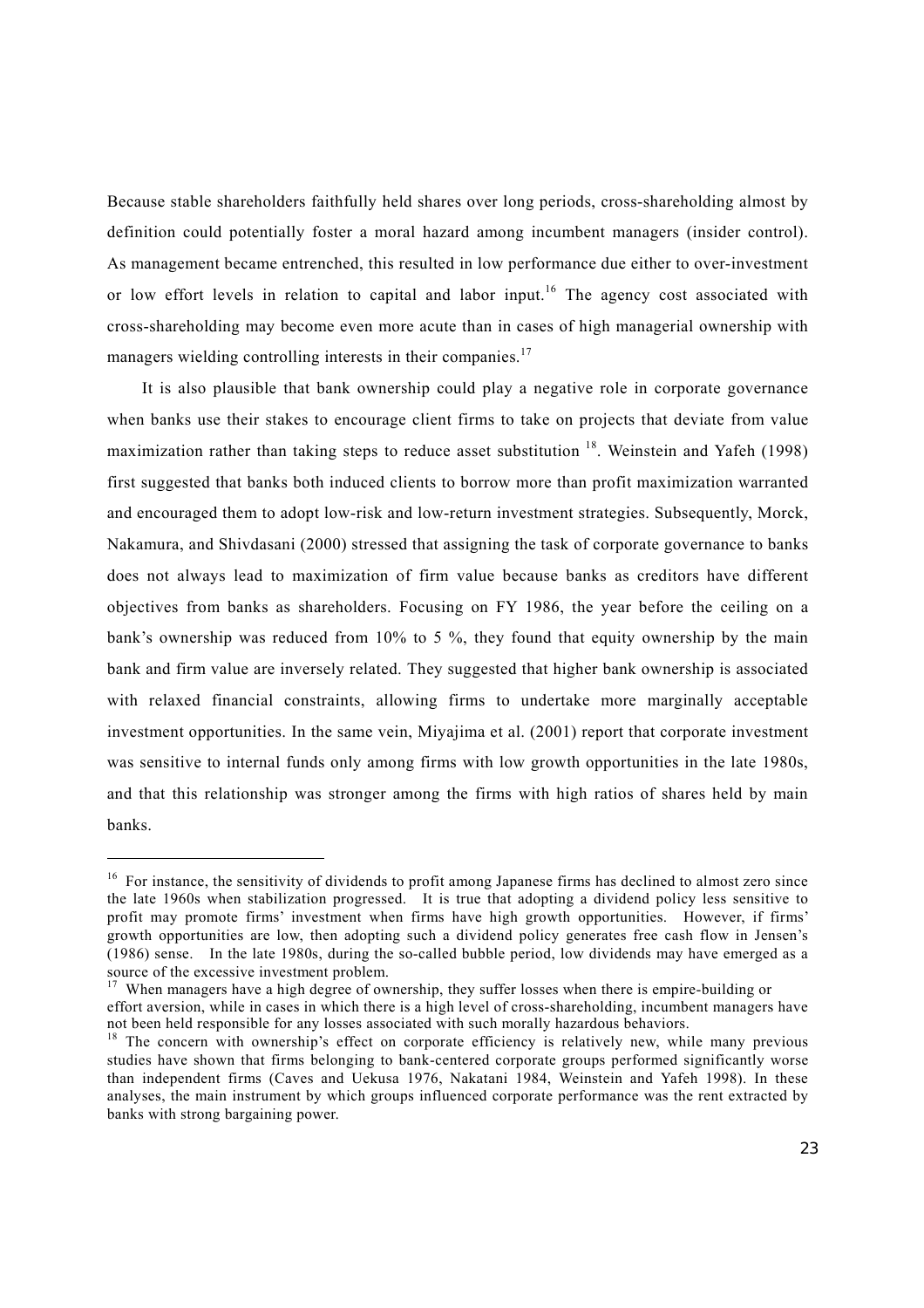Because stable shareholders faithfully held shares over long periods, cross-shareholding almost by definition could potentially foster a moral hazard among incumbent managers (insider control). As management became entrenched, this resulted in low performance due either to over-investment or low effort levels in relation to capital and labor input.[16] The agency cost associated with cross-shareholding may become even more acute than in cases of high managerial ownership with managers wielding controlling interests in their companies.[17]

It is also plausible that bank ownership could play a negative role in corporate governance when banks use their stakes to encourage client firms to take on projects that deviate from value maximization rather than taking steps to reduce asset substitution [18]. Weinstein and Yafeh (1998) first suggested that banks both induced clients to borrow more than profit maximization warranted and encouraged them to adopt low-risk and low-return investment strategies. Subsequently, Morck, Nakamura, and Shivdasani (2000) stressed that assigning the task of corporate governance to banks does not always lead to maximization of firm value because banks as creditors have different objectives from banks as shareholders. Focusing on FY 1986, the year before the ceiling on a bank's ownership was reduced from 10% to 5 %, they found that equity ownership by the main bank and firm value are inversely related. They suggested that higher bank ownership is associated with relaxed financial constraints, allowing firms to undertake more marginally acceptable investment opportunities. In the same vein, Miyajima et al. (2001) report that corporate investment was sensitive to internal funds only among firms with low growth opportunities in the late 1980s, and that this relationship was stronger among the firms with high ratios of shares held by main banks.

---

[16] For instance, the sensitivity of dividends to profit among Japanese firms has declined to almost zero since the late 1960s when stabilization progressed. It is true that adopting a dividend policy less sensitive to profit may promote firms' investment when firms have high growth opportunities. However, if firms' growth opportunities are low, then adopting such a dividend policy generates free cash flow in Jensen's (1986) sense. In the late 1980s, during the so-called bubble period, low dividends may have emerged as a source of the excessive investment problem.

[17] When managers have a high degree of ownership, they suffer losses when there is empire-building or effort aversion, while in cases in which there is a high level of cross-shareholding, incumbent managers have not been held responsible for any losses associated with such morally hazardous behaviors.

[18] The concern with ownership's effect on corporate efficiency is relatively new, while many previous studies have shown that firms belonging to bank-centered corporate groups performed significantly worse than independent firms (Caves and Uekusa 1976, Nakatani 1984, Weinstein and Yafeh 1998). In these analyses, the main instrument by which groups influenced corporate performance was the rent extracted by banks with strong bargaining power.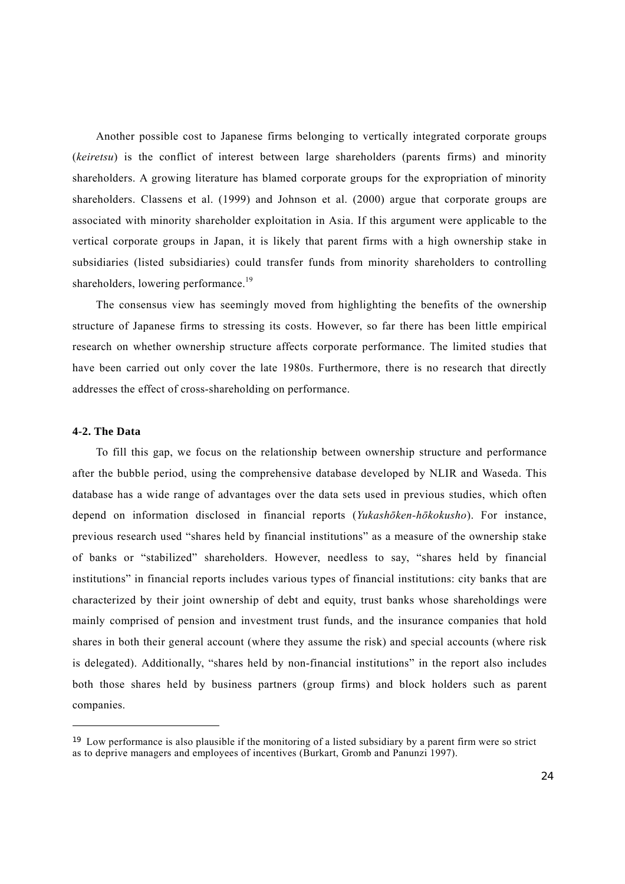Another possible cost to Japanese firms belonging to vertically integrated corporate groups (*keiretsu*) is the conflict of interest between large shareholders (parents firms) and minority shareholders. A growing literature has blamed corporate groups for the expropriation of minority shareholders. Classens et al. (1999) and Johnson et al. (2000) argue that corporate groups are associated with minority shareholder exploitation in Asia. If this argument were applicable to the vertical corporate groups in Japan, it is likely that parent firms with a high ownership stake in subsidiaries (listed subsidiaries) could transfer funds from minority shareholders to controlling shareholders, lowering performance.[19]

The consensus view has seemingly moved from highlighting the benefits of the ownership structure of Japanese firms to stressing its costs. However, so far there has been little empirical research on whether ownership structure affects corporate performance. The limited studies that have been carried out only cover the late 1980s. Furthermore, there is no research that directly addresses the effect of cross-shareholding on performance.

### 4-2. The Data

To fill this gap, we focus on the relationship between ownership structure and performance after the bubble period, using the comprehensive database developed by NLIR and Waseda. This database has a wide range of advantages over the data sets used in previous studies, which often depend on information disclosed in financial reports (*Yukashōken-hōkokusho*). For instance, previous research used "shares held by financial institutions" as a measure of the ownership stake of banks or "stabilized" shareholders. However, needless to say, "shares held by financial institutions" in financial reports includes various types of financial institutions: city banks that are characterized by their joint ownership of debt and equity, trust banks whose shareholdings were mainly comprised of pension and investment trust funds, and the insurance companies that hold shares in both their general account (where they assume the risk) and special accounts (where risk is delegated). Additionally, "shares held by non-financial institutions" in the report also includes both those shares held by business partners (group firms) and block holders such as parent companies.

---

[19] Low performance is also plausible if the monitoring of a listed subsidiary by a parent firm were so strict as to deprive managers and employees of incentives (Burkart, Gromb and Panunzi 1997).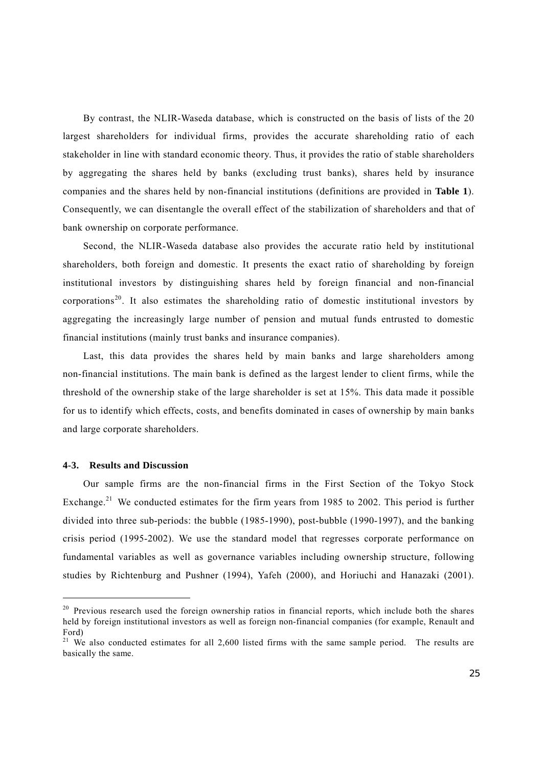By contrast, the NLIR-Waseda database, which is constructed on the basis of lists of the 20 largest shareholders for individual firms, provides the accurate shareholding ratio of each stakeholder in line with standard economic theory. Thus, it provides the ratio of stable shareholders by aggregating the shares held by banks (excluding trust banks), shares held by insurance companies and the shares held by non-financial institutions (definitions are provided in **Table 1**). Consequently, we can disentangle the overall effect of the stabilization of shareholders and that of bank ownership on corporate performance.

Second, the NLIR-Waseda database also provides the accurate ratio held by institutional shareholders, both foreign and domestic. It presents the exact ratio of shareholding by foreign institutional investors by distinguishing shares held by foreign financial and non-financial corporations[20]. It also estimates the shareholding ratio of domestic institutional investors by aggregating the increasingly large number of pension and mutual funds entrusted to domestic financial institutions (mainly trust banks and insurance companies).

Last, this data provides the shares held by main banks and large shareholders among non-financial institutions. The main bank is defined as the largest lender to client firms, while the threshold of the ownership stake of the large shareholder is set at 15%. This data made it possible for us to identify which effects, costs, and benefits dominated in cases of ownership by main banks and large corporate shareholders.

### 4-3. Results and Discussion

Our sample firms are the non-financial firms in the First Section of the Tokyo Stock Exchange.[21] We conducted estimates for the firm years from 1985 to 2002. This period is further divided into three sub-periods: the bubble (1985-1990), post-bubble (1990-1997), and the banking crisis period (1995-2002). We use the standard model that regresses corporate performance on fundamental variables as well as governance variables including ownership structure, following studies by Richtenburg and Pushner (1994), Yafeh (2000), and Horiuchi and Hanazaki (2001).

---

[20] Previous research used the foreign ownership ratios in financial reports, which include both the shares held by foreign institutional investors as well as foreign non-financial companies (for example, Renault and Ford)

[21] We also conducted estimates for all 2,600 listed firms with the same sample period. The results are basically the same.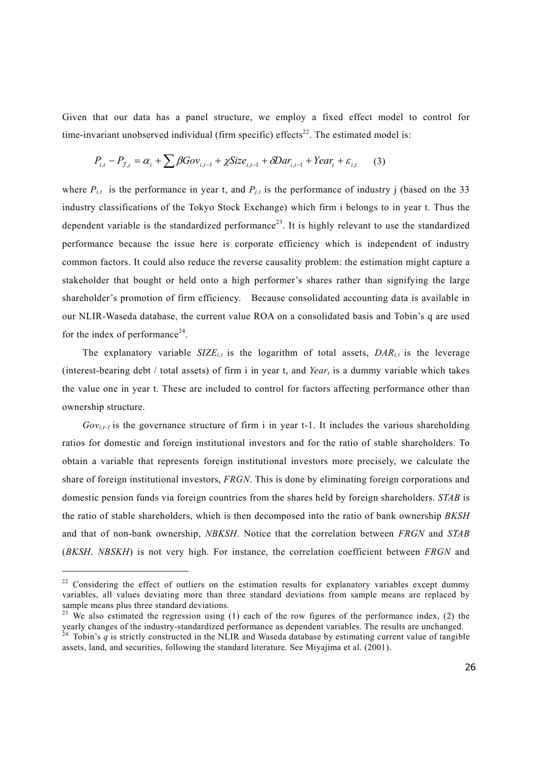Given that our data has a panel structure, we employ a fixed effect model to control for time-invariant unobserved individual (firm specific) effects[22]. The estimated model is:

$$P_{i,t} - P_{\bar{J},t} = \alpha_i + \sum \beta Gov_{i,t-1} + \chi Size_{i,t-1} + \delta Dar_{i,t-1} + Year_t + \varepsilon_{i,t} \qquad (3)$$

where $P_{i,t}$ is the performance in year t, and $P_{j,t}$ is the performance of industry j (based on the 33 industry classifications of the Tokyo Stock Exchange) which firm i belongs to in year t. Thus the dependent variable is the standardized performance[23]. It is highly relevant to use the standardized performance because the issue here is corporate efficiency which is independent of industry common factors. It could also reduce the reverse causality problem: the estimation might capture a stakeholder that bought or held onto a high performer's shares rather than signifying the large shareholder's promotion of firm efficiency. Because consolidated accounting data is available in our NLIR-Waseda database, the current value ROA on a consolidated basis and Tobin's q are used for the index of performance[24].

The explanatory variable $SIZE_{i,t}$ is the logarithm of total assets, $DAR_{i,t}$ is the leverage (interest-bearing debt / total assets) of firm i in year t, and $Year_t$ is a dummy variable which takes the value one in year t. These are included to control for factors affecting performance other than ownership structure.

$Gov_{i,t-1}$ is the governance structure of firm i in year t-1. It includes the various shareholding ratios for domestic and foreign institutional investors and for the ratio of stable shareholders. To obtain a variable that represents foreign institutional investors more precisely, we calculate the share of foreign institutional investors, *FRGN*. This is done by eliminating foreign corporations and domestic pension funds via foreign countries from the shares held by foreign shareholders. *STAB* is the ratio of stable shareholders, which is then decomposed into the ratio of bank ownership *BKSH* and that of non-bank ownership, *NBKSH*. Notice that the correlation between *FRGN* and *STAB* (*BKSH, NBSKH*) is not very high. For instance, the correlation coefficient between *FRGN* and

---

[22] Considering the effect of outliers on the estimation results for explanatory variables except dummy variables, all values deviating more than three standard deviations from sample means are replaced by sample means plus three standard deviations.

[23] We also estimated the regression using (1) each of the row figures of the performance index, (2) the yearly changes of the industry-standardized performance as dependent variables. The results are unchanged.

[24] Tobin's *q* is strictly constructed in the NLIR and Waseda database by estimating current value of tangible assets, land, and securities, following the standard literature. See Miyajima et al. (2001).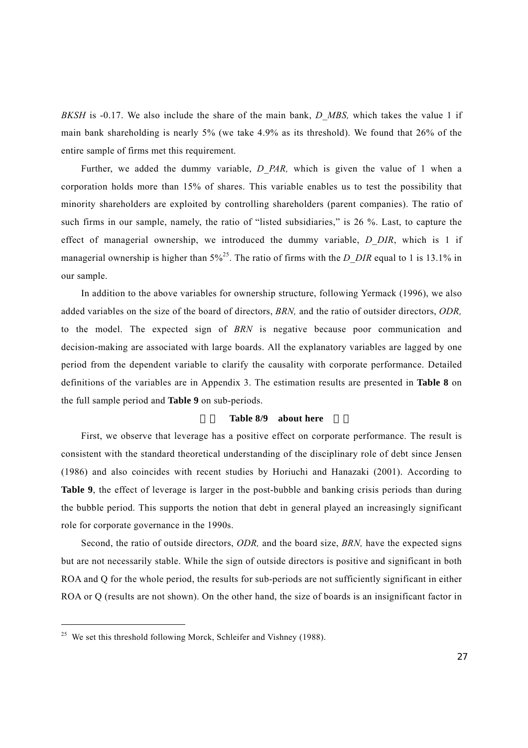*BKSH* is -0.17. We also include the share of the main bank, *D_MBS,* which takes the value 1 if main bank shareholding is nearly 5% (we take 4.9% as its threshold). We found that 26% of the entire sample of firms met this requirement.

Further, we added the dummy variable, *D_PAR,* which is given the value of 1 when a corporation holds more than 15% of shares. This variable enables us to test the possibility that minority shareholders are exploited by controlling shareholders (parent companies). The ratio of such firms in our sample, namely, the ratio of "listed subsidiaries," is 26 %. Last, to capture the effect of managerial ownership, we introduced the dummy variable, *D_DIR*, which is 1 if managerial ownership is higher than 5%[25]. The ratio of firms with the *D_DIR* equal to 1 is 13.1% in our sample.

In addition to the above variables for ownership structure, following Yermack (1996), we also added variables on the size of the board of directors, *BRN,* and the ratio of outsider directors, *ODR,* to the model. The expected sign of *BRN* is negative because poor communication and decision-making are associated with large boards. All the explanatory variables are lagged by one period from the dependent variable to clarify the causality with corporate performance. Detailed definitions of the variables are in Appendix 3. The estimation results are presented in **Table 8** on the full sample period and **Table 9** on sub-periods.

**Table 8/9 about here**

First, we observe that leverage has a positive effect on corporate performance. The result is consistent with the standard theoretical understanding of the disciplinary role of debt since Jensen (1986) and also coincides with recent studies by Horiuchi and Hanazaki (2001). According to **Table 9**, the effect of leverage is larger in the post-bubble and banking crisis periods than during the bubble period. This supports the notion that debt in general played an increasingly significant role for corporate governance in the 1990s.

Second, the ratio of outside directors, *ODR,* and the board size, *BRN,* have the expected signs but are not necessarily stable. While the sign of outside directors is positive and significant in both ROA and Q for the whole period, the results for sub-periods are not sufficiently significant in either ROA or Q (results are not shown). On the other hand, the size of boards is an insignificant factor in

---

[25] We set this threshold following Morck, Schleifer and Vishney (1988).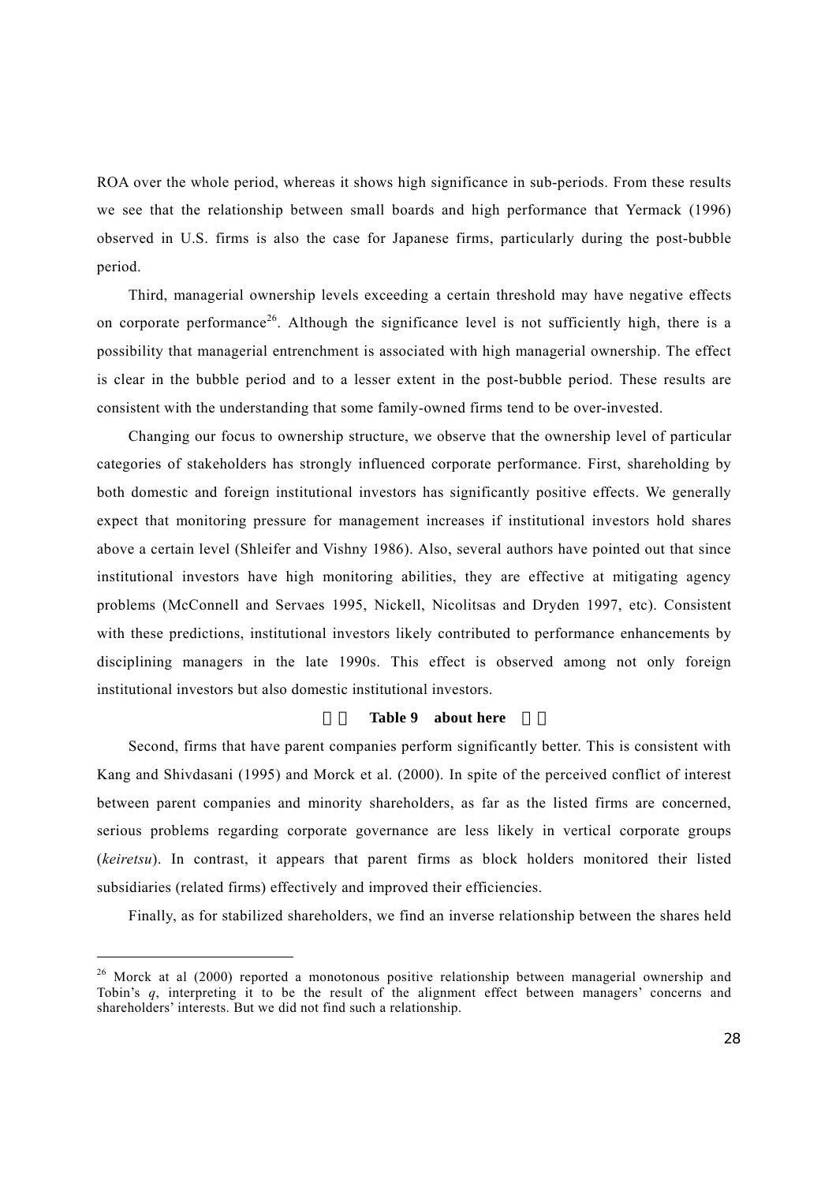ROA over the whole period, whereas it shows high significance in sub-periods. From these results we see that the relationship between small boards and high performance that Yermack (1996) observed in U.S. firms is also the case for Japanese firms, particularly during the post-bubble period.

Third, managerial ownership levels exceeding a certain threshold may have negative effects on corporate performance[26]. Although the significance level is not sufficiently high, there is a possibility that managerial entrenchment is associated with high managerial ownership. The effect is clear in the bubble period and to a lesser extent in the post-bubble period. These results are consistent with the understanding that some family-owned firms tend to be over-invested.

Changing our focus to ownership structure, we observe that the ownership level of particular categories of stakeholders has strongly influenced corporate performance. First, shareholding by both domestic and foreign institutional investors has significantly positive effects. We generally expect that monitoring pressure for management increases if institutional investors hold shares above a certain level (Shleifer and Vishny 1986). Also, several authors have pointed out that since institutional investors have high monitoring abilities, they are effective at mitigating agency problems (McConnell and Servaes 1995, Nickell, Nicolitsas and Dryden 1997, etc). Consistent with these predictions, institutional investors likely contributed to performance enhancements by disciplining managers in the late 1990s. This effect is observed among not only foreign institutional investors but also domestic institutional investors.

**Table 9 about here**

Second, firms that have parent companies perform significantly better. This is consistent with Kang and Shivdasani (1995) and Morck et al. (2000). In spite of the perceived conflict of interest between parent companies and minority shareholders, as far as the listed firms are concerned, serious problems regarding corporate governance are less likely in vertical corporate groups (*keiretsu*). In contrast, it appears that parent firms as block holders monitored their listed subsidiaries (related firms) effectively and improved their efficiencies.

Finally, as for stabilized shareholders, we find an inverse relationship between the shares held

---

[26] Morck at al (2000) reported a monotonous positive relationship between managerial ownership and Tobin's $q$, interpreting it to be the result of the alignment effect between managers' concerns and shareholders' interests. But we did not find such a relationship.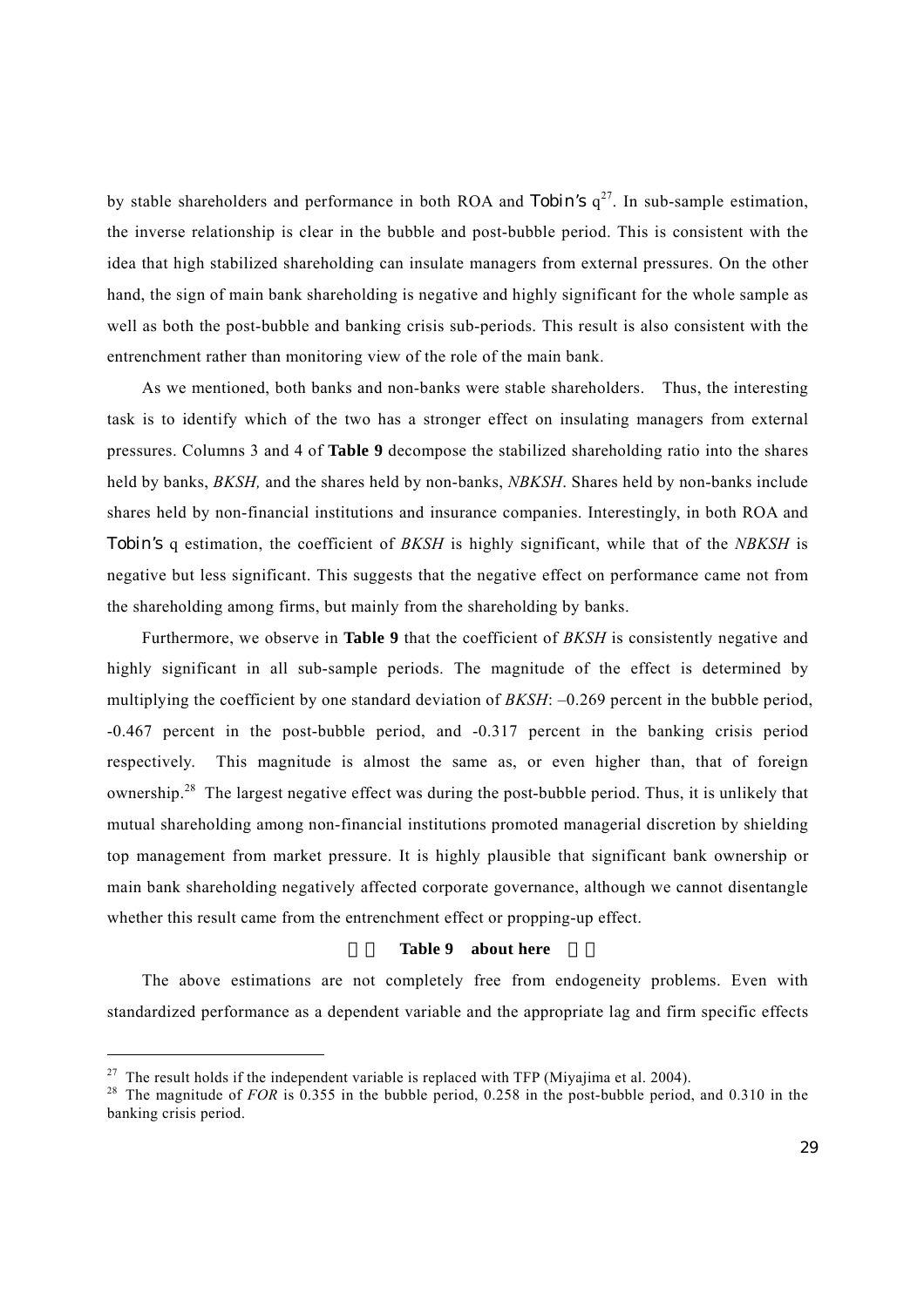by stable shareholders and performance in both ROA and Tobin's q[27]. In sub-sample estimation, the inverse relationship is clear in the bubble and post-bubble period. This is consistent with the idea that high stabilized shareholding can insulate managers from external pressures. On the other hand, the sign of main bank shareholding is negative and highly significant for the whole sample as well as both the post-bubble and banking crisis sub-periods. This result is also consistent with the entrenchment rather than monitoring view of the role of the main bank.

As we mentioned, both banks and non-banks were stable shareholders. Thus, the interesting task is to identify which of the two has a stronger effect on insulating managers from external pressures. Columns 3 and 4 of **Table 9** decompose the stabilized shareholding ratio into the shares held by banks, *BKSH,* and the shares held by non-banks, *NBKSH*. Shares held by non-banks include shares held by non-financial institutions and insurance companies. Interestingly, in both ROA and Tobin's q estimation, the coefficient of *BKSH* is highly significant, while that of the *NBKSH* is negative but less significant. This suggests that the negative effect on performance came not from the shareholding among firms, but mainly from the shareholding by banks.

Furthermore, we observe in **Table 9** that the coefficient of *BKSH* is consistently negative and highly significant in all sub-sample periods. The magnitude of the effect is determined by multiplying the coefficient by one standard deviation of *BKSH*: –0.269 percent in the bubble period, -0.467 percent in the post-bubble period, and -0.317 percent in the banking crisis period respectively. This magnitude is almost the same as, or even higher than, that of foreign ownership.[28] The largest negative effect was during the post-bubble period. Thus, it is unlikely that mutual shareholding among non-financial institutions promoted managerial discretion by shielding top management from market pressure. It is highly plausible that significant bank ownership or main bank shareholding negatively affected corporate governance, although we cannot disentangle whether this result came from the entrenchment effect or propping-up effect.

**Table 9 about here**

The above estimations are not completely free from endogeneity problems. Even with standardized performance as a dependent variable and the appropriate lag and firm specific effects

---

[27] The result holds if the independent variable is replaced with TFP (Miyajima et al. 2004).

[28] The magnitude of *FOR* is 0.355 in the bubble period, 0.258 in the post-bubble period, and 0.310 in the banking crisis period.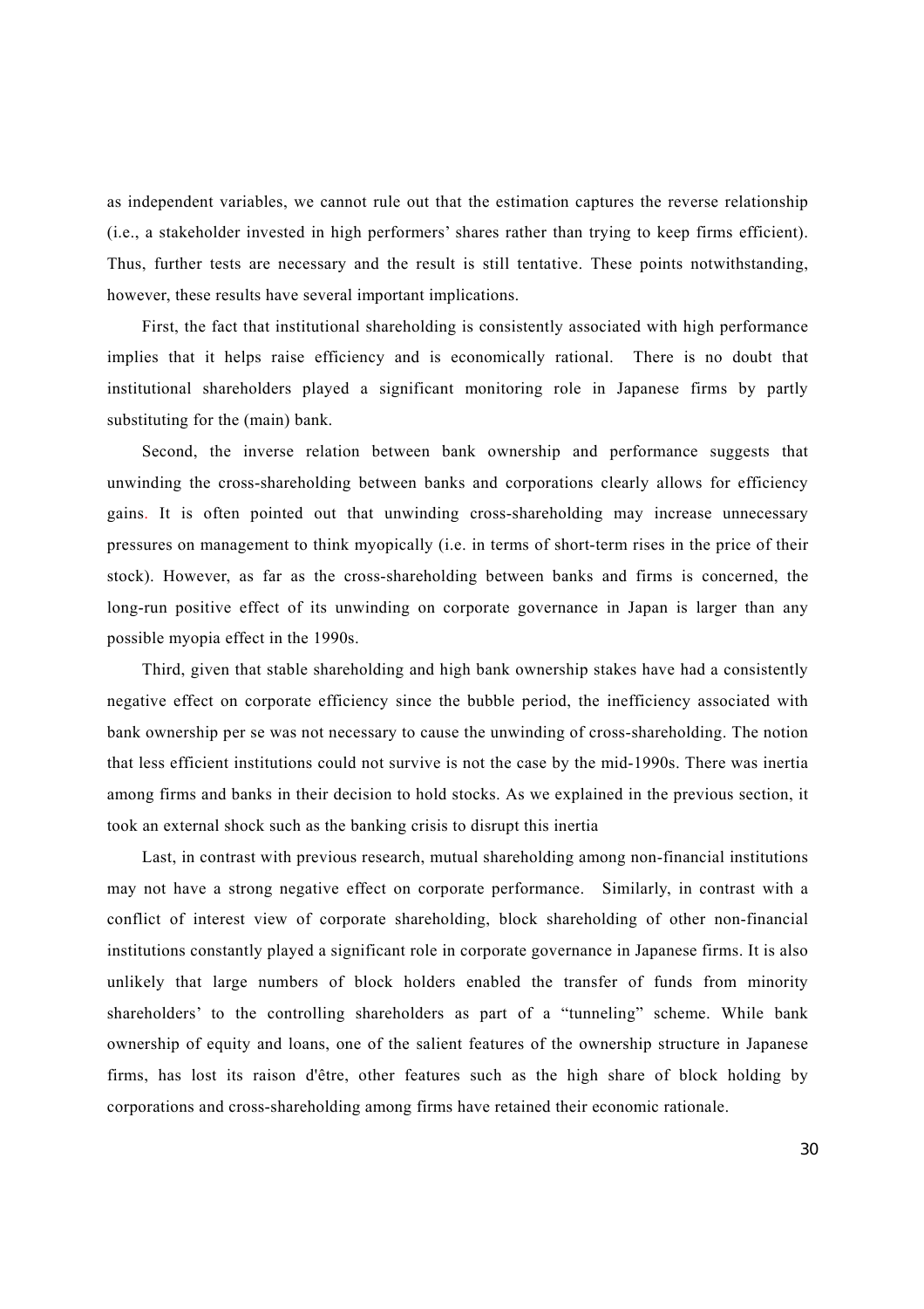as independent variables, we cannot rule out that the estimation captures the reverse relationship (i.e., a stakeholder invested in high performers' shares rather than trying to keep firms efficient). Thus, further tests are necessary and the result is still tentative. These points notwithstanding, however, these results have several important implications.

First, the fact that institutional shareholding is consistently associated with high performance implies that it helps raise efficiency and is economically rational. There is no doubt that institutional shareholders played a significant monitoring role in Japanese firms by partly substituting for the (main) bank.

Second, the inverse relation between bank ownership and performance suggests that unwinding the cross-shareholding between banks and corporations clearly allows for efficiency gains. It is often pointed out that unwinding cross-shareholding may increase unnecessary pressures on management to think myopically (i.e. in terms of short-term rises in the price of their stock). However, as far as the cross-shareholding between banks and firms is concerned, the long-run positive effect of its unwinding on corporate governance in Japan is larger than any possible myopia effect in the 1990s.

Third, given that stable shareholding and high bank ownership stakes have had a consistently negative effect on corporate efficiency since the bubble period, the inefficiency associated with bank ownership per se was not necessary to cause the unwinding of cross-shareholding. The notion that less efficient institutions could not survive is not the case by the mid-1990s. There was inertia among firms and banks in their decision to hold stocks. As we explained in the previous section, it took an external shock such as the banking crisis to disrupt this inertia

Last, in contrast with previous research, mutual shareholding among non-financial institutions may not have a strong negative effect on corporate performance. Similarly, in contrast with a conflict of interest view of corporate shareholding, block shareholding of other non-financial institutions constantly played a significant role in corporate governance in Japanese firms. It is also unlikely that large numbers of block holders enabled the transfer of funds from minority shareholders' to the controlling shareholders as part of a "tunneling" scheme. While bank ownership of equity and loans, one of the salient features of the ownership structure in Japanese firms, has lost its raison d'être, other features such as the high share of block holding by corporations and cross-shareholding among firms have retained their economic rationale.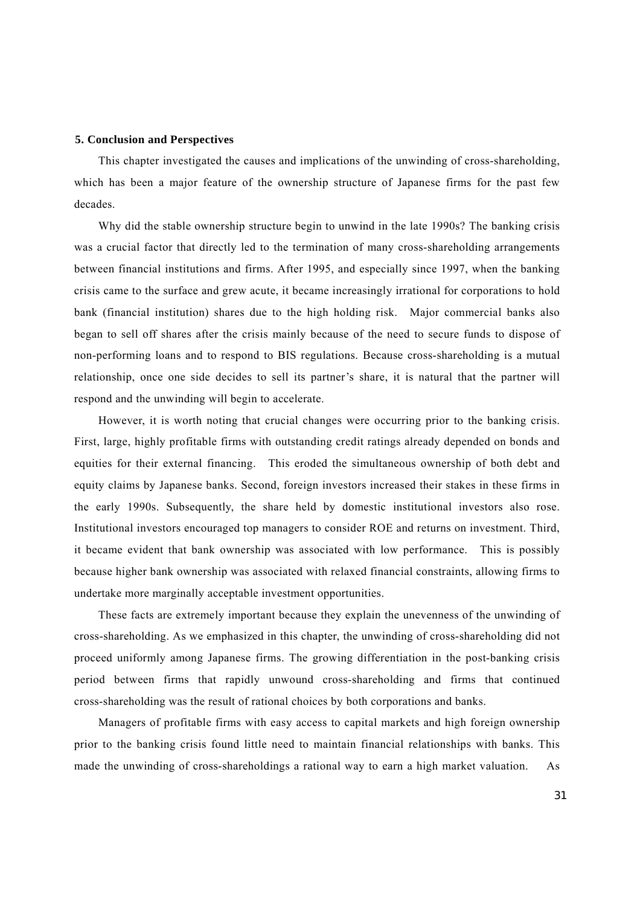## 5. Conclusion and Perspectives

This chapter investigated the causes and implications of the unwinding of cross-shareholding, which has been a major feature of the ownership structure of Japanese firms for the past few decades.

Why did the stable ownership structure begin to unwind in the late 1990s? The banking crisis was a crucial factor that directly led to the termination of many cross-shareholding arrangements between financial institutions and firms. After 1995, and especially since 1997, when the banking crisis came to the surface and grew acute, it became increasingly irrational for corporations to hold bank (financial institution) shares due to the high holding risk. Major commercial banks also began to sell off shares after the crisis mainly because of the need to secure funds to dispose of non-performing loans and to respond to BIS regulations. Because cross-shareholding is a mutual relationship, once one side decides to sell its partner's share, it is natural that the partner will respond and the unwinding will begin to accelerate.

However, it is worth noting that crucial changes were occurring prior to the banking crisis. First, large, highly profitable firms with outstanding credit ratings already depended on bonds and equities for their external financing. This eroded the simultaneous ownership of both debt and equity claims by Japanese banks. Second, foreign investors increased their stakes in these firms in the early 1990s. Subsequently, the share held by domestic institutional investors also rose. Institutional investors encouraged top managers to consider ROE and returns on investment. Third, it became evident that bank ownership was associated with low performance. This is possibly because higher bank ownership was associated with relaxed financial constraints, allowing firms to undertake more marginally acceptable investment opportunities.

These facts are extremely important because they explain the unevenness of the unwinding of cross-shareholding. As we emphasized in this chapter, the unwinding of cross-shareholding did not proceed uniformly among Japanese firms. The growing differentiation in the post-banking crisis period between firms that rapidly unwound cross-shareholding and firms that continued cross-shareholding was the result of rational choices by both corporations and banks.

Managers of profitable firms with easy access to capital markets and high foreign ownership prior to the banking crisis found little need to maintain financial relationships with banks. This made the unwinding of cross-shareholdings a rational way to earn a high market valuation. As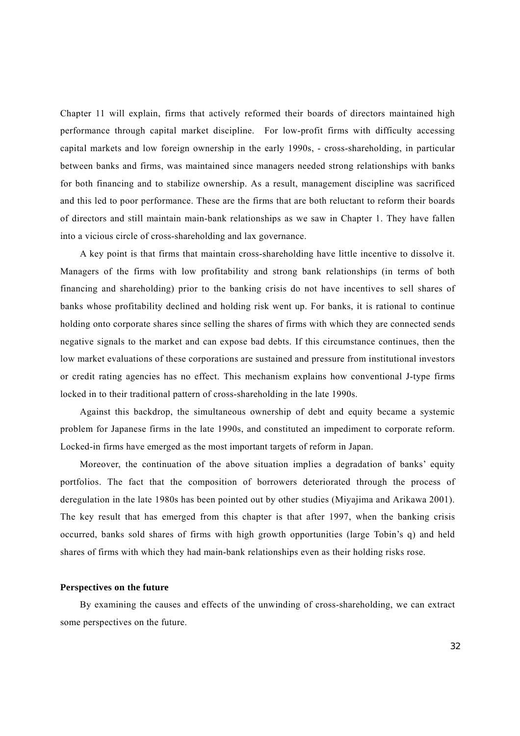Chapter 11 will explain, firms that actively reformed their boards of directors maintained high performance through capital market discipline. For low-profit firms with difficulty accessing capital markets and low foreign ownership in the early 1990s, - cross-shareholding, in particular between banks and firms, was maintained since managers needed strong relationships with banks for both financing and to stabilize ownership. As a result, management discipline was sacrificed and this led to poor performance. These are the firms that are both reluctant to reform their boards of directors and still maintain main-bank relationships as we saw in Chapter 1. They have fallen into a vicious circle of cross-shareholding and lax governance.

A key point is that firms that maintain cross-shareholding have little incentive to dissolve it. Managers of the firms with low profitability and strong bank relationships (in terms of both financing and shareholding) prior to the banking crisis do not have incentives to sell shares of banks whose profitability declined and holding risk went up. For banks, it is rational to continue holding onto corporate shares since selling the shares of firms with which they are connected sends negative signals to the market and can expose bad debts. If this circumstance continues, then the low market evaluations of these corporations are sustained and pressure from institutional investors or credit rating agencies has no effect. This mechanism explains how conventional J-type firms locked in to their traditional pattern of cross-shareholding in the late 1990s.

Against this backdrop, the simultaneous ownership of debt and equity became a systemic problem for Japanese firms in the late 1990s, and constituted an impediment to corporate reform. Locked-in firms have emerged as the most important targets of reform in Japan.

Moreover, the continuation of the above situation implies a degradation of banks' equity portfolios. The fact that the composition of borrowers deteriorated through the process of deregulation in the late 1980s has been pointed out by other studies (Miyajima and Arikawa 2001). The key result that has emerged from this chapter is that after 1997, when the banking crisis occurred, banks sold shares of firms with high growth opportunities (large Tobin's q) and held shares of firms with which they had main-bank relationships even as their holding risks rose.

**Perspectives on the future**

By examining the causes and effects of the unwinding of cross-shareholding, we can extract some perspectives on the future.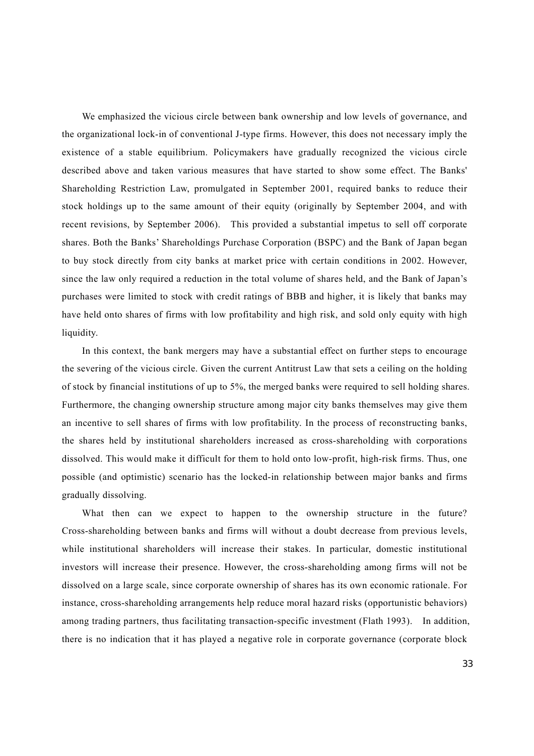We emphasized the vicious circle between bank ownership and low levels of governance, and the organizational lock-in of conventional J-type firms. However, this does not necessary imply the existence of a stable equilibrium. Policymakers have gradually recognized the vicious circle described above and taken various measures that have started to show some effect. The Banks' Shareholding Restriction Law, promulgated in September 2001, required banks to reduce their stock holdings up to the same amount of their equity (originally by September 2004, and with recent revisions, by September 2006). This provided a substantial impetus to sell off corporate shares. Both the Banks' Shareholdings Purchase Corporation (BSPC) and the Bank of Japan began to buy stock directly from city banks at market price with certain conditions in 2002. However, since the law only required a reduction in the total volume of shares held, and the Bank of Japan's purchases were limited to stock with credit ratings of BBB and higher, it is likely that banks may have held onto shares of firms with low profitability and high risk, and sold only equity with high liquidity.

In this context, the bank mergers may have a substantial effect on further steps to encourage the severing of the vicious circle. Given the current Antitrust Law that sets a ceiling on the holding of stock by financial institutions of up to 5%, the merged banks were required to sell holding shares. Furthermore, the changing ownership structure among major city banks themselves may give them an incentive to sell shares of firms with low profitability. In the process of reconstructing banks, the shares held by institutional shareholders increased as cross-shareholding with corporations dissolved. This would make it difficult for them to hold onto low-profit, high-risk firms. Thus, one possible (and optimistic) scenario has the locked-in relationship between major banks and firms gradually dissolving.

What then can we expect to happen to the ownership structure in the future? Cross-shareholding between banks and firms will without a doubt decrease from previous levels, while institutional shareholders will increase their stakes. In particular, domestic institutional investors will increase their presence. However, the cross-shareholding among firms will not be dissolved on a large scale, since corporate ownership of shares has its own economic rationale. For instance, cross-shareholding arrangements help reduce moral hazard risks (opportunistic behaviors) among trading partners, thus facilitating transaction-specific investment (Flath 1993). In addition, there is no indication that it has played a negative role in corporate governance (corporate block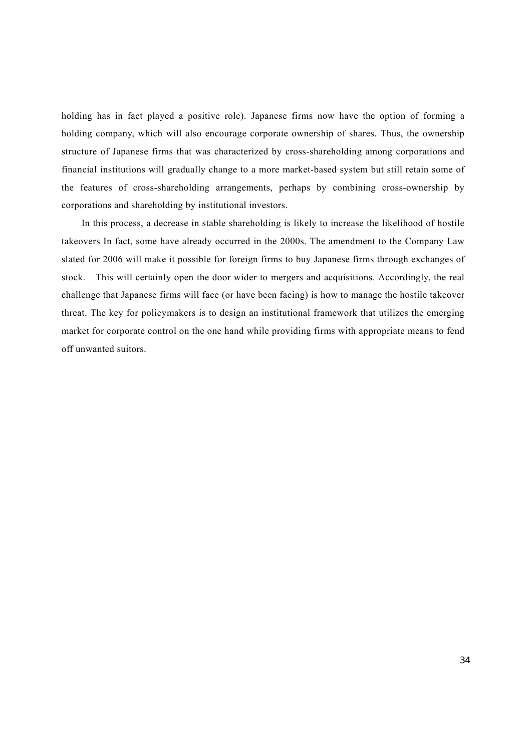holding has in fact played a positive role). Japanese firms now have the option of forming a holding company, which will also encourage corporate ownership of shares. Thus, the ownership structure of Japanese firms that was characterized by cross-shareholding among corporations and financial institutions will gradually change to a more market-based system but still retain some of the features of cross-shareholding arrangements, perhaps by combining cross-ownership by corporations and shareholding by institutional investors.

In this process, a decrease in stable shareholding is likely to increase the likelihood of hostile takeovers In fact, some have already occurred in the 2000s. The amendment to the Company Law slated for 2006 will make it possible for foreign firms to buy Japanese firms through exchanges of stock. This will certainly open the door wider to mergers and acquisitions. Accordingly, the real challenge that Japanese firms will face (or have been facing) is how to manage the hostile takeover threat. The key for policymakers is to design an institutional framework that utilizes the emerging market for corporate control on the one hand while providing firms with appropriate means to fend off unwanted suitors.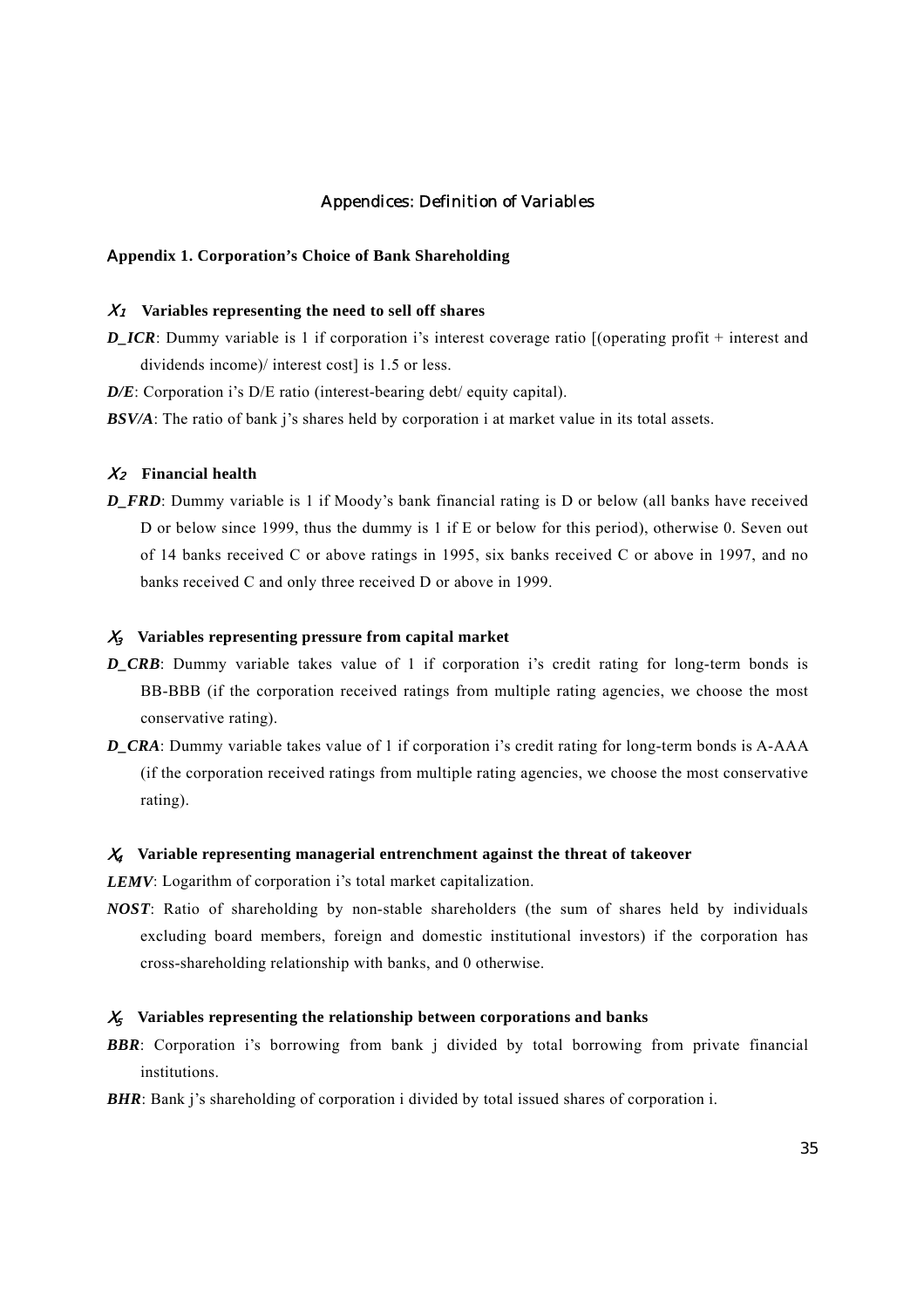# Appendices: Definition of Variables

## Appendix 1. Corporation's Choice of Bank Shareholding

### $X_1$ Variables representing the need to sell off shares

***D_ICR***: Dummy variable is 1 if corporation i's interest coverage ratio [(operating profit + interest and dividends income)/ interest cost] is 1.5 or less.

***D/E***: Corporation i's D/E ratio (interest-bearing debt/ equity capital).

***BSV/A***: The ratio of bank j's shares held by corporation i at market value in its total assets.

### $X_2$ Financial health

***D_FRD***: Dummy variable is 1 if Moody's bank financial rating is D or below (all banks have received D or below since 1999, thus the dummy is 1 if E or below for this period), otherwise 0. Seven out of 14 banks received C or above ratings in 1995, six banks received C or above in 1997, and no banks received C and only three received D or above in 1999.

### $X_3$ Variables representing pressure from capital market

***D_CRB***: Dummy variable takes value of 1 if corporation i's credit rating for long-term bonds is BB-BBB (if the corporation received ratings from multiple rating agencies, we choose the most conservative rating).

***D_CRA***: Dummy variable takes value of 1 if corporation i's credit rating for long-term bonds is A-AAA (if the corporation received ratings from multiple rating agencies, we choose the most conservative rating).

### $X_4$ Variable representing managerial entrenchment against the threat of takeover

***LEMV***: Logarithm of corporation i's total market capitalization.

***NOST***: Ratio of shareholding by non-stable shareholders (the sum of shares held by individuals excluding board members, foreign and domestic institutional investors) if the corporation has cross-shareholding relationship with banks, and 0 otherwise.

### $X_5$ Variables representing the relationship between corporations and banks

***BBR***: Corporation i's borrowing from bank j divided by total borrowing from private financial institutions.

***BHR***: Bank j's shareholding of corporation i divided by total issued shares of corporation i.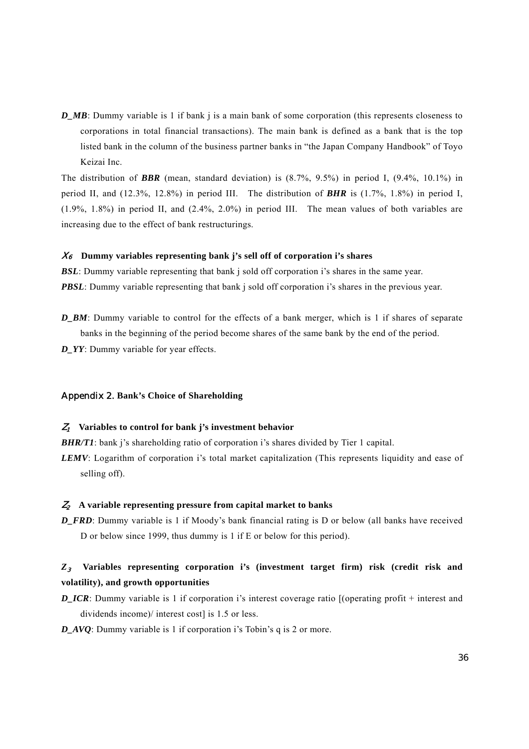***D_MB***: Dummy variable is 1 if bank j is a main bank of some corporation (this represents closeness to corporations in total financial transactions). The main bank is defined as a bank that is the top listed bank in the column of the business partner banks in "the Japan Company Handbook" of Toyo Keizai Inc.

The distribution of ***BBR*** (mean, standard deviation) is (8.7%, 9.5%) in period I, (9.4%, 10.1%) in period II, and (12.3%, 12.8%) in period III. The distribution of ***BHR*** is (1.7%, 1.8%) in period I, (1.9%, 1.8%) in period II, and (2.4%, 2.0%) in period III. The mean values of both variables are increasing due to the effect of bank restructurings.

#### $X_6$ Dummy variables representing bank j's sell off of corporation i's shares

***BSL***: Dummy variable representing that bank j sold off corporation i's shares in the same year.

***PBSL***: Dummy variable representing that bank j sold off corporation i's shares in the previous year.

***D_BM***: Dummy variable to control for the effects of a bank merger, which is 1 if shares of separate banks in the beginning of the period become shares of the same bank by the end of the period.

***D_YY***: Dummy variable for year effects.

### Appendix 2. Bank's Choice of Shareholding

#### $Z_1$ Variables to control for bank j's investment behavior

***BHR/T1***: bank j's shareholding ratio of corporation i's shares divided by Tier 1 capital.

***LEMV***: Logarithm of corporation i's total market capitalization (This represents liquidity and ease of selling off).

#### $Z_2$ A variable representing pressure from capital market to banks

***D_FRD***: Dummy variable is 1 if Moody's bank financial rating is D or below (all banks have received D or below since 1999, thus dummy is 1 if E or below for this period).

#### $Z_3$ Variables representing corporation i's (investment target firm) risk (credit risk and volatility), and growth opportunities

***D_ICR***: Dummy variable is 1 if corporation i's interest coverage ratio [(operating profit + interest and dividends income)/ interest cost] is 1.5 or less.

***D_AVQ***: Dummy variable is 1 if corporation i's Tobin's q is 2 or more.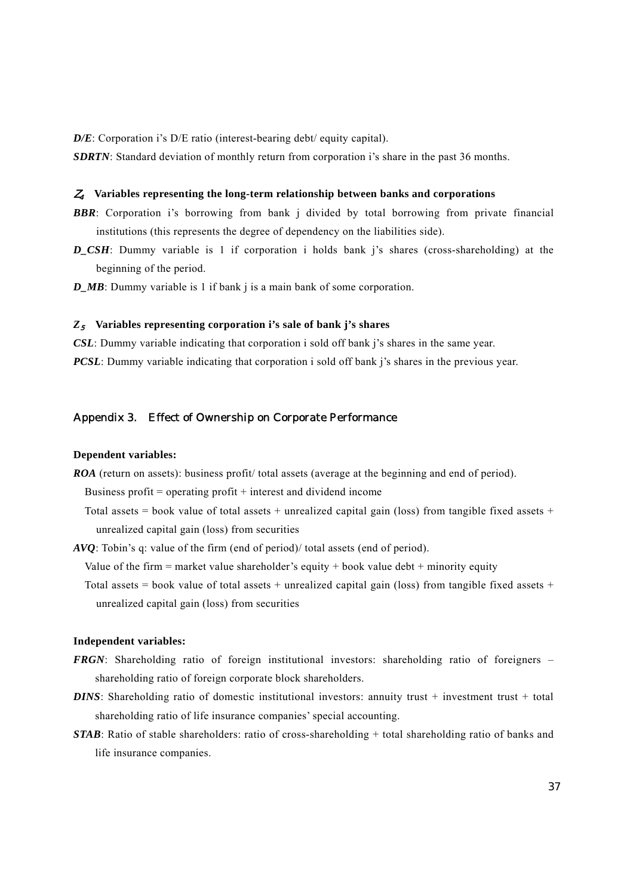***D/E***: Corporation i's D/E ratio (interest-bearing debt/ equity capital).

***SDRTN***: Standard deviation of monthly return from corporation i's share in the past 36 months.

**$Z_4$ Variables representing the long-term relationship between banks and corporations**

***BBR***: Corporation i's borrowing from bank j divided by total borrowing from private financial institutions (this represents the degree of dependency on the liabilities side).

***D_CSH***: Dummy variable is 1 if corporation i holds bank j's shares (cross-shareholding) at the beginning of the period.

***D_MB***: Dummy variable is 1 if bank j is a main bank of some corporation.

**$Z_5$ Variables representing corporation i's sale of bank j's shares**

***CSL***: Dummy variable indicating that corporation i sold off bank j's shares in the same year.

***PCSL***: Dummy variable indicating that corporation i sold off bank j's shares in the previous year.

## Appendix 3. Effect of Ownership on Corporate Performance

**Dependent variables:**

***ROA*** (return on assets): business profit/ total assets (average at the beginning and end of period).

Business profit = operating profit + interest and dividend income

Total assets = book value of total assets + unrealized capital gain (loss) from tangible fixed assets + unrealized capital gain (loss) from securities

***AVQ***: Tobin's q: value of the firm (end of period)/ total assets (end of period).

Value of the firm = market value shareholder's equity + book value debt + minority equity

Total assets = book value of total assets + unrealized capital gain (loss) from tangible fixed assets + unrealized capital gain (loss) from securities

**Independent variables:**

***FRGN***: Shareholding ratio of foreign institutional investors: shareholding ratio of foreigners – shareholding ratio of foreign corporate block shareholders.

***DINS***: Shareholding ratio of domestic institutional investors: annuity trust + investment trust + total shareholding ratio of life insurance companies' special accounting.

***STAB***: Ratio of stable shareholders: ratio of cross-shareholding + total shareholding ratio of banks and life insurance companies.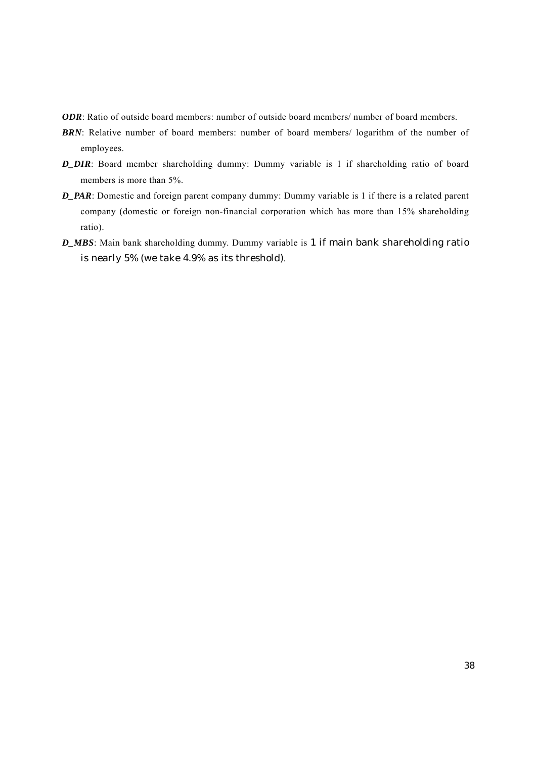***ODR***: Ratio of outside board members: number of outside board members/ number of board members.

***BRN***: Relative number of board members: number of board members/ logarithm of the number of employees.

***D_DIR***: Board member shareholding dummy: Dummy variable is 1 if shareholding ratio of board members is more than 5%.

***D_PAR***: Domestic and foreign parent company dummy: Dummy variable is 1 if there is a related parent company (domestic or foreign non-financial corporation which has more than 15% shareholding ratio).

***D_MBS***: Main bank shareholding dummy. Dummy variable is 1 if main bank shareholding ratio is nearly 5% (we take 4.9% as its threshold).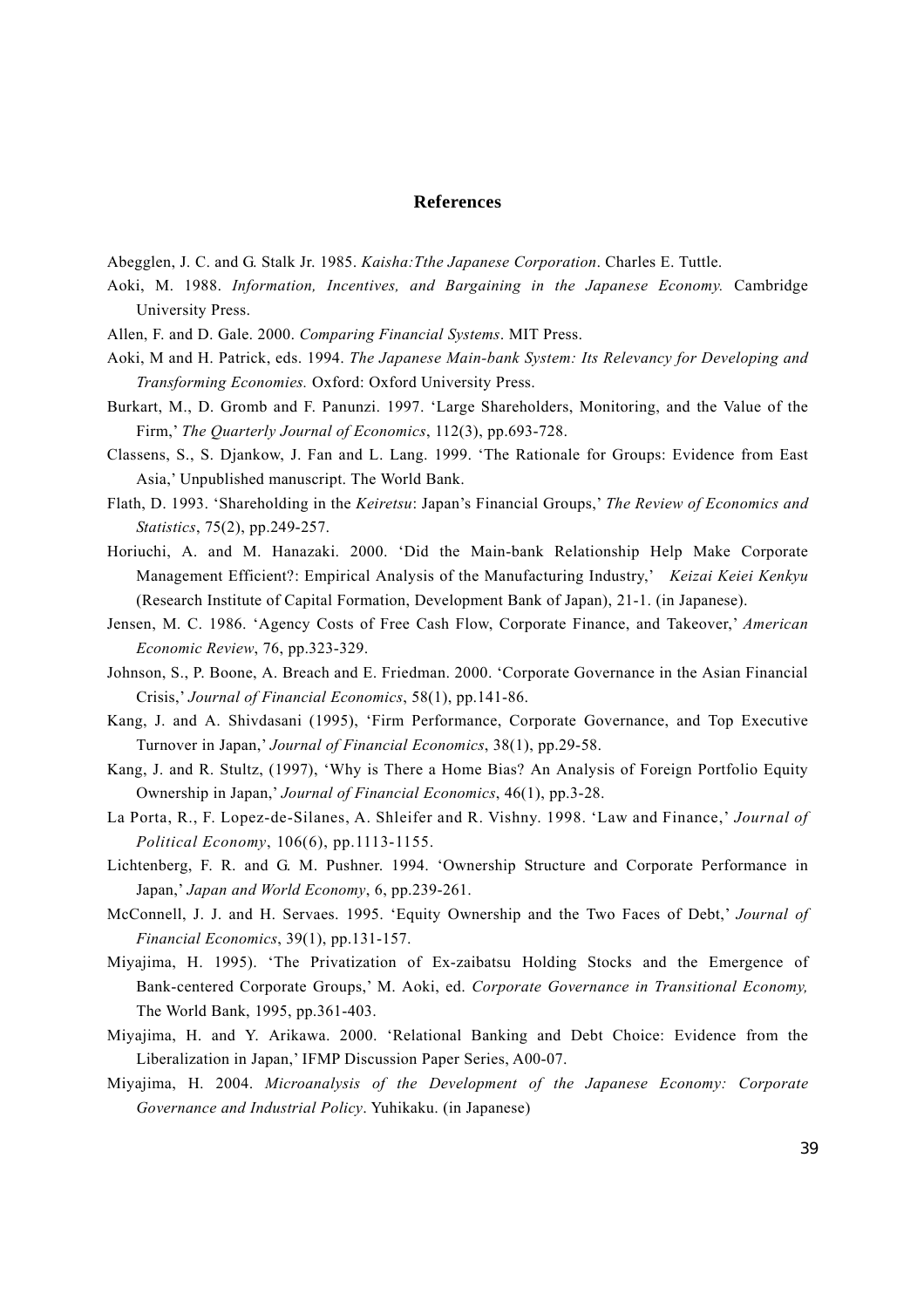## References

Abegglen, J. C. and G. Stalk Jr. 1985. *Kaisha:Tthe Japanese Corporation*. Charles E. Tuttle.

Aoki, M. 1988. *Information, Incentives, and Bargaining in the Japanese Economy.* Cambridge University Press.

Allen, F. and D. Gale. 2000. *Comparing Financial Systems*. MIT Press.

Aoki, M and H. Patrick, eds. 1994. *The Japanese Main-bank System: Its Relevancy for Developing and Transforming Economies.* Oxford: Oxford University Press.

Burkart, M., D. Gromb and F. Panunzi. 1997. 'Large Shareholders, Monitoring, and the Value of the Firm,' *The Quarterly Journal of Economics*, 112(3), pp.693-728.

Classens, S., S. Djankow, J. Fan and L. Lang. 1999. 'The Rationale for Groups: Evidence from East Asia,' Unpublished manuscript. The World Bank.

Flath, D. 1993. 'Shareholding in the *Keiretsu*: Japan's Financial Groups,' *The Review of Economics and Statistics*, 75(2), pp.249-257.

Horiuchi, A. and M. Hanazaki. 2000. 'Did the Main-bank Relationship Help Make Corporate Management Efficient?: Empirical Analysis of the Manufacturing Industry,' *Keizai Keiei Kenkyu* (Research Institute of Capital Formation, Development Bank of Japan), 21-1. (in Japanese).

Jensen, M. C. 1986. 'Agency Costs of Free Cash Flow, Corporate Finance, and Takeover,' *American Economic Review*, 76, pp.323-329.

Johnson, S., P. Boone, A. Breach and E. Friedman. 2000. 'Corporate Governance in the Asian Financial Crisis,' *Journal of Financial Economics*, 58(1), pp.141-86.

Kang, J. and A. Shivdasani (1995), 'Firm Performance, Corporate Governance, and Top Executive Turnover in Japan,' *Journal of Financial Economics*, 38(1), pp.29-58.

Kang, J. and R. Stultz, (1997), 'Why is There a Home Bias? An Analysis of Foreign Portfolio Equity Ownership in Japan,' *Journal of Financial Economics*, 46(1), pp.3-28.

La Porta, R., F. Lopez-de-Silanes, A. Shleifer and R. Vishny. 1998. 'Law and Finance,' *Journal of Political Economy*, 106(6), pp.1113-1155.

Lichtenberg, F. R. and G. M. Pushner. 1994. 'Ownership Structure and Corporate Performance in Japan,' *Japan and World Economy*, 6, pp.239-261.

McConnell, J. J. and H. Servaes. 1995. 'Equity Ownership and the Two Faces of Debt,' *Journal of Financial Economics*, 39(1), pp.131-157.

Miyajima, H. 1995). 'The Privatization of Ex-zaibatsu Holding Stocks and the Emergence of Bank-centered Corporate Groups,' M. Aoki, ed. *Corporate Governance in Transitional Economy,* The World Bank, 1995, pp.361-403.

Miyajima, H. and Y. Arikawa. 2000. 'Relational Banking and Debt Choice: Evidence from the Liberalization in Japan,' IFMP Discussion Paper Series, A00-07.

Miyajima, H. 2004. *Microanalysis of the Development of the Japanese Economy: Corporate Governance and Industrial Policy*. Yuhikaku. (in Japanese)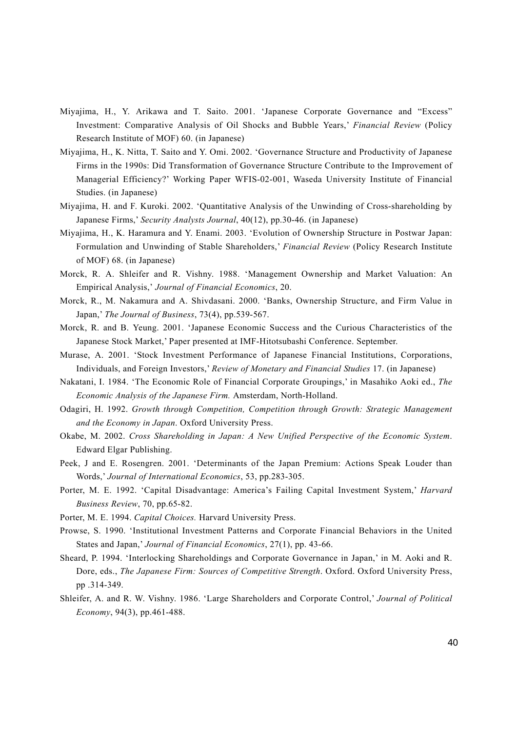Miyajima, H., Y. Arikawa and T. Saito. 2001. 'Japanese Corporate Governance and "Excess" Investment: Comparative Analysis of Oil Shocks and Bubble Years,' *Financial Review* (Policy Research Institute of MOF) 60. (in Japanese)

Miyajima, H., K. Nitta, T. Saito and Y. Omi. 2002. 'Governance Structure and Productivity of Japanese Firms in the 1990s: Did Transformation of Governance Structure Contribute to the Improvement of Managerial Efficiency?' Working Paper WFIS-02-001, Waseda University Institute of Financial Studies. (in Japanese)

Miyajima, H. and F. Kuroki. 2002. 'Quantitative Analysis of the Unwinding of Cross-shareholding by Japanese Firms,' *Security Analysts Journal*, 40(12), pp.30-46. (in Japanese)

Miyajima, H., K. Haramura and Y. Enami. 2003. 'Evolution of Ownership Structure in Postwar Japan: Formulation and Unwinding of Stable Shareholders,' *Financial Review* (Policy Research Institute of MOF) 68. (in Japanese)

Morck, R. A. Shleifer and R. Vishny. 1988. 'Management Ownership and Market Valuation: An Empirical Analysis,' *Journal of Financial Economics*, 20.

Morck, R., M. Nakamura and A. Shivdasani. 2000. 'Banks, Ownership Structure, and Firm Value in Japan,' *The Journal of Business*, 73(4), pp.539-567.

Morck, R. and B. Yeung. 2001. 'Japanese Economic Success and the Curious Characteristics of the Japanese Stock Market,' Paper presented at IMF-Hitotsubashi Conference. September.

Murase, A. 2001. 'Stock Investment Performance of Japanese Financial Institutions, Corporations, Individuals, and Foreign Investors,' *Review of Monetary and Financial Studies* 17. (in Japanese)

Nakatani, I. 1984. 'The Economic Role of Financial Corporate Groupings,' in Masahiko Aoki ed., *The Economic Analysis of the Japanese Firm.* Amsterdam, North-Holland.

Odagiri, H. 1992. *Growth through Competition, Competition through Growth: Strategic Management and the Economy in Japan*. Oxford University Press.

Okabe, M. 2002. *Cross Shareholding in Japan: A New Unified Perspective of the Economic System*. Edward Elgar Publishing.

Peek, J and E. Rosengren. 2001. 'Determinants of the Japan Premium: Actions Speak Louder than Words,' *Journal of International Economics*, 53, pp.283-305.

Porter, M. E. 1992. 'Capital Disadvantage: America's Failing Capital Investment System,' *Harvard Business Review*, 70, pp.65-82.

Porter, M. E. 1994. *Capital Choices.* Harvard University Press.

Prowse, S. 1990. 'Institutional Investment Patterns and Corporate Financial Behaviors in the United States and Japan,' *Journal of Financial Economics*, 27(1), pp. 43-66.

Sheard, P. 1994. 'Interlocking Shareholdings and Corporate Governance in Japan,' in M. Aoki and R. Dore, eds., *The Japanese Firm: Sources of Competitive Strength*. Oxford. Oxford University Press, pp .314-349.

Shleifer, A. and R. W. Vishny. 1986. 'Large Shareholders and Corporate Control,' *Journal of Political Economy*, 94(3), pp.461-488.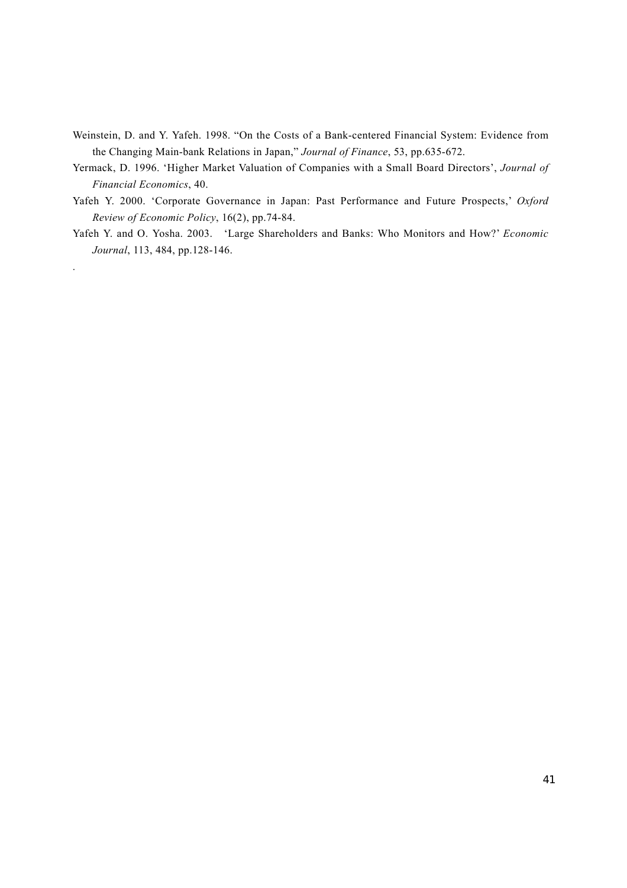Weinstein, D. and Y. Yafeh. 1998. "On the Costs of a Bank-centered Financial System: Evidence from the Changing Main-bank Relations in Japan," *Journal of Finance*, 53, pp.635-672.

Yermack, D. 1996. 'Higher Market Valuation of Companies with a Small Board Directors', *Journal of Financial Economics*, 40.

Yafeh Y. 2000. 'Corporate Governance in Japan: Past Performance and Future Prospects,' *Oxford Review of Economic Policy*, 16(2), pp.74-84.

Yafeh Y. and O. Yosha. 2003. 'Large Shareholders and Banks: Who Monitors and How?' *Economic Journal*, 113, 484, pp.128-146.

.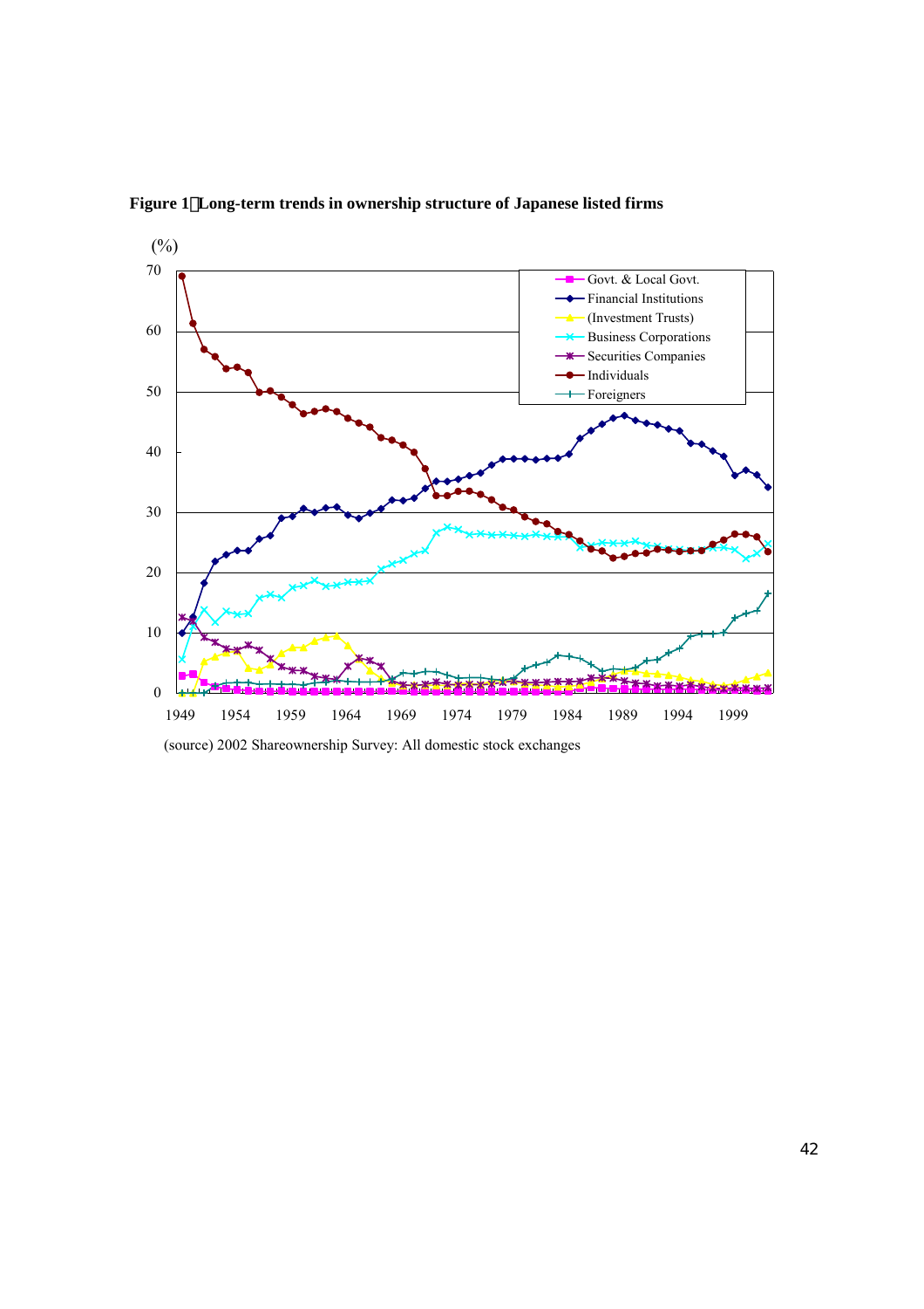**Figure 1　Long-term trends in ownership structure of Japanese listed firms**

(source) 2002 Shareownership Survey: All domestic stock exchanges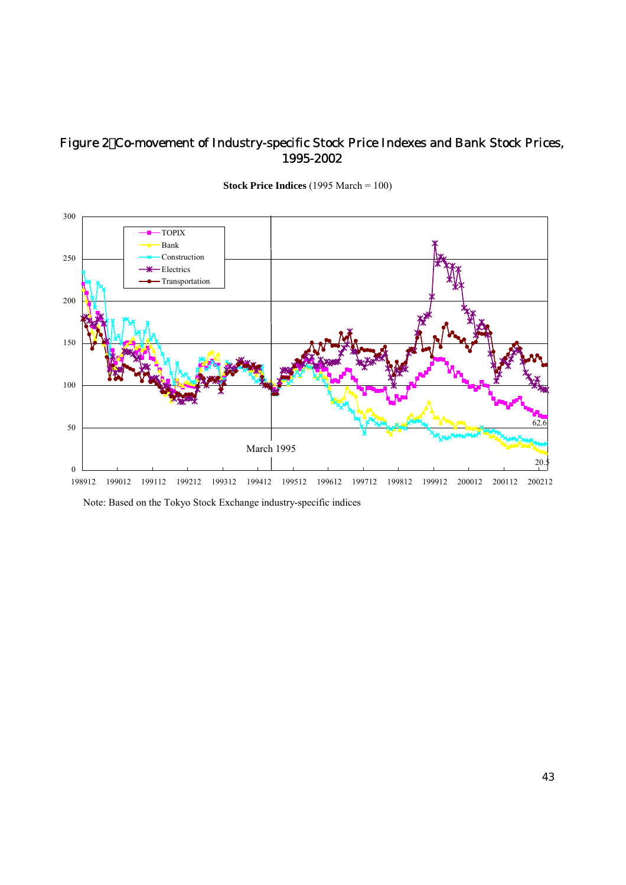# Figure 2　Co-movement of Industry-specific Stock Price Indexes and Bank Stock Prices, 1995-2002

**Stock Price Indices** (1995 March = 100)

Note: Based on the Tokyo Stock Exchange industry-specific indices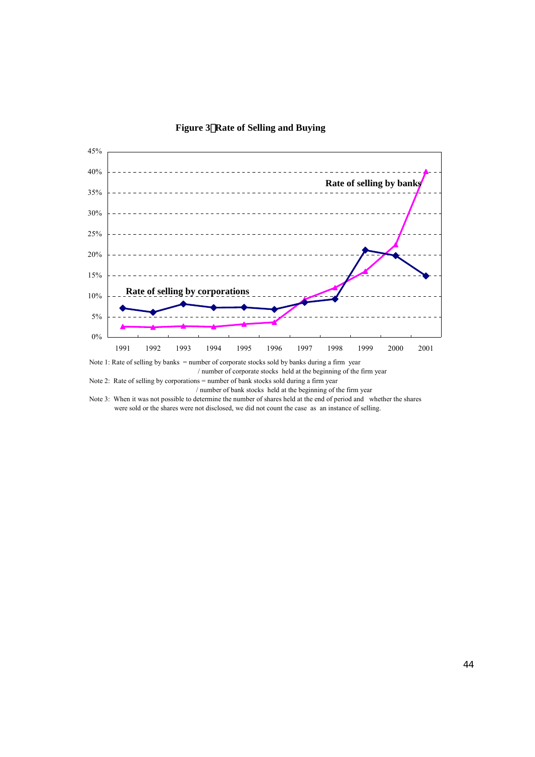**Figure 3 Rate of Selling and Buying**

Note 1: Rate of selling by banks = number of corporate stocks sold by banks during a firm year / number of corporate stocks held at the beginning of the firm year

Note 2: Rate of selling by corporations = number of bank stocks sold during a firm year / number of bank stocks held at the beginning of the firm year

Note 3: When it was not possible to determine the number of shares held at the end of period and whether the shares were sold or the shares were not disclosed, we did not count the case as an instance of selling.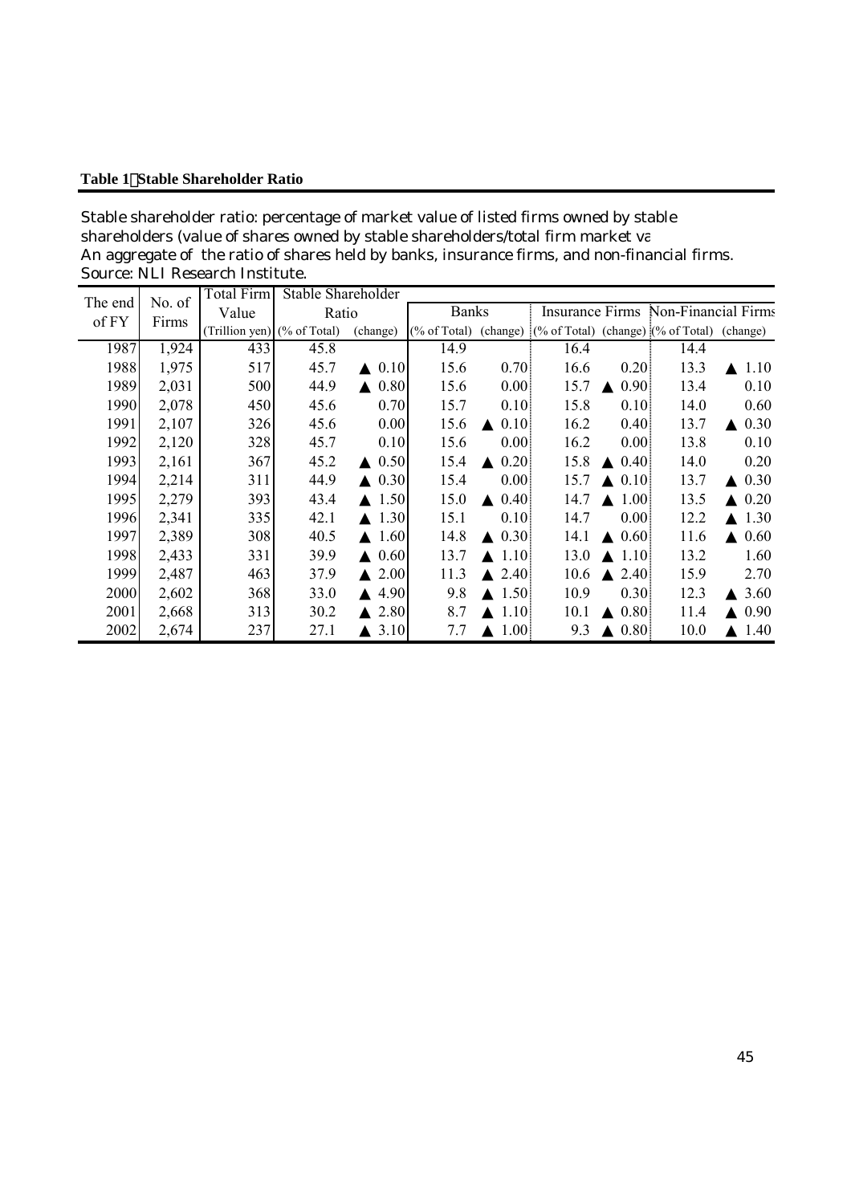**Table 1 Stable Shareholder Ratio**

Stable shareholder ratio: percentage of market value of listed firms owned by stable shareholders (value of shares owned by stable shareholders/total firm market va
An aggregate of the ratio of shares held by banks, insurance firms, and non-financial firms.
Source: NLI Research Institute.

| The end of FY | No. of Firms | Total Firm Value | Stable Shareholder Ratio | | Banks | | Insurance Firms | | Non-Financial Firms | |
|---|---|---|---|---|---|---|---|---|---|---|
| | | (Trillion yen) | (% of Total) | (change) | (% of Total) | (change) | (% of Total) | (change) | (% of Total) | (change) |
| 1987 | 1,924 | 433 | 45.8 | | 14.9 | | 16.4 | | 14.4 | |
| 1988 | 1,975 | 517 | 45.7 | ▲ 0.10 | 15.6 | 0.70 | 16.6 | 0.20 | 13.3 | ▲ 1.10 |
| 1989 | 2,031 | 500 | 44.9 | ▲ 0.80 | 15.6 | 0.00 | 15.7 | ▲ 0.90 | 13.4 | 0.10 |
| 1990 | 2,078 | 450 | 45.6 | 0.70 | 15.7 | 0.10 | 15.8 | 0.10 | 14.0 | 0.60 |
| 1991 | 2,107 | 326 | 45.6 | 0.00 | 15.6 | ▲ 0.10 | 16.2 | 0.40 | 13.7 | ▲ 0.30 |
| 1992 | 2,120 | 328 | 45.7 | 0.10 | 15.6 | 0.00 | 16.2 | 0.00 | 13.8 | 0.10 |
| 1993 | 2,161 | 367 | 45.2 | ▲ 0.50 | 15.4 | ▲ 0.20 | 15.8 | ▲ 0.40 | 14.0 | 0.20 |
| 1994 | 2,214 | 311 | 44.9 | ▲ 0.30 | 15.4 | 0.00 | 15.7 | ▲ 0.10 | 13.7 | ▲ 0.30 |
| 1995 | 2,279 | 393 | 43.4 | ▲ 1.50 | 15.0 | ▲ 0.40 | 14.7 | ▲ 1.00 | 13.5 | ▲ 0.20 |
| 1996 | 2,341 | 335 | 42.1 | ▲ 1.30 | 15.1 | 0.10 | 14.7 | 0.00 | 12.2 | ▲ 1.30 |
| 1997 | 2,389 | 308 | 40.5 | ▲ 1.60 | 14.8 | ▲ 0.30 | 14.1 | ▲ 0.60 | 11.6 | ▲ 0.60 |
| 1998 | 2,433 | 331 | 39.9 | ▲ 0.60 | 13.7 | ▲ 1.10 | 13.0 | ▲ 1.10 | 13.2 | 1.60 |
| 1999 | 2,487 | 463 | 37.9 | ▲ 2.00 | 11.3 | ▲ 2.40 | 10.6 | ▲ 2.40 | 15.9 | 2.70 |
| 2000 | 2,602 | 368 | 33.0 | ▲ 4.90 | 9.8 | ▲ 1.50 | 10.9 | 0.30 | 12.3 | ▲ 3.60 |
| 2001 | 2,668 | 313 | 30.2 | ▲ 2.80 | 8.7 | ▲ 1.10 | 10.1 | ▲ 0.80 | 11.4 | ▲ 0.90 |
| 2002 | 2,674 | 237 | 27.1 | ▲ 3.10 | 7.7 | ▲ 1.00 | 9.3 | ▲ 0.80 | 10.0 | ▲ 1.40 |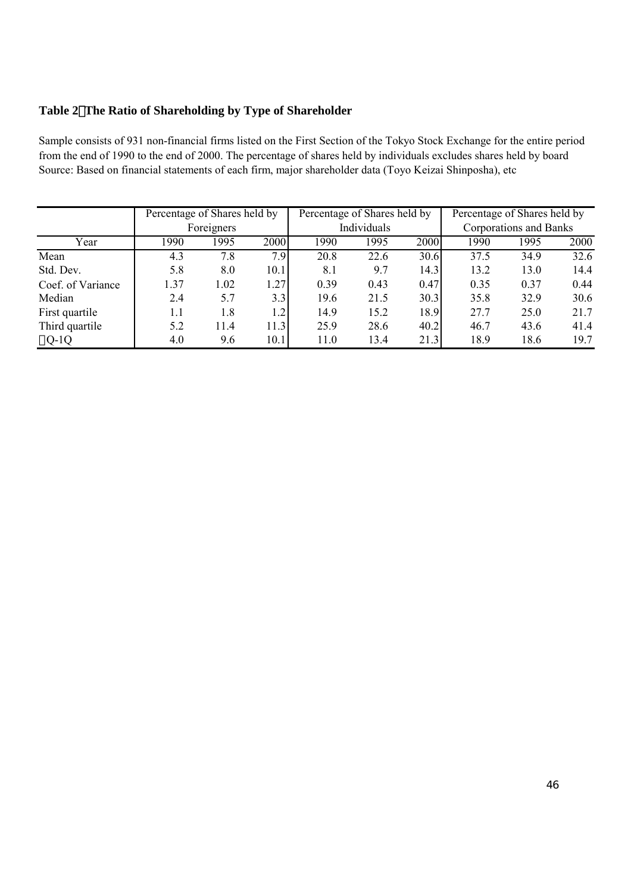**Table 2　The Ratio of Shareholding by Type of Shareholder**

Sample consists of 931 non-financial firms listed on the First Section of the Tokyo Stock Exchange for the entire period from the end of 1990 to the end of 2000. The percentage of shares held by individuals excludes shares held by board
Source: Based on financial statements of each firm, major shareholder data (Toyo Keizai Shinposha), etc

| | Percentage of Shares held by Foreigners | | | Percentage of Shares held by Individuals | | | Percentage of Shares held by Corporations and Banks | | |
|---|---|---|---|---|---|---|---|---|---|
| Year | 1990 | 1995 | 2000 | 1990 | 1995 | 2000 | 1990 | 1995 | 2000 |
| Mean | 4.3 | 7.8 | 7.9 | 20.8 | 22.6 | 30.6 | 37.5 | 34.9 | 32.6 |
| Std. Dev. | 5.8 | 8.0 | 10.1 | 8.1 | 9.7 | 14.3 | 13.2 | 13.0 | 14.4 |
| Coef. of Variance | 1.37 | 1.02 | 1.27 | 0.39 | 0.43 | 0.47 | 0.35 | 0.37 | 0.44 |
| Median | 2.4 | 5.7 | 3.3 | 19.6 | 21.5 | 30.3 | 35.8 | 32.9 | 30.6 |
| First quartile | 1.1 | 1.8 | 1.2 | 14.9 | 15.2 | 18.9 | 27.7 | 25.0 | 21.7 |
| Third quartile | 5.2 | 11.4 | 11.3 | 25.9 | 28.6 | 40.2 | 46.7 | 43.6 | 41.4 |
| 3Q-1Q | 4.0 | 9.6 | 10.1 | 11.0 | 13.4 | 21.3 | 18.9 | 18.6 | 19.7 |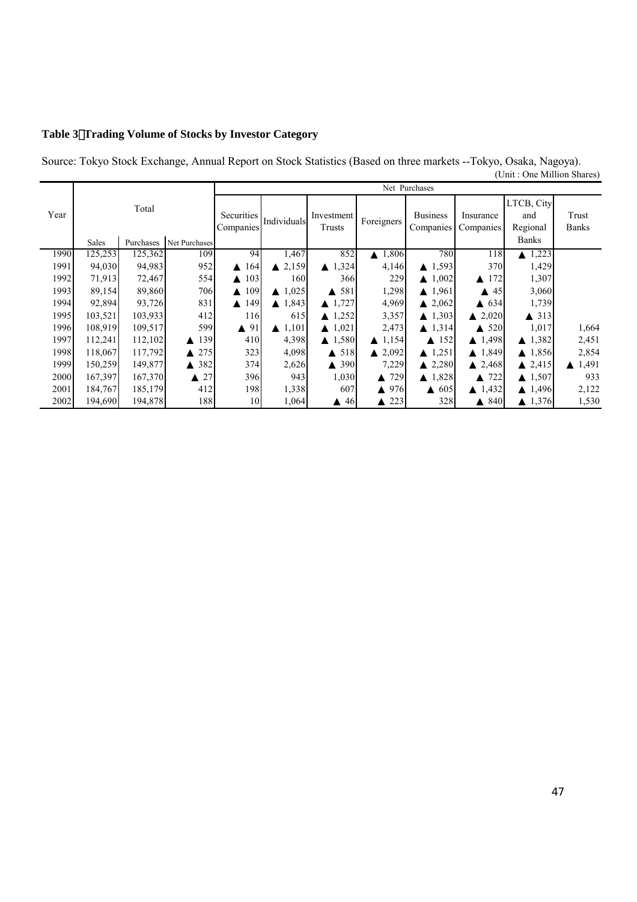**Table 3 Trading Volume of Stocks by Investor Category**

Source: Tokyo Stock Exchange, Annual Report on Stock Statistics (Based on three markets --Tokyo, Osaka, Nagoya).

(Unit : One Million Shares)

| Year | Total | | | Net Purchases | | | | | | | |
|---|---|---|---|---|---|---|---|---|---|---|---|
| | Sales | Purchases | Net Purchases | Securities Companies | Individuals | Investment Trusts | Foreigners | Business Companies | Insurance Companies | LTCB, City and Regional Banks | Trust Banks |
| 1990 | 125,253 | 125,362 | 109 | 94 | 1,467 | 852 | ▲ 1,806 | 780 | 118 | ▲ 1,223 | |
| 1991 | 94,030 | 94,983 | 952 | ▲ 164 | ▲ 2,159 | ▲ 1,324 | 4,146 | ▲ 1,593 | 370 | 1,429 | |
| 1992 | 71,913 | 72,467 | 554 | ▲ 103 | 160 | 366 | 229 | ▲ 1,002 | ▲ 172 | 1,307 | |
| 1993 | 89,154 | 89,860 | 706 | ▲ 109 | ▲ 1,025 | ▲ 581 | 1,298 | ▲ 1,961 | ▲ 45 | 3,060 | |
| 1994 | 92,894 | 93,726 | 831 | ▲ 149 | ▲ 1,843 | ▲ 1,727 | 4,969 | ▲ 2,062 | ▲ 634 | 1,739 | |
| 1995 | 103,521 | 103,933 | 412 | 116 | 615 | ▲ 1,252 | 3,357 | ▲ 1,303 | ▲ 2,020 | ▲ 313 | |
| 1996 | 108,919 | 109,517 | 599 | ▲ 91 | ▲ 1,101 | ▲ 1,021 | 2,473 | ▲ 1,314 | ▲ 520 | 1,017 | 1,664 |
| 1997 | 112,241 | 112,102 | ▲ 139 | 410 | 4,398 | ▲ 1,580 | ▲ 1,154 | ▲ 152 | ▲ 1,498 | ▲ 1,382 | 2,451 |
| 1998 | 118,067 | 117,792 | ▲ 275 | 323 | 4,098 | ▲ 518 | ▲ 2,092 | ▲ 1,251 | ▲ 1,849 | ▲ 1,856 | 2,854 |
| 1999 | 150,259 | 149,877 | ▲ 382 | 374 | 2,626 | ▲ 390 | 7,229 | ▲ 2,280 | ▲ 2,468 | ▲ 2,415 | ▲ 1,491 |
| 2000 | 167,397 | 167,370 | ▲ 27 | 396 | 943 | 1,030 | ▲ 729 | ▲ 1,828 | ▲ 722 | ▲ 1,507 | 933 |
| 2001 | 184,767 | 185,179 | 412 | 198 | 1,338 | 607 | ▲ 976 | ▲ 605 | ▲ 1,432 | ▲ 1,496 | 2,122 |
| 2002 | 194,690 | 194,878 | 188 | 10 | 1,064 | ▲ 46 | ▲ 223 | 328 | ▲ 840 | ▲ 1,376 | 1,530 |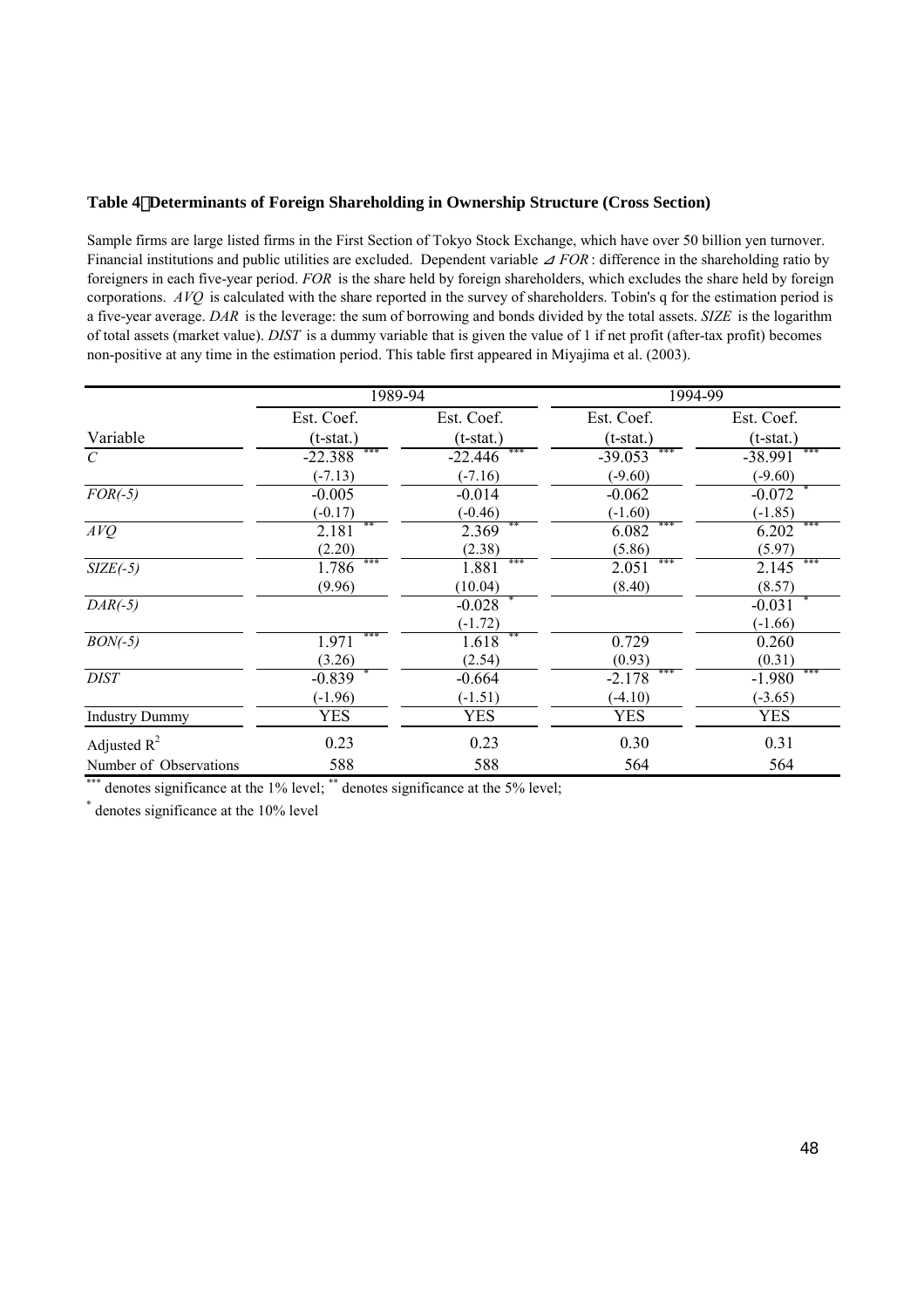### Table 4 Determinants of Foreign Shareholding in Ownership Structure (Cross Section)

Sample firms are large listed firms in the First Section of Tokyo Stock Exchange, which have over 50 billion yen turnover. Financial institutions and public utilities are excluded. Dependent variable $\Delta FOR$ : difference in the shareholding ratio by foreigners in each five-year period. *FOR* is the share held by foreign shareholders, which excludes the share held by foreign corporations. *AVQ* is calculated with the share reported in the survey of shareholders. Tobin's q for the estimation period is a five-year average. *DAR* is the leverage: the sum of borrowing and bonds divided by the total assets. *SIZE* is the logarithm of total assets (market value). *DIST* is a dummy variable that is given the value of 1 if net profit (after-tax profit) becomes non-positive at any time in the estimation period. This table first appeared in Miyajima et al. (2003).

| | 1989-94 | | 1994-99 | |
|---|---|---|---|---|
| Variable | Est. Coef. (t-stat.) | Est. Coef. (t-stat.) | Est. Coef. (t-stat.) | Est. Coef. (t-stat.) |
| *C* | -22.388 *** | -22.446 *** | -39.053 *** | -38.991 *** |
| | (-7.13) | (-7.16) | (-9.60) | (-9.60) |
| *FOR(-5)* | -0.005 | -0.014 | -0.062 | -0.072 * |
| | (-0.17) | (-0.46) | (-1.60) | (-1.85) |
| *AVQ* | 2.181 ** | 2.369 ** | 6.082 *** | 6.202 *** |
| | (2.20) | (2.38) | (5.86) | (5.97) |
| *SIZE(-5)* | 1.786 *** | 1.881 *** | 2.051 *** | 2.145 *** |
| | (9.96) | (10.04) | (8.40) | (8.57) |
| *DAR(-5)* | | -0.028 * | | -0.031 * |
| | | (-1.72) | | (-1.66) |
| *BON(-5)* | 1.971 *** | 1.618 ** | 0.729 | 0.260 |
| | (3.26) | (2.54) | (0.93) | (0.31) |
| *DIST* | -0.839 * | -0.664 | -2.178 *** | -1.980 *** |
| | (-1.96) | (-1.51) | (-4.10) | (-3.65) |
| Industry Dummy | YES | YES | YES | YES |
| Adjusted $R^2$ | 0.23 | 0.23 | 0.30 | 0.31 |
| Number of Observations | 588 | 588 | 564 | 564 |

*** denotes significance at the 1% level; ** denotes significance at the 5% level;

\* denotes significance at the 10% level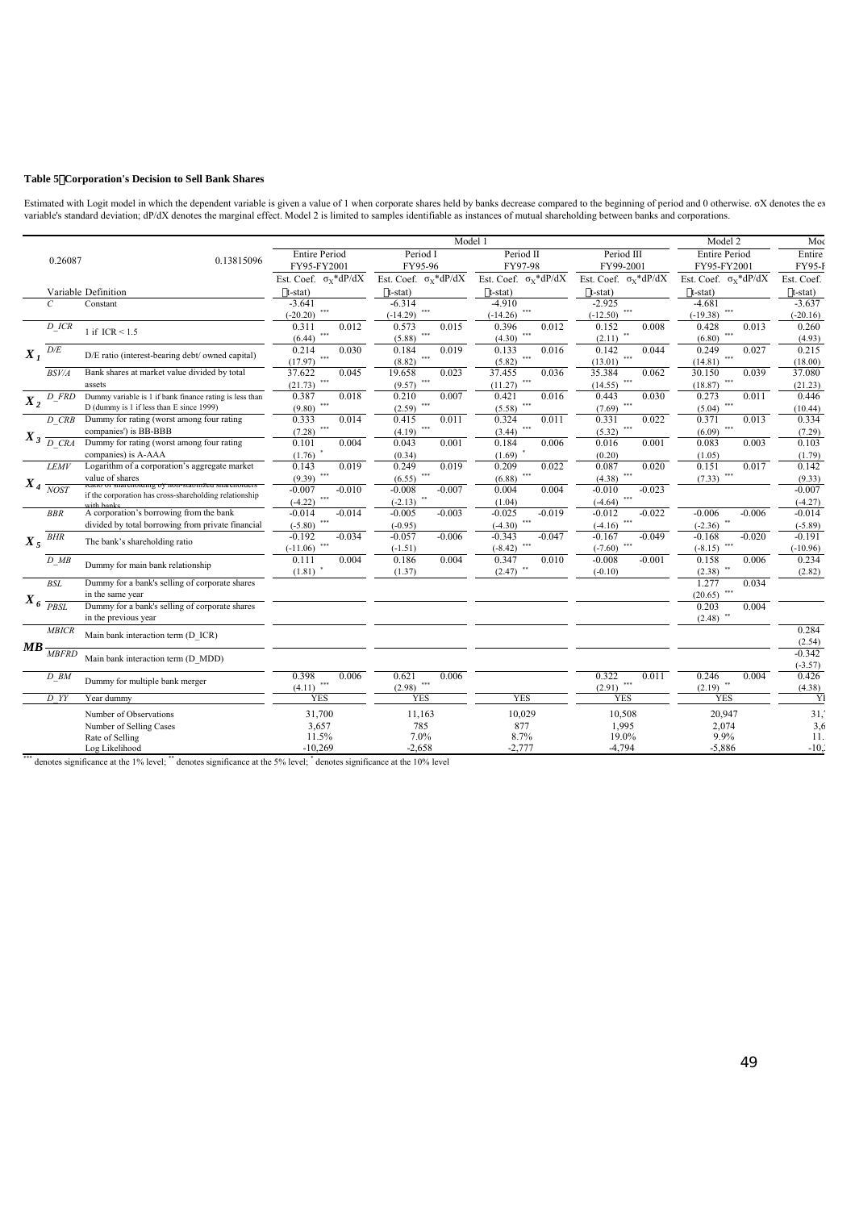**Table 5　Corporation's Decision to Sell Bank Shares**

Estimated with Logit model in which the dependent variable is given a value of 1 when corporate shares held by banks decrease compared to the beginning of period and 0 otherwise. σX denotes the ex variable's standard deviation; dP/dX denotes the marginal effect. Model 2 is limited to samples identifiable as instances of mutual shareholding between banks and corporations.

| | | | Model 1 | | | | | | | | Model 2 | | Moc |
|---|---|---|---|---|---|---|---|---|---|---|---|---|---|
| | 0.26087 | 0.13815096 | Entire Period FY95-FY2001 | | Period I FY95-96 | | Period II FY97-98 | | Period III FY99-2001 | | Entire Period FY95-FY2001 | | Entire FY95-F |
| | | | Est. Coef. | $\sigma_X$*dP/dX | Est. Coef. | $\sigma_X$*dP/dX | Est. Coef. | $\sigma_X$*dP/dX | Est. Coef. | $\sigma_X$*dP/dX | Est. Coef. | $\sigma_X$*dP/dX | Est. Coef. |
| | Variable | Definition | (t-stat) | | (t-stat) | | (t-stat) | | (t-stat) | | (t-stat) | | (t-stat) |
| | $C$ | Constant | -3.641 (-20.20) *** | | -6.314 (-14.29) *** | | -4.910 (-14.26) *** | | -2.925 (-12.50) *** | | -4.681 (-19.38) *** | | -3.637 (-20.16) |
| $X_1$ | D_ICR | 1 if ICR < 1.5 | 0.311 (6.44) *** | 0.012 | 0.573 (5.88) *** | 0.015 | 0.396 (4.30) *** | 0.012 | 0.152 (2.11) ** | 0.008 | 0.428 (6.80) *** | 0.013 | 0.260 (4.93) |
| $X_1$ | D/E | D/E ratio (interest-bearing debt/ owned capital) | 0.214 (17.97) *** | 0.030 | 0.184 (8.82) *** | 0.019 | 0.133 (5.82) *** | 0.016 | 0.142 (13.01) *** | 0.044 | 0.249 (14.81) *** | 0.027 | 0.215 (18.00) |
| $X_1$ | BSV/A | Bank shares at market value divided by total assets | 37.622 (21.73) *** | 0.045 | 19.658 (9.57) *** | 0.023 | 37.455 (11.27) *** | 0.036 | 35.384 (14.55) *** | 0.062 | 30.150 (18.87) *** | 0.039 | 37.080 (21.23) |
| $X_2$ | D_FRD | Dummy variable is 1 if bank finance rating is less than D (dummy is 1 if less than E since 1999) | 0.387 (9.80) *** | 0.018 | 0.210 (2.59) *** | 0.007 | 0.421 (5.58) *** | 0.016 | 0.443 (7.69) *** | 0.030 | 0.273 (5.04) *** | 0.011 | 0.446 (10.44) |
| $X_3$ | D_CRB | Dummy for rating (worst among four rating companies') is BB-BBB | 0.333 (7.28) *** | 0.014 | 0.415 (4.19) *** | 0.011 | 0.324 (3.44) *** | 0.011 | 0.331 (5.32) *** | 0.022 | 0.371 (6.09) *** | 0.013 | 0.334 (7.29) |
| $X_3$ | D_CRA | Dummy for rating (worst among four rating companies) is A-AAA | 0.101 (1.76) * | 0.004 | 0.043 (0.34) | 0.001 | 0.184 (1.69) * | 0.006 | 0.016 (0.20) | 0.001 | 0.083 (1.05) | 0.003 | 0.103 (1.79) |
| $X_4$ | LEMV | Logarithm of a corporation's aggregate market value of shares | 0.143 (9.39) *** | 0.019 | 0.249 (6.55) *** | 0.019 | 0.209 (6.88) *** | 0.022 | 0.087 (4.38) *** | 0.020 | 0.151 (7.33) *** | 0.017 | 0.142 (9.33) |
| $X_4$ | NOST | Ratio of shareholding by non-stabilized shareholders if the corporation has cross-shareholding relationship with banks | -0.007 (-4.22) *** | -0.010 | -0.008 (-2.13) ** | -0.007 | 0.004 (1.04) | 0.004 | -0.010 (-4.64) *** | -0.023 | | | -0.007 (-4.27) |
| $X_5$ | BBR | A corporation's borrowing from the bank divided by total borrowing from private financial | -0.014 (-5.80) *** | -0.014 | -0.005 (-0.95) | -0.003 | -0.025 (-4.30) *** | -0.019 | -0.012 (-4.16) *** | -0.022 | -0.006 (-2.36) ** | -0.006 | -0.014 (-5.89) |
| $X_5$ | BHR | The bank's shareholding ratio | -0.192 (-11.06) *** | -0.034 | -0.057 (-1.51) | -0.006 | -0.343 (-8.42) *** | -0.047 | -0.167 (-7.60) *** | -0.049 | -0.168 (-8.15) *** | -0.020 | -0.191 (-10.96) |
| $X_5$ | D_MB | Dummy for main bank relationship | 0.111 (1.81) * | 0.004 | 0.186 (1.37) | 0.004 | 0.347 (2.47) ** | 0.010 | -0.008 (-0.10) | -0.001 | 0.158 (2.38) ** | 0.006 | 0.234 (2.82) |
| $X_6$ | BSL | Dummy for a bank's selling of corporate shares in the same year | | | | | | | | | 1.277 (20.65) *** | 0.034 | |
| $X_6$ | PBSL | Dummy for a bank's selling of corporate shares in the previous year | | | | | | | | | 0.203 (2.48) ** | 0.004 | |
| $MB$ | MBICR | Main bank interaction term (D_ICR) | | | | | | | | | | | 0.284 (2.54) |
| $MB$ | MBFRD | Main bank interaction term (D_MDD) | | | | | | | | | | | -0.342 (-3.57) |
| | D_BM | Dummy for multiple bank merger | 0.398 (4.11) *** | 0.006 | 0.621 (2.98) *** | 0.006 | | | 0.322 (2.91) *** | 0.011 | 0.246 (2.19) ** | 0.004 | 0.426 (4.38) |
| | D_YY | Year dummy | YES | | YES | | YES | | YES | | YES | | YI |
| | | Number of Observations | 31,700 | | 11,163 | | 10,029 | | 10,508 | | 20,947 | | 31, |
| | | Number of Selling Cases | 3,657 | | 785 | | 877 | | 1,995 | | 2,074 | | 3,6 |
| | | Rate of Selling | 11.5% | | 7.0% | | 8.7% | | 19.0% | | 9.9% | | 11. |
| | | Log Likelihood | -10,269 | | -2,658 | | -2,777 | | -4,794 | | -5,886 | | -10, |

*** denotes significance at the 1% level; ** denotes significance at the 5% level; * denotes significance at the 10% level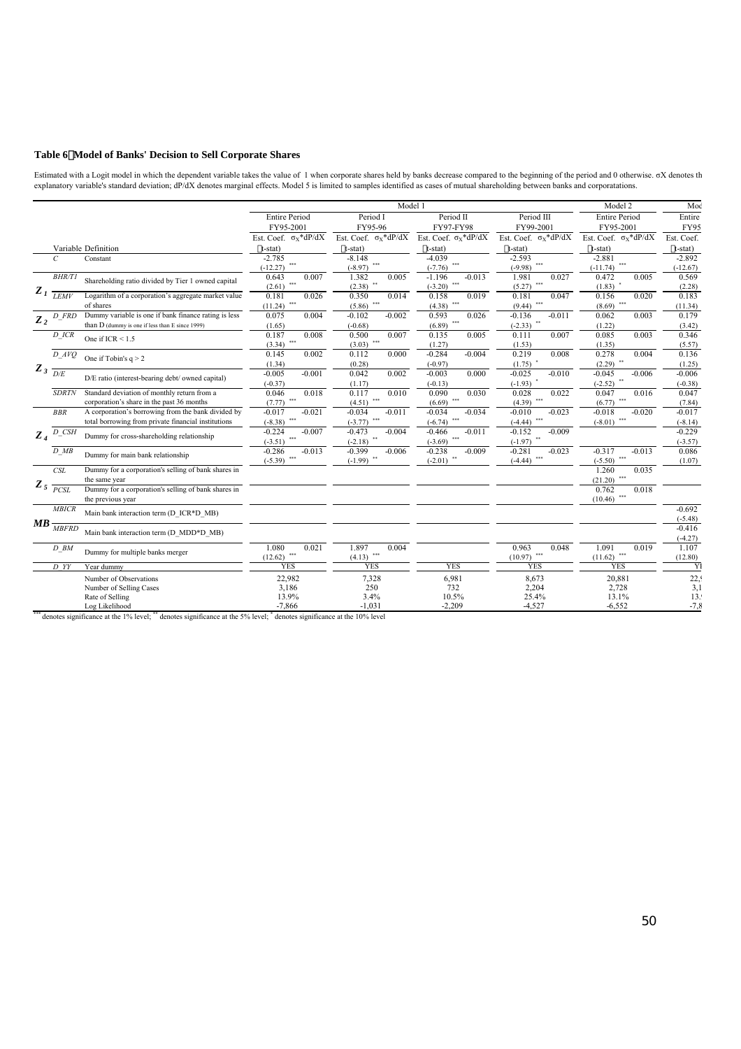### Table 6 Model of Banks' Decision to Sell Corporate Shares

Estimated with a Logit model in which the dependent variable takes the value of 1 when corporate shares held by banks decrease compared to the beginning of the period and 0 otherwise. σX denotes th explanatory variable's standard deviation; dP/dX denotes marginal effects. Model 5 is limited to samples identified as cases of mutual shareholding between banks and corporatations.

| | Variable | Definition | Model 1 Entire Period FY95-2001 Est. Coef. (t-stat) | $\sigma_X$*dP/dX | Model 1 Period I FY95-96 Est. Coef. (t-stat) | $\sigma_X$*dP/dX | Model 1 Period II FY97-FY98 Est. Coef. (t-stat) | $\sigma_X$*dP/dX | Model 1 Period III FY99-2001 Est. Coef. (t-stat) | $\sigma_X$*dP/dX | Model 2 Entire Period FY95-2001 Est. Coef. (t-stat) | $\sigma_X$*dP/dX | Moc Entire FY95 Est. Coef. (t-stat) |
|---|---|---|---|---|---|---|---|---|---|---|---|---|---|
| | C | Constant | -2.785 (-12.27) *** | | -8.148 (-8.97) *** | | -4.039 (-7.76) *** | | -2.593 (-9.98) *** | | -2.881 (-11.74) *** | | -2.892 (-12.67) |
| $Z_1$ | BHR/T1 | Shareholding ratio divided by Tier 1 owned capital | 0.643 (2.61) *** | 0.007 | 1.382 (2.38) ** | 0.005 | -1.196 (-3.20) *** | -0.013 | 1.981 (5.27) *** | 0.027 | 0.472 (1.83) * | 0.005 | 0.569 (2.28) |
| | LEMV | Logarithm of a corporation's aggregate market value of shares | 0.181 (11.24) *** | 0.026 | 0.350 (5.86) *** | 0.014 | 0.158 (4.38) *** | 0.019 | 0.181 (9.44) *** | 0.047 | 0.156 (8.69) *** | 0.020 | 0.183 (11.34) |
| $Z_2$ | D_FRD | Dummy variable is one if bank finance rating is less than D (dummy is one if less than E since 1999) | 0.075 (1.65) | 0.004 | -0.102 (-0.68) | -0.002 | 0.593 (6.89) *** | 0.026 | -0.136 (-2.33) ** | -0.011 | 0.062 (1.22) | 0.003 | 0.179 (3.42) |
| $Z_3$ | D_ICR | One if ICR < 1.5 | 0.187 (3.34) *** | 0.008 | 0.500 (3.03) *** | 0.007 | 0.135 (1.27) | 0.005 | 0.111 (1.53) | 0.007 | 0.085 (1.35) | 0.003 | 0.346 (5.57) |
| | D_AVQ | One if Tobin's q > 2 | 0.145 (1.34) | 0.002 | 0.112 (0.28) | 0.000 | -0.284 (-0.97) | -0.004 | 0.219 (1.75) * | 0.008 | 0.278 (2.29) ** | 0.004 | 0.136 (1.25) |
| | D/E | D/E ratio (interest-bearing debt/ owned capital) | -0.005 (-0.37) | -0.001 | 0.042 (1.17) | 0.002 | -0.003 (-0.13) | 0.000 | -0.025 (-1.93) * | -0.010 | -0.045 (-2.52) ** | -0.006 | -0.006 (-0.38) |
| | SDRTN | Standard deviation of monthly return from a corporation's share in the past 36 months | 0.046 (7.77) *** | 0.018 | 0.117 (4.51) *** | 0.010 | 0.090 (6.69) *** | 0.030 | 0.028 (4.39) *** | 0.022 | 0.047 (6.77) *** | 0.016 | 0.047 (7.84) |
| $Z_4$ | BBR | A corporation's borrowing from the bank divided by total borrowing from private financial institutions | -0.017 (-8.38) *** | -0.021 | -0.034 (-3.77) *** | -0.011 | -0.034 (-6.74) *** | -0.034 | -0.010 (-4.44) *** | -0.023 | -0.018 (-8.01) *** | -0.020 | -0.017 (-8.14) |
| | D_CSH | Dummy for cross-shareholding relationship | -0.224 (-3.51) *** | -0.007 | -0.473 (-2.18) ** | -0.004 | -0.466 (-3.69) *** | -0.011 | -0.152 (-1.97) ** | -0.009 | | | -0.229 (-3.57) |
| | D_MB | Dummy for main bank relationship | -0.286 (-5.39) *** | -0.013 | -0.399 (-1.99) ** | -0.006 | -0.238 (-2.01) ** | -0.009 | -0.281 (-4.44) *** | -0.023 | -0.317 (-5.50) *** | -0.013 | 0.086 (1.07) |
| $Z_5$ | CSL | Dummy for a corporation's selling of bank shares in the same year | | | | | | | | | 1.260 (21.20) *** | 0.035 | |
| | PCSL | Dummy for a corporation's selling of bank shares in the previous year | | | | | | | | | 0.762 (10.46) *** | 0.018 | |
| MB | MBICR | Main bank interaction term (D_ICR*D_MB) | | | | | | | | | | | -0.692 (-5.48) |
| | MBFRD | Main bank interaction term (D_MDD*D_MB) | | | | | | | | | | | -0.416 (-4.27) |
| | D_BM | Dummy for multiple banks merger | 1.080 (12.62) *** | 0.021 | 1.897 (4.13) *** | 0.004 | | | 0.963 (10.97) *** | 0.048 | 1.091 (11.62) *** | 0.019 | 1.107 (12.80) |
| | D_YY | Year dummy | YES | | YES | | YES | | YES | | YES | | YI |
| | | Number of Observations | 22,982 | | 7,328 | | 6,981 | | 8,673 | | 20,881 | | 22,( |
| | | Number of Selling Cases | 3,186 | | 250 | | 732 | | 2,204 | | 2,728 | | 3,1 |
| | | Rate of Selling | 13.9% | | 3.4% | | 10.5% | | 25.4% | | 13.1% | | 13.' |
| | | Log Likelihood | -7,866 | | -1,031 | | -2,209 | | -4,527 | | -6,552 | | -7,8 |

*** denotes significance at the 1% level; ** denotes significance at the 5% level; * denotes significance at the 10% level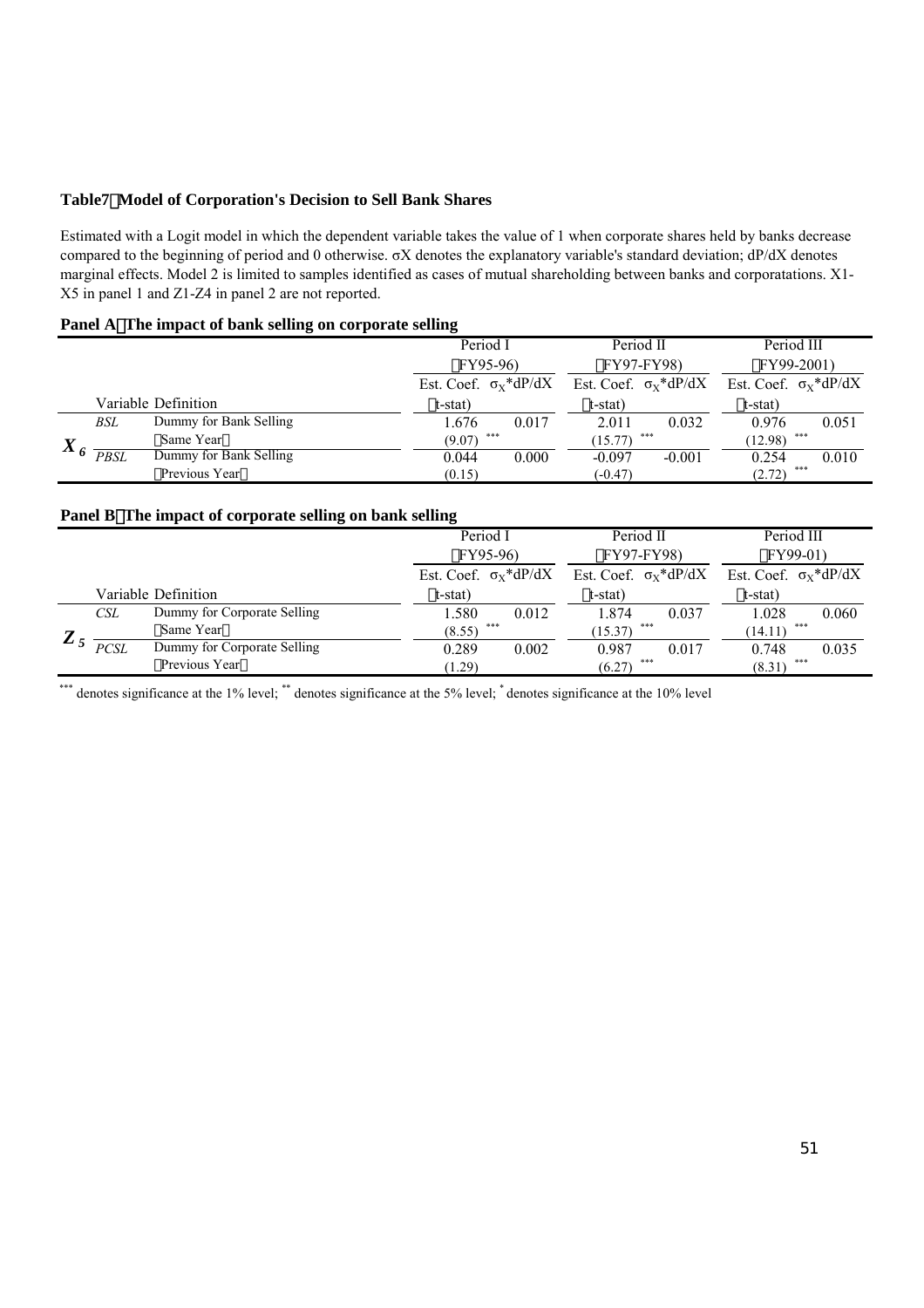**Table7：Model of Corporation's Decision to Sell Bank Shares**

Estimated with a Logit model in which the dependent variable takes the value of 1 when corporate shares held by banks decrease compared to the beginning of period and 0 otherwise. σX denotes the explanatory variable's standard deviation; dP/dX denotes marginal effects. Model 2 is limited to samples identified as cases of mutual shareholding between banks and corporatations. X1-X5 in panel 1 and Z1-Z4 in panel 2 are not reported.

**Panel A：The impact of bank selling on corporate selling**

| | | | Period I (FY95-96) | | Period II (FY97-FY98) | | Period III (FY99-2001) | |
|---|---|---|---|---|---|---|---|---|
| | Variable | Definition | Est. Coef. (t-stat) | $\sigma_X$*dP/dX | Est. Coef. (t-stat) | $\sigma_X$*dP/dX | Est. Coef. (t-stat) | $\sigma_X$*dP/dX |
| $X_6$ | *BSL* | Dummy for Bank Selling (Same Year) | 1.676 (9.07) *** | 0.017 | 2.011 (15.77) *** | 0.032 | 0.976 (12.98) *** | 0.051 |
| | *PBSL* | Dummy for Bank Selling (Previous Year) | 0.044 (0.15) | 0.000 | -0.097 (-0.47) | -0.001 | 0.254 (2.72) *** | 0.010 |

**Panel B：The impact of corporate selling on bank selling**

| | | | Period I (FY95-96) | | Period II (FY97-FY98) | | Period III (FY99-01) | |
|---|---|---|---|---|---|---|---|---|
| | Variable | Definition | Est. Coef. (t-stat) | $\sigma_X$*dP/dX | Est. Coef. (t-stat) | $\sigma_X$*dP/dX | Est. Coef. (t-stat) | $\sigma_X$*dP/dX |
| $Z_5$ | *CSL* | Dummy for Corporate Selling (Same Year) | 1.580 (8.55) *** | 0.012 | 1.874 (15.37) *** | 0.037 | 1.028 (14.11) *** | 0.060 |
| | *PCSL* | Dummy for Corporate Selling (Previous Year) | 0.289 (1.29) | 0.002 | 0.987 (6.27) *** | 0.017 | 0.748 (8.31) *** | 0.035 |

*** denotes significance at the 1% level; ** denotes significance at the 5% level; * denotes significance at the 10% level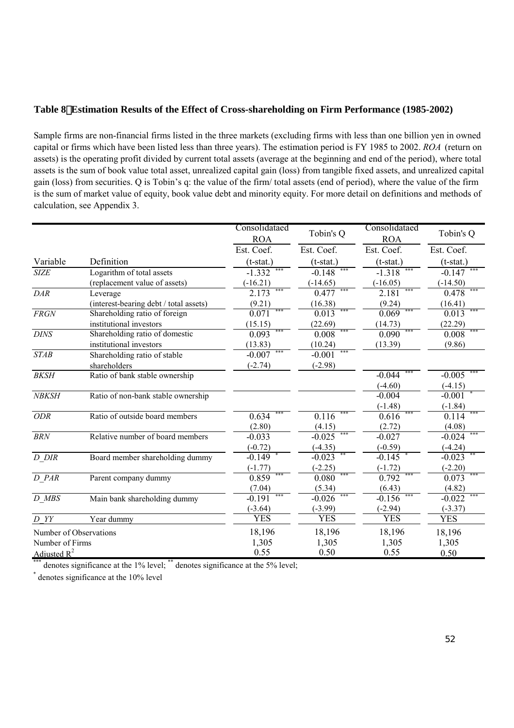**Table 8 Estimation Results of the Effect of Cross-shareholding on Firm Performance (1985-2002)**

Sample firms are non-financial firms listed in the three markets (excluding firms with less than one billion yen in owned capital or firms which have been listed less than three years). The estimation period is FY 1985 to 2002. *ROA* (return on assets) is the operating profit divided by current total assets (average at the beginning and end of the period), where total assets is the sum of book value total asset, unrealized capital gain (loss) from tangible fixed assets, and unrealized capital gain (loss) from securities. Q is Tobin's q: the value of the firm/ total assets (end of period), where the value of the firm is the sum of market value of equity, book value debt and minority equity. For more detail on definitions and methods of calculation, see Appendix 3.

| | | Consolidataed ROA | Tobin's Q | Consolidataed ROA | Tobin's Q |
|---|---|---|---|---|---|
| | | Est. Coef. | Est. Coef. | Est. Coef. | Est. Coef. |
| Variable | Definition | (t-stat.) | (t-stat.) | (t-stat.) | (t-stat.) |
| *SIZE* | Logarithm of total assets | -1.332 *** | -0.148 *** | -1.318 *** | -0.147 *** |
| | (replacement value of assets) | (-16.21) | (-14.65) | (-16.05) | (-14.50) |
| *DAR* | Leverage | 2.173 *** | 0.477 *** | 2.181 *** | 0.478 *** |
| | (interest-bearing debt / total assets) | (9.21) | (16.38) | (9.24) | (16.41) |
| *FRGN* | Shareholding ratio of foreign | 0.071 *** | 0.013 *** | 0.069 *** | 0.013 *** |
| | institutional investors | (15.15) | (22.69) | (14.73) | (22.29) |
| *DINS* | Shareholding ratio of domestic | 0.093 *** | 0.008 *** | 0.090 *** | 0.008 *** |
| | institutional investors | (13.83) | (10.24) | (13.39) | (9.86) |
| *STAB* | Shareholding ratio of stable | -0.007 *** | -0.001 *** | | |
| | shareholders | (-2.74) | (-2.98) | | |
| *BKSH* | Ratio of bank stable ownership | | | -0.044 *** | -0.005 *** |
| | | | | (-4.60) | (-4.15) |
| *NBKSH* | Ratio of non-bank stable ownership | | | -0.004 | -0.001 * |
| | | | | (-1.48) | (-1.84) |
| *ODR* | Ratio of outside board members | 0.634 *** | 0.116 *** | 0.616 *** | 0.114 *** |
| | | (2.80) | (4.15) | (2.72) | (4.08) |
| *BRN* | Relative number of board members | -0.033 | -0.025 *** | -0.027 | -0.024 *** |
| | | (-0.72) | (-4.35) | (-0.59) | (-4.24) |
| *D_DIR* | Board member shareholding dummy | -0.149 * | -0.023 ** | -0.145 * | -0.023 ** |
| | | (-1.77) | (-2.25) | (-1.72) | (-2.20) |
| *D_PAR* | Parent company dummy | 0.859 *** | 0.080 *** | 0.792 *** | 0.073 *** |
| | | (7.04) | (5.34) | (6.43) | (4.82) |
| *D_MBS* | Main bank shareholding dummy | -0.191 *** | -0.026 *** | -0.156 *** | -0.022 *** |
| | | (-3.64) | (-3.99) | (-2.94) | (-3.37) |
| *D_YY* | Year dummy | YES | YES | YES | YES |
| Number of Observations | | 18,196 | 18,196 | 18,196 | 18,196 |
| Number of Firms | | 1,305 | 1,305 | 1,305 | 1,305 |
| Adjusted $R^2$ | | 0.55 | 0.50 | 0.55 | 0.50 |

*** denotes significance at the 1% level; ** denotes significance at the 5% level;

* denotes significance at the 10% level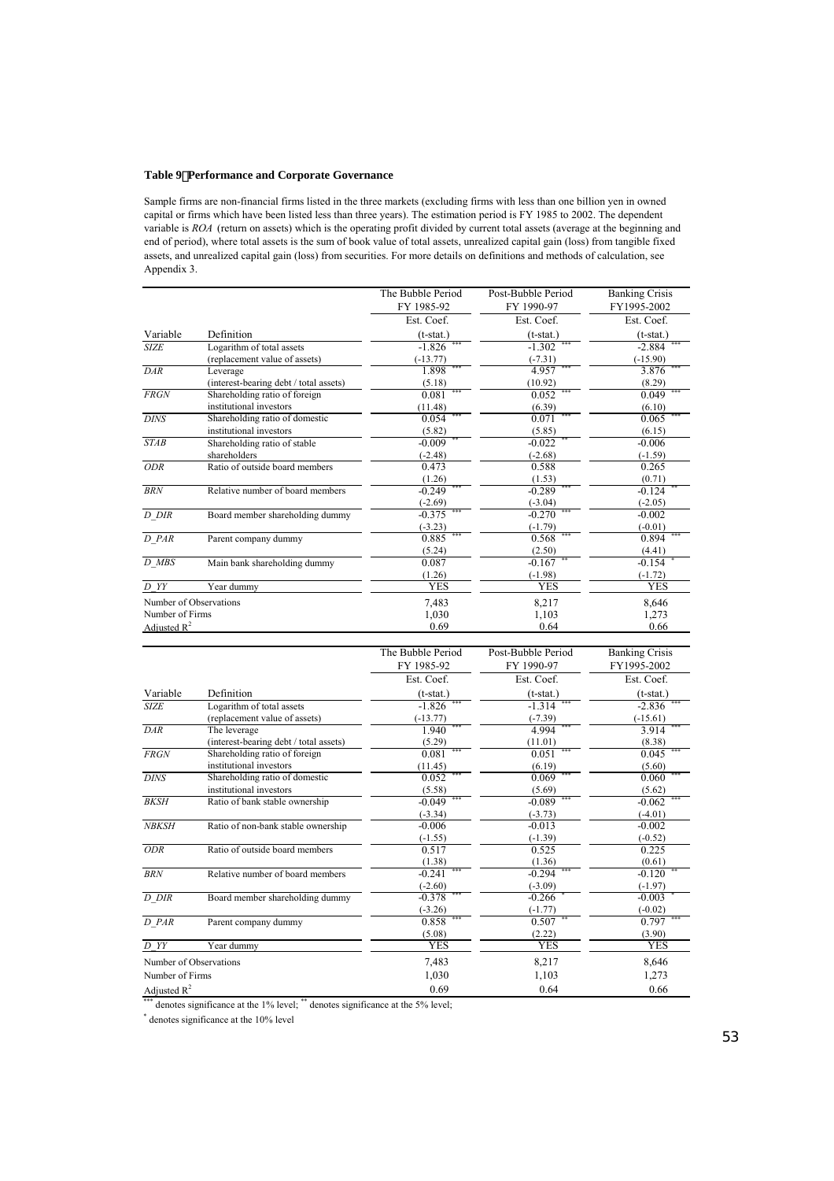**Table 9 Performance and Corporate Governance**

Sample firms are non-financial firms listed in the three markets (excluding firms with less than one billion yen in owned capital or firms which have been listed less than three years). The estimation period is FY 1985 to 2002. The dependent variable is *ROA* (return on assets) which is the operating profit divided by current total assets (average at the beginning and end of period), where total assets is the sum of book value of total assets, unrealized capital gain (loss) from tangible fixed assets, and unrealized capital gain (loss) from securities. For more details on definitions and methods of calculation, see Appendix 3.

| | | The Bubble Period FY 1985-92 | Post-Bubble Period FY 1990-97 | Banking Crisis FY1995-2002 |
|---|---|---|---|---|
| | | Est. Coef. | Est. Coef. | Est. Coef. |
| Variable | Definition | (t-stat.) | (t-stat.) | (t-stat.) |
| *SIZE* | Logarithm of total assets (replacement value of assets) | -1.826 *** | -1.302 *** | -2.884 *** |
| | | (-13.77) | (-7.31) | (-15.90) |
| *DAR* | Leverage (interest-bearing debt / total assets) | 1.898 *** | 4.957 *** | 3.876 *** |
| | | (5.18) | (10.92) | (8.29) |
| *FRGN* | Shareholding ratio of foreign institutional investors | 0.081 *** | 0.052 *** | 0.049 *** |
| | | (11.48) | (6.39) | (6.10) |
| *DINS* | Shareholding ratio of domestic institutional investors | 0.054 *** | 0.071 *** | 0.065 *** |
| | | (5.82) | (5.85) | (6.15) |
| *STAB* | Shareholding ratio of stable shareholders | -0.009 ** | -0.022 ** | -0.006 |
| | | (-2.48) | (-2.68) | (-1.59) |
| *ODR* | Ratio of outside board members | 0.473 | 0.588 | 0.265 |
| | | (1.26) | (1.53) | (0.71) |
| *BRN* | Relative number of board members | -0.249 *** | -0.289 *** | -0.124 ** |
| | | (-2.69) | (-3.04) | (-2.05) |
| *D_DIR* | Board member shareholding dummy | -0.375 *** | -0.270 *** | -0.002 |
| | | (-3.23) | (-1.79) | (-0.01) |
| *D_PAR* | Parent company dummy | 0.885 *** | 0.568 *** | 0.894 *** |
| | | (5.24) | (2.50) | (4.41) |
| *D_MBS* | Main bank shareholding dummy | 0.087 | -0.167 ** | -0.154 * |
| | | (1.26) | (-1.98) | (-1.72) |
| *D_YY* | Year dummy | YES | YES | YES |
| Number of Observations | | 7,483 | 8,217 | 8,646 |
| Number of Firms | | 1,030 | 1,103 | 1,273 |
| Adjusted $R^2$ | | 0.69 | 0.64 | 0.66 |

| | | The Bubble Period FY 1985-92 | Post-Bubble Period FY 1990-97 | Banking Crisis FY1995-2002 |
|---|---|---|---|---|
| | | Est. Coef. | Est. Coef. | Est. Coef. |
| Variable | Definition | (t-stat.) | (t-stat.) | (t-stat.) |
| *SIZE* | Logarithm of total assets (replacement value of assets) | -1.826 *** | -1.314 *** | -2.836 *** |
| | | (-13.77) | (-7.39) | (-15.61) |
| *DAR* | The leverage (interest-bearing debt / total assets) | 1.940 *** | 4.994 *** | 3.914 *** |
| | | (5.29) | (11.01) | (8.38) |
| *FRGN* | Shareholding ratio of foreign institutional investors | 0.081 *** | 0.051 *** | 0.045 *** |
| | | (11.45) | (6.19) | (5.60) |
| *DINS* | Shareholding ratio of domestic institutional investors | 0.052 *** | 0.069 *** | 0.060 *** |
| | | (5.58) | (5.69) | (5.62) |
| *BKSH* | Ratio of bank stable ownership | -0.049 *** | -0.089 *** | -0.062 *** |
| | | (-3.34) | (-3.73) | (-4.01) |
| *NBKSH* | Ratio of non-bank stable ownership | -0.006 | -0.013 | -0.002 |
| | | (-1.55) | (-1.39) | (-0.52) |
| *ODR* | Ratio of outside board members | 0.517 | 0.525 | 0.225 |
| | | (1.38) | (1.36) | (0.61) |
| *BRN* | Relative number of board members | -0.241 *** | -0.294 *** | -0.120 ** |
| | | (-2.60) | (-3.09) | (-1.97) |
| *D_DIR* | Board member shareholding dummy | -0.378 *** | -0.266 * | -0.003 * |
| | | (-3.26) | (-1.77) | (-0.02) |
| *D_PAR* | Parent company dummy | 0.858 *** | 0.507 ** | 0.797 *** |
| | | (5.08) | (2.22) | (3.90) |
| *D_YY* | Year dummy | YES | YES | YES |
| Number of Observations | | 7,483 | 8,217 | 8,646 |
| Number of Firms | | 1,030 | 1,103 | 1,273 |
| Adjusted $R^2$ | | 0.69 | 0.64 | 0.66 |

*** denotes significance at the 1% level; ** denotes significance at the 5% level;

* denotes significance at the 10% level